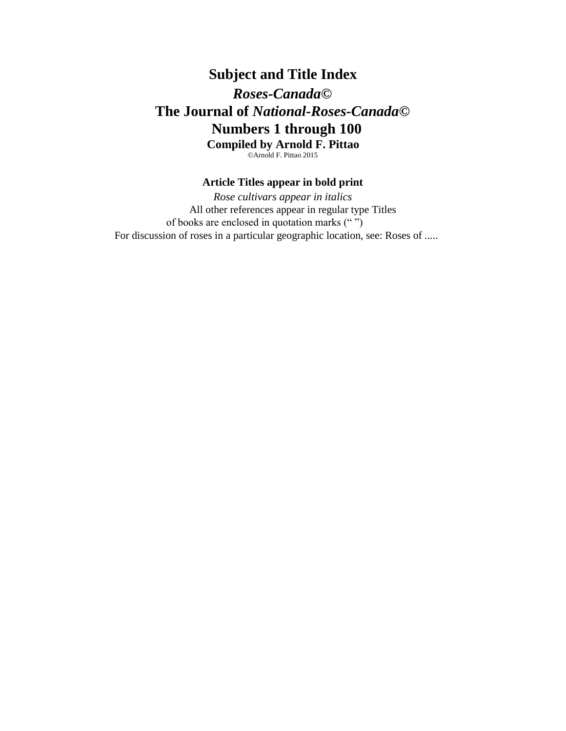# Subject and Title Index

## *Roses-Canada*©

## The Journal of *National-Roses-Canada*©

## Numbers 1 through 100

### Compiled by Arnold F. Pittao

©Arnold F. Pittao 2015

**Article Titles appear in bold print**

*Rose cultivars appear in italics*

All other references appear in regular type Titles of books are enclosed in quotation marks (“ ”)

For discussion of roses in a particular geographic location, see: Roses of .....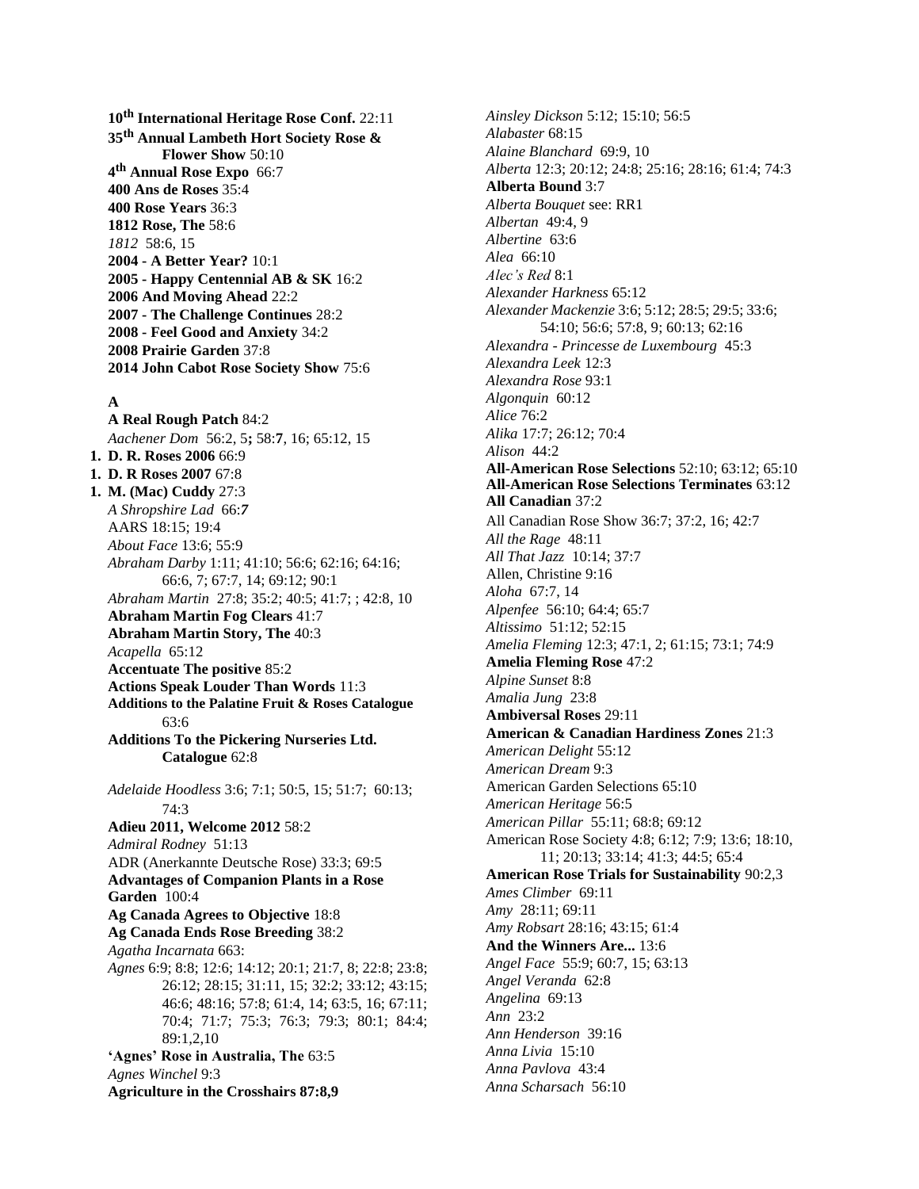**10th International Heritage Rose Conf.** 22:11
**35th Annual Lambeth Hort Society Rose & Flower Show** 50:10
**4th Annual Rose Expo** 66:7
**400 Ans de Roses** 35:4
**400 Rose Years** 36:3
**1812 Rose, The** 58:6
*1812* 58:6, 15
**2004 - A Better Year?** 10:1
**2005 - Happy Centennial AB & SK** 16:2
**2006 And Moving Ahead** 22:2
**2007 - The Challenge Continues** 28:2
**2008 - Feel Good and Anxiety** 34:2
**2008 Prairie Garden** 37:8
**2014 John Cabot Rose Society Show** 75:6

**A**

**A Real Rough Patch** 84:2
*Aachener Dom* 56:2, 5**;** 58:**7**, 16; 65:12, 15
**1. D. R. Roses 2006** 66:9
**1. D. R Roses 2007** 67:8
**1. M. (Mac) Cuddy** 27:3
*A Shropshire Lad* 66:*7*
AARS 18:15; 19:4
*About Face* 13:6; 55:9
*Abraham Darby* 1:11; 41:10; 56:6; 62:16; 64:16; 66:6, 7; 67:7, 14; 69:12; 90:1
*Abraham Martin* 27:8; 35:2; 40:5; 41:7; ; 42:8, 10
**Abraham Martin Fog Clears** 41:7
**Abraham Martin Story, The** 40:3
*Acapella* 65:12
**Accentuate The positive** 85:2
**Actions Speak Louder Than Words** 11:3
**Additions to the Palatine Fruit & Roses Catalogue** 63:6
**Additions To the Pickering Nurseries Ltd. Catalogue** 62:8

*Adelaide Hoodless* 3:6; 7:1; 50:5, 15; 51:7; 60:13; 74:3
**Adieu 2011, Welcome 2012** 58:2
*Admiral Rodney* 51:13
ADR (Anerkannte Deutsche Rose) 33:3; 69:5
**Advantages of Companion Plants in a Rose Garden** 100:4
**Ag Canada Agrees to Objective** 18:8
**Ag Canada Ends Rose Breeding** 38:2
*Agatha Incarnata* 663:
*Agnes* 6:9; 8:8; 12:6; 14:12; 20:1; 21:7, 8; 22:8; 23:8; 26:12; 28:15; 31:11, 15; 32:2; 33:12; 43:15; 46:6; 48:16; 57:8; 61:4, 14; 63:5, 16; 67:11; 70:4; 71:7; 75:3; 76:3; 79:3; 80:1; 84:4; 89:1,2,10
**'Agnes' Rose in Australia, The** 63:5
*Agnes Winchel* 9:3
**Agriculture in the Crosshairs 87:8,9**

*Ainsley Dickson* 5:12; 15:10; 56:5
*Alabaster* 68:15
*Alaine Blanchard* 69:9, 10
*Alberta* 12:3; 20:12; 24:8; 25:16; 28:16; 61:4; 74:3
**Alberta Bound** 3:7
*Alberta Bouquet* see: RR1
*Albertan* 49:4, 9
*Albertine* 63:6
*Alea* 66:10
*Alec's Red* 8:1
*Alexander Harkness* 65:12
*Alexander Mackenzie* 3:6; 5:12; 28:5; 29:5; 33:6; 54:10; 56:6; 57:8, 9; 60:13; 62:16
*Alexandra - Princesse de Luxembourg* 45:3
*Alexandra Leek* 12:3
*Alexandra Rose* 93:1
*Algonquin* 60:12
*Alice* 76:2
*Alika* 17:7; 26:12; 70:4
*Alison* 44:2
**All-American Rose Selections** 52:10; 63:12; 65:10
**All-American Rose Selections Terminates** 63:12
**All Canadian** 37:2
All Canadian Rose Show 36:7; 37:2, 16; 42:7
*All the Rage* 48:11
*All That Jazz* 10:14; 37:7
Allen, Christine 9:16
*Aloha* 67:7, 14
*Alpenfee* 56:10; 64:4; 65:7
*Altissimo* 51:12; 52:15
*Amelia Fleming* 12:3; 47:1, 2; 61:15; 73:1; 74:9
**Amelia Fleming Rose** 47:2
*Alpine Sunset* 8:8
*Amalia Jung* 23:8
**Ambiversal Roses** 29:11
**American & Canadian Hardiness Zones** 21:3
*American Delight* 55:12
*American Dream* 9:3
American Garden Selections 65:10
*American Heritage* 56:5
*American Pillar* 55:11; 68:8; 69:12
American Rose Society 4:8; 6:12; 7:9; 13:6; 18:10, 11; 20:13; 33:14; 41:3; 44:5; 65:4
**American Rose Trials for Sustainability** 90:2,3
*Ames Climber* 69:11
*Amy* 28:11; 69:11
*Amy Robsart* 28:16; 43:15; 61:4
**And the Winners Are...** 13:6
*Angel Face* 55:9; 60:7, 15; 63:13
*Angel Veranda* 62:8
*Angelina* 69:13
*Ann* 23:2
*Ann Henderson* 39:16
*Anna Livia* 15:10
*Anna Pavlova* 43:4
*Anna Scharsach* 56:10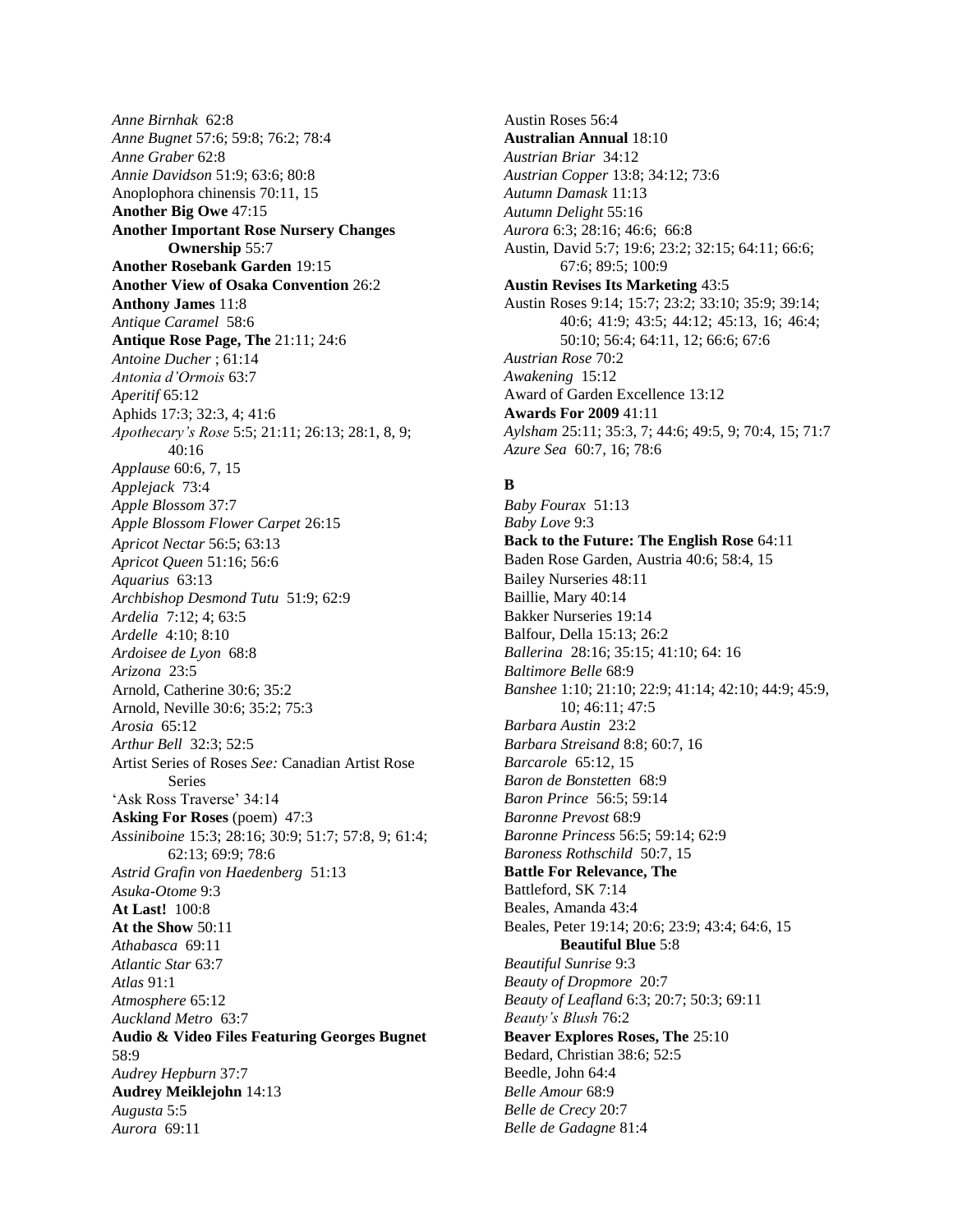*Anne Birnhak* 62:8
*Anne Bugnet* 57:6; 59:8; 76:2; 78:4
*Anne Graber* 62:8
*Annie Davidson* 51:9; 63:6; 80:8
Anoplophora chinensis 70:11, 15
**Another Big Owe** 47:15
**Another Important Rose Nursery Changes Ownership** 55:7
**Another Rosebank Garden** 19:15
**Another View of Osaka Convention** 26:2
**Anthony James** 11:8
*Antique Caramel* 58:6
**Antique Rose Page, The** 21:11; 24:6
*Antoine Ducher* ; 61:14
*Antonia d'Ormois* 63:7
*Aperitif* 65:12
Aphids 17:3; 32:3, 4; 41:6
*Apothecary's Rose* 5:5; 21:11; 26:13; 28:1, 8, 9; 40:16
*Applause* 60:6, 7, 15
*Applejack* 73:4
*Apple Blossom* 37:7
*Apple Blossom Flower Carpet* 26:15
*Apricot Nectar* 56:5; 63:13
*Apricot Queen* 51:16; 56:6
*Aquarius* 63:13
*Archbishop Desmond Tutu* 51:9; 62:9
*Ardelia* 7:12; 4; 63:5
*Ardelle* 4:10; 8:10
*Ardoisee de Lyon* 68:8
*Arizona* 23:5
Arnold, Catherine 30:6; 35:2
Arnold, Neville 30:6; 35:2; 75:3
*Arosia* 65:12
*Arthur Bell* 32:3; 52:5
Artist Series of Roses *See:* Canadian Artist Rose Series
'Ask Ross Traverse' 34:14
**Asking For Roses** (poem) 47:3
*Assiniboine* 15:3; 28:16; 30:9; 51:7; 57:8, 9; 61:4; 62:13; 69:9; 78:6
*Astrid Grafin von Haedenberg* 51:13
*Asuka-Otome* 9:3
**At Last!** 100:8
**At the Show** 50:11
*Athabasca* 69:11
*Atlantic Star* 63:7
*Atlas* 91:1
*Atmosphere* 65:12
*Auckland Metro* 63:7
**Audio & Video Files Featuring Georges Bugnet** 58:9
*Audrey Hepburn* 37:7
**Audrey Meiklejohn** 14:13
*Augusta* 5:5
*Aurora* 69:11
Austin Roses 56:4
**Australian Annual** 18:10
*Austrian Briar* 34:12
*Austrian Copper* 13:8; 34:12; 73:6
*Autumn Damask* 11:13
*Autumn Delight* 55:16
*Aurora* 6:3; 28:16; 46:6; 66:8
Austin, David 5:7; 19:6; 23:2; 32:15; 64:11; 66:6; 67:6; 89:5; 100:9
**Austin Revises Its Marketing** 43:5
Austin Roses 9:14; 15:7; 23:2; 33:10; 35:9; 39:14; 40:6; 41:9; 43:5; 44:12; 45:13, 16; 46:4; 50:10; 56:4; 64:11, 12; 66:6; 67:6
*Austrian Rose* 70:2
*Awakening* 15:12
Award of Garden Excellence 13:12
**Awards For 2009** 41:11
*Aylsham* 25:11; 35:3, 7; 44:6; 49:5, 9; 70:4, 15; 71:7
*Azure Sea* 60:7, 16; 78:6

**B**

*Baby Fourax* 51:13
*Baby Love* 9:3
**Back to the Future: The English Rose** 64:11
Baden Rose Garden, Austria 40:6; 58:4, 15
Bailey Nurseries 48:11
Baillie, Mary 40:14
Bakker Nurseries 19:14
Balfour, Della 15:13; 26:2
*Ballerina* 28:16; 35:15; 41:10; 64: 16
*Baltimore Belle* 68:9
*Banshee* 1:10; 21:10; 22:9; 41:14; 42:10; 44:9; 45:9, 10; 46:11; 47:5
*Barbara Austin* 23:2
*Barbara Streisand* 8:8; 60:7, 16
*Barcarole* 65:12, 15
*Baron de Bonstetten* 68:9
*Baron Prince* 56:5; 59:14
*Baronne Prevost* 68:9
*Baronne Princess* 56:5; 59:14; 62:9
*Baroness Rothschild* 50:7, 15
**Battle For Relevance, The**
Battleford, SK 7:14
Beales, Amanda 43:4
Beales, Peter 19:14; 20:6; 23:9; 43:4; 64:6, 15
**Beautiful Blue** 5:8
*Beautiful Sunrise* 9:3
*Beauty of Dropmore* 20:7
*Beauty of Leafland* 6:3; 20:7; 50:3; 69:11
*Beauty's Blush* 76:2
**Beaver Explores Roses, The** 25:10
Bedard, Christian 38:6; 52:5
Beedle, John 64:4
*Belle Amour* 68:9
*Belle de Crecy* 20:7
*Belle de Gadagne* 81:4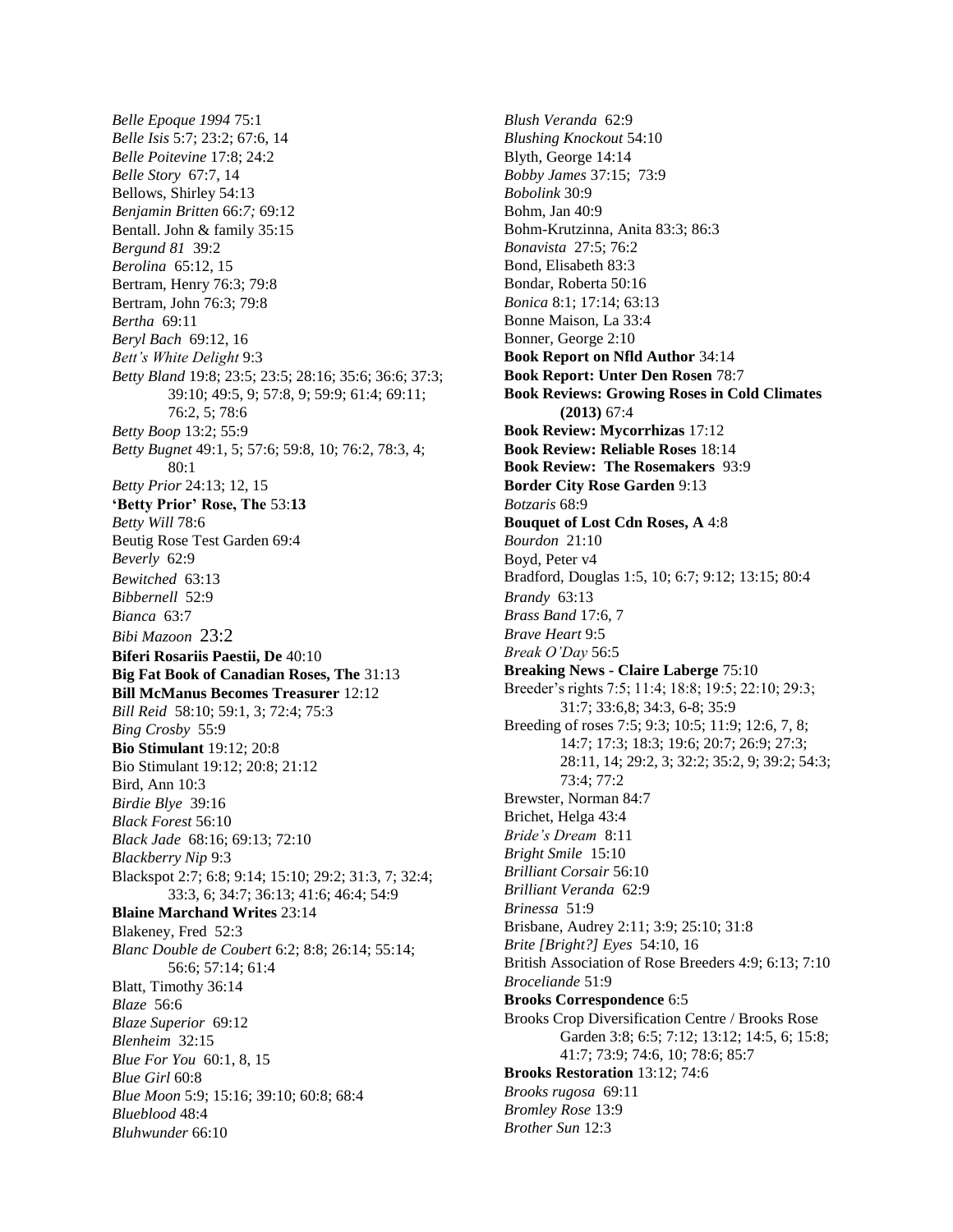*Belle Epoque 1994* 75:1
*Belle Isis* 5:7; 23:2; 67:6, 14
*Belle Poitevine* 17:8; 24:2
*Belle Story* 67:7, 14
Bellows, Shirley 54:13
*Benjamin Britten* 66:7; 69:12
Bentall. John & family 35:15
*Bergund 81* 39:2
*Berolina* 65:12, 15
Bertram, Henry 76:3; 79:8
Bertram, John 76:3; 79:8
*Bertha* 69:11
*Beryl Bach* 69:12, 16
*Bett's White Delight* 9:3
*Betty Bland* 19:8; 23:5; 23:5; 28:16; 35:6; 36:6; 37:3; 39:10; 49:5, 9; 57:8, 9; 59:9; 61:4; 69:11; 76:2, 5; 78:6
*Betty Boop* 13:2; 55:9
*Betty Bugnet* 49:1, 5; 57:6; 59:8, 10; 76:2, 78:3, 4; 80:1
*Betty Prior* 24:13; 12, 15
**'Betty Prior' Rose, The** 53:**13**
*Betty Will* 78:6
Beutig Rose Test Garden 69:4
*Beverly* 62:9
*Bewitched* 63:13
*Bibbernell* 52:9
*Bianca* 63:7
*Bibi Mazoon* 23:2
**Biferi Rosariis Paestii, De** 40:10
**Big Fat Book of Canadian Roses, The** 31:13
**Bill McManus Becomes Treasurer** 12:12
*Bill Reid* 58:10; 59:1, 3; 72:4; 75:3
*Bing Crosby* 55:9
**Bio Stimulant** 19:12; 20:8
Bio Stimulant 19:12; 20:8; 21:12
Bird, Ann 10:3
*Birdie Blye* 39:16
*Black Forest* 56:10
*Black Jade* 68:16; 69:13; 72:10
*Blackberry Nip* 9:3
Blackspot 2:7; 6:8; 9:14; 15:10; 29:2; 31:3, 7; 32:4; 33:3, 6; 34:7; 36:13; 41:6; 46:4; 54:9
**Blaine Marchand Writes** 23:14
Blakeney, Fred 52:3
*Blanc Double de Coubert* 6:2; 8:8; 26:14; 55:14; 56:6; 57:14; 61:4
Blatt, Timothy 36:14
*Blaze* 56:6
*Blaze Superior* 69:12
*Blenheim* 32:15
*Blue For You* 60:1, 8, 15
*Blue Girl* 60:8
*Blue Moon* 5:9; 15:16; 39:10; 60:8; 68:4
*Blueblood* 48:4
*Bluhwunder* 66:10
*Blush Veranda* 62:9
*Blushing Knockout* 54:10
Blyth, George 14:14
*Bobby James* 37:15; 73:9
*Bobolink* 30:9
Bohm, Jan 40:9
Bohm-Krutzinna, Anita 83:3; 86:3
*Bonavista* 27:5; 76:2
Bond, Elisabeth 83:3
Bondar, Roberta 50:16
*Bonica* 8:1; 17:14; 63:13
Bonne Maison, La 33:4
Bonner, George 2:10
**Book Report on Nfld Author** 34:14
**Book Report: Unter Den Rosen** 78:7
**Book Reviews: Growing Roses in Cold Climates (2013)** 67:4
**Book Review: Mycorrhizas** 17:12
**Book Review: Reliable Roses** 18:14
**Book Review: The Rosemakers** 93:9
**Border City Rose Garden** 9:13
*Botzaris* 68:9
**Bouquet of Lost Cdn Roses, A** 4:8
*Bourdon* 21:10
Boyd, Peter v4
Bradford, Douglas 1:5, 10; 6:7; 9:12; 13:15; 80:4
*Brandy* 63:13
*Brass Band* 17:6, 7
*Brave Heart* 9:5
*Break O'Day* 56:5
**Breaking News - Claire Laberge** 75:10
Breeder's rights 7:5; 11:4; 18:8; 19:5; 22:10; 29:3; 31:7; 33:6,8; 34:3, 6-8; 35:9
Breeding of roses 7:5; 9:3; 10:5; 11:9; 12:6, 7, 8; 14:7; 17:3; 18:3; 19:6; 20:7; 26:9; 27:3; 28:11, 14; 29:2, 3; 32:2; 35:2, 9; 39:2; 54:3; 73:4; 77:2
Brewster, Norman 84:7
Brichet, Helga 43:4
*Bride's Dream* 8:11
*Bright Smile* 15:10
*Brilliant Corsair* 56:10
*Brilliant Veranda* 62:9
*Brinessa* 51:9
Brisbane, Audrey 2:11; 3:9; 25:10; 31:8
*Brite [Bright?] Eyes* 54:10, 16
British Association of Rose Breeders 4:9; 6:13; 7:10
*Broceliande* 51:9
**Brooks Correspondence** 6:5
Brooks Crop Diversification Centre / Brooks Rose Garden 3:8; 6:5; 7:12; 13:12; 14:5, 6; 15:8; 41:7; 73:9; 74:6, 10; 78:6; 85:7
**Brooks Restoration** 13:12; 74:6
*Brooks rugosa* 69:11
*Bromley Rose* 13:9
*Brother Sun* 12:3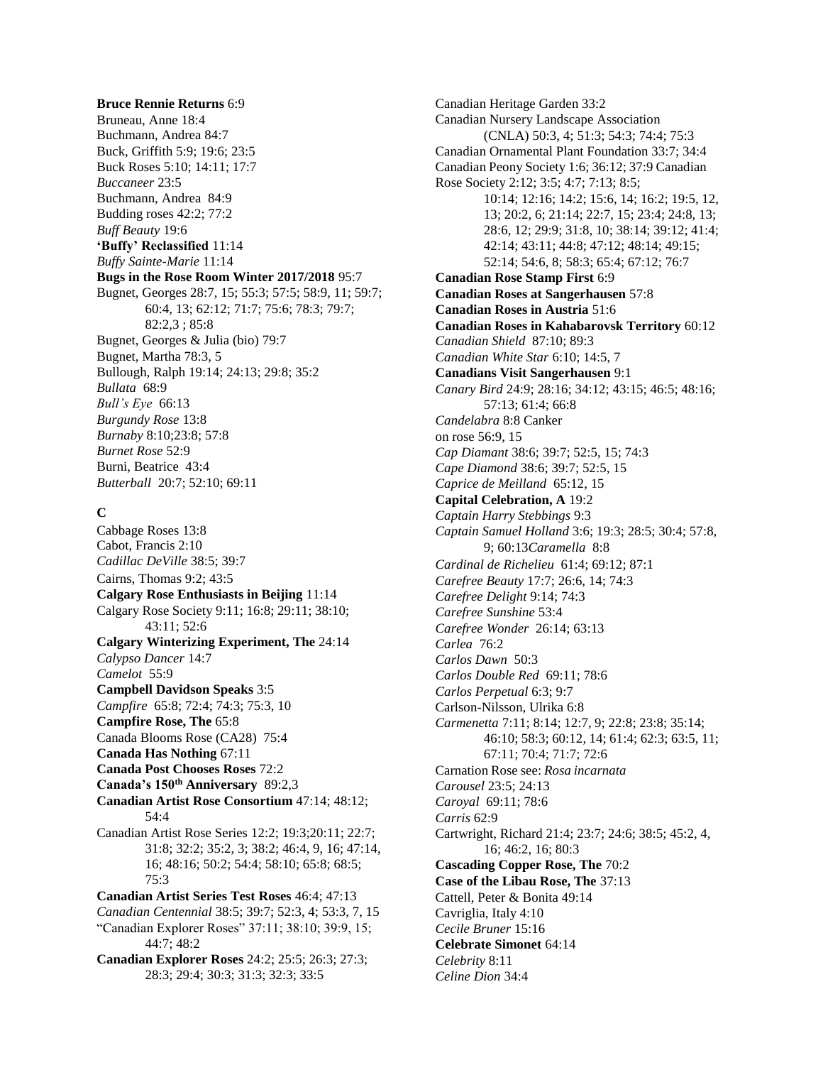**Bruce Rennie Returns** 6:9
Bruneau, Anne 18:4
Buchmann, Andrea 84:7
Buck, Griffith 5:9; 19:6; 23:5
Buck Roses 5:10; 14:11; 17:7
*Buccaneer* 23:5
Buchmann, Andrea 84:9
Budding roses 42:2; 77:2
*Buff Beauty* 19:6
**'Buffy' Reclassified** 11:14
*Buffy Sainte-Marie* 11:14
**Bugs in the Rose Room Winter 2017/2018** 95:7
Bugnet, Georges 28:7, 15; 55:3; 57:5; 58:9, 11; 59:7; 60:4, 13; 62:12; 71:7; 75:6; 78:3; 79:7; 82:2,3 ; 85:8
Bugnet, Georges & Julia (bio) 79:7
Bugnet, Martha 78:3, 5
Bullough, Ralph 19:14; 24:13; 29:8; 35:2
*Bullata* 68:9
*Bull's Eye* 66:13
*Burgundy Rose* 13:8
*Burnaby* 8:10;23:8; 57:8
*Burnet Rose* 52:9
Burni, Beatrice 43:4
*Butterball* 20:7; 52:10; 69:11

## C

Cabbage Roses 13:8
Cabot, Francis 2:10
*Cadillac DeVille* 38:5; 39:7
Cairns, Thomas 9:2; 43:5
**Calgary Rose Enthusiasts in Beijing** 11:14
Calgary Rose Society 9:11; 16:8; 29:11; 38:10; 43:11; 52:6
**Calgary Winterizing Experiment, The** 24:14
*Calypso Dancer* 14:7
*Camelot* 55:9
**Campbell Davidson Speaks** 3:5
*Campfire* 65:8; 72:4; 74:3; 75:3, 10
**Campfire Rose, The** 65:8
Canada Blooms Rose (CA28) 75:4
**Canada Has Nothing** 67:11
**Canada Post Chooses Roses** 72:2
**Canada's 150th Anniversary** 89:2,3
**Canadian Artist Rose Consortium** 47:14; 48:12; 54:4
Canadian Artist Rose Series 12:2; 19:3;20:11; 22:7; 31:8; 32:2; 35:2, 3; 38:2; 46:4, 9, 16; 47:14, 16; 48:16; 50:2; 54:4; 58:10; 65:8; 68:5; 75:3
**Canadian Artist Series Test Roses** 46:4; 47:13
*Canadian Centennial* 38:5; 39:7; 52:3, 4; 53:3, 7, 15
"Canadian Explorer Roses" 37:11; 38:10; 39:9, 15; 44:7; 48:2
**Canadian Explorer Roses** 24:2; 25:5; 26:3; 27:3; 28:3; 29:4; 30:3; 31:3; 32:3; 33:5
Canadian Heritage Garden 33:2
Canadian Nursery Landscape Association (CNLA) 50:3, 4; 51:3; 54:3; 74:4; 75:3
Canadian Ornamental Plant Foundation 33:7; 34:4
Canadian Peony Society 1:6; 36:12; 37:9 Canadian Rose Society 2:12; 3:5; 4:7; 7:13; 8:5; 10:14; 12:16; 14:2; 15:6, 14; 16:2; 19:5, 12, 13; 20:2, 6; 21:14; 22:7, 15; 23:4; 24:8, 13; 28:6, 12; 29:9; 31:8, 10; 38:14; 39:12; 41:4; 42:14; 43:11; 44:8; 47:12; 48:14; 49:15; 52:14; 54:6, 8; 58:3; 65:4; 67:12; 76:7
**Canadian Rose Stamp First** 6:9
**Canadian Roses at Sangerhausen** 57:8
**Canadian Roses in Austria** 51:6
**Canadian Roses in Kahabarovsk Territory** 60:12
*Canadian Shield* 87:10; 89:3
*Canadian White Star* 6:10; 14:5, 7
**Canadians Visit Sangerhausen** 9:1
*Canary Bird* 24:9; 28:16; 34:12; 43:15; 46:5; 48:16; 57:13; 61:4; 66:8
*Candelabra* 8:8 Canker on rose 56:9, 15
*Cap Diamant* 38:6; 39:7; 52:5, 15; 74:3
*Cape Diamond* 38:6; 39:7; 52:5, 15
*Caprice de Meilland* 65:12, 15
**Capital Celebration, A** 19:2
*Captain Harry Stebbings* 9:3
*Captain Samuel Holland* 3:6; 19:3; 28:5; 30:4; 57:8, 9; 60:13*Caramella* 8:8
*Cardinal de Richelieu* 61:4; 69:12; 87:1
*Carefree Beauty* 17:7; 26:6, 14; 74:3
*Carefree Delight* 9:14; 74:3
*Carefree Sunshine* 53:4
*Carefree Wonder* 26:14; 63:13
*Carlea* 76:2
*Carlos Dawn* 50:3
*Carlos Double Red* 69:11; 78:6
*Carlos Perpetual* 6:3; 9:7
Carlson-Nilsson, Ulrika 6:8
*Carmenetta* 7:11; 8:14; 12:7, 9; 22:8; 23:8; 35:14; 46:10; 58:3; 60:12, 14; 61:4; 62:3; 63:5, 11; 67:11; 70:4; 71:7; 72:6
Carnation Rose see: *Rosa incarnata*
*Carousel* 23:5; 24:13
*Caroyal* 69:11; 78:6
*Carris* 62:9
Cartwright, Richard 21:4; 23:7; 24:6; 38:5; 45:2, 4, 16; 46:2, 16; 80:3
**Cascading Copper Rose, The** 70:2
**Case of the Libau Rose, The** 37:13
Cattell, Peter & Bonita 49:14
Cavriglia, Italy 4:10
*Cecile Bruner* 15:16
**Celebrate Simonet** 64:14
*Celebrity* 8:11
*Celine Dion* 34:4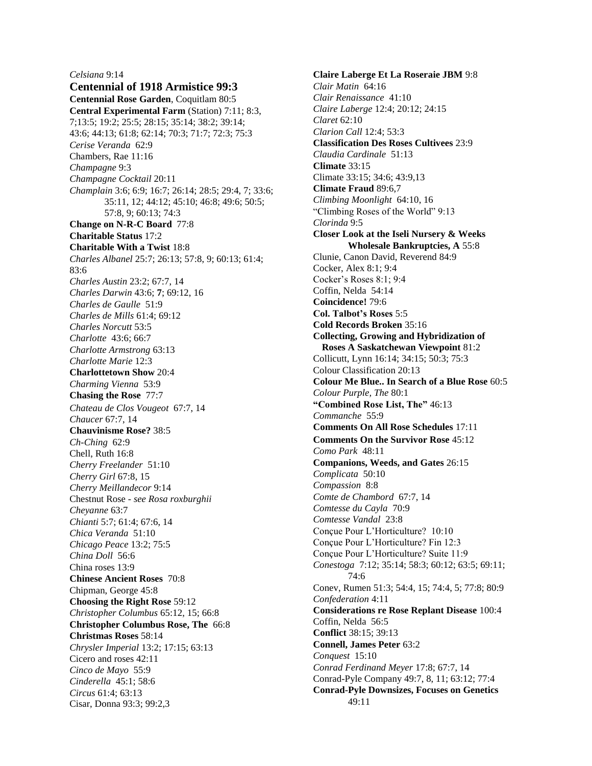*Celsiana* 9:14

**Centennial of 1918 Armistice 99:3**

**Centennial Rose Garden**, Coquitlam 80:5

**Central Experimental Farm** (Station) 7:11; 8:3, 7;13:5; 19:2; 25:5; 28:15; 35:14; 38:2; 39:14; 43:6; 44:13; 61:8; 62:14; 70:3; 71:7; 72:3; 75:3

*Cerise Veranda* 62:9

Chambers, Rae 11:16

*Champagne* 9:3

*Champagne Cocktail* 20:11

*Champlain* 3:6; 6:9; 16:7; 26:14; 28:5; 29:4, 7; 33:6; 35:11, 12; 44:12; 45:10; 46:8; 49:6; 50:5; 57:8, 9; 60:13; 74:3

**Change on N-R-C Board** 77:8

**Charitable Status** 17:2

**Charitable With a Twist** 18:8

*Charles Albanel* 25:7; 26:13; 57:8, 9; 60:13; 61:4; 83:6

*Charles Austin* 23:2; 67:7, 14

*Charles Darwin* 43:6; **7**; 69:12, 16

*Charles de Gaulle* 51:9

*Charles de Mills* 61:4; 69:12

*Charles Norcutt* 53:5

*Charlotte* 43:6; 66:7

*Charlotte Armstrong* 63:13

*Charlotte Marie* 12:3

**Charlottetown Show** 20:4

*Charming Vienna* 53:9

**Chasing the Rose** 77:7

*Chateau de Clos Vougeot* 67:7, 14

*Chaucer* 67:7, 14

**Chauvinisme Rose?** 38:5

*Ch-Ching* 62:9

Chell, Ruth 16:8

*Cherry Freelander* 51:10

*Cherry Girl* 67:8, 15

*Cherry Meillandecor* 9:14

Chestnut Rose - *see Rosa roxburghii*

*Cheyanne* 63:7

*Chianti* 5:7; 61:4; 67:6, 14

*Chica Veranda* 51:10

*Chicago Peace* 13:2; 75:5

*China Doll* 56:6

China roses 13:9

**Chinese Ancient Roses** 70:8

Chipman, George 45:8

**Choosing the Right Rose** 59:12

*Christopher Columbus* 65:12, 15; 66:8

**Christopher Columbus Rose, The** 66:8

**Christmas Roses** 58:14

*Chrysler Imperial* 13:2; 17:15; 63:13

Cicero and roses 42:11

*Cinco de Mayo* 55:9

*Cinderella* 45:1; 58:6

*Circus* 61:4; 63:13

Cisar, Donna 93:3; 99:2,3

**Claire Laberge Et La Roseraie JBM** 9:8

*Clair Matin* 64:16

*Clair Renaissance* 41:10

*Claire Laberge* 12:4; 20:12; 24:15

*Claret* 62:10

*Clarion Call* 12:4; 53:3

**Classification Des Roses Cultivees** 23:9

*Claudia Cardinale* 51:13

**Climate** 33:15

Climate 33:15; 34:6; 43:9,13

**Climate Fraud** 89:6,7

*Climbing Moonlight* 64:10, 16

"Climbing Roses of the World" 9:13

*Clorinda* 9:5

**Closer Look at the Iseli Nursery & Weeks Wholesale Bankruptcies, A** 55:8

Clunie, Canon David, Reverend 84:9

Cocker, Alex 8:1; 9:4

Cocker's Roses 8:1; 9:4

Coffin, Nelda 54:14

**Coincidence!** 79:6

**Col. Talbot's Roses** 5:5

**Cold Records Broken** 35:16

**Collecting, Growing and Hybridization of Roses A Saskatchewan Viewpoint** 81:2

Collicutt, Lynn 16:14; 34:15; 50:3; 75:3

Colour Classification 20:13

**Colour Me Blue.. In Search of a Blue Rose** 60:5

*Colour Purple, The* 80:1

**"Combined Rose List, The"** 46:13

*Commanche* 55:9

**Comments On All Rose Schedules** 17:11

**Comments On the Survivor Rose** 45:12

*Como Park* 48:11

**Companions, Weeds, and Gates** 26:15

*Complicata* 50:10

*Compassion* 8:8

*Comte de Chambord* 67:7, 14

*Comtesse du Cayla* 70:9

*Comtesse Vandal* 23:8

Conçue Pour L'Horticulture? 10:10

Conçue Pour L'Horticulture? Fin 12:3

Conçue Pour L'Horticulture? Suite 11:9

*Conestoga* 7:12; 35:14; 58:3; 60:12; 63:5; 69:11; 74:6

Conev, Rumen 51:3; 54:4, 15; 74:4, 5; 77:8; 80:9

*Confederation* 4:11

**Considerations re Rose Replant Disease** 100:4

Coffin, Nelda 56:5

**Conflict** 38:15; 39:13

**Connell, James Peter** 63:2

*Conquest* 15:10

*Conrad Ferdinand Meyer* 17:8; 67:7, 14

Conrad-Pyle Company 49:7, 8, 11; 63:12; 77:4

**Conrad-Pyle Downsizes, Focuses on Genetics** 49:11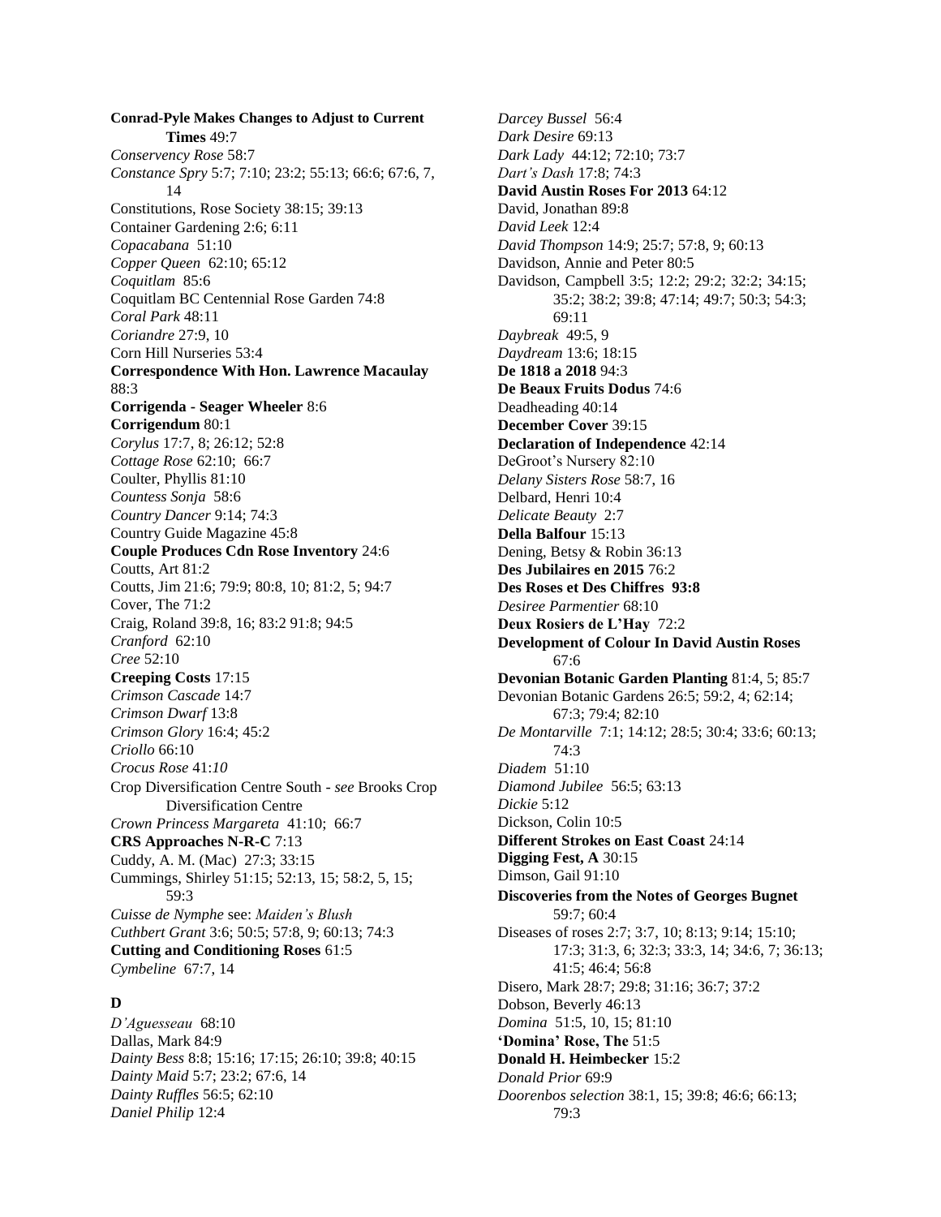**Conrad-Pyle Makes Changes to Adjust to Current Times** 49:7
*Conservency Rose* 58:7
*Constance Spry* 5:7; 7:10; 23:2; 55:13; 66:6; 67:6, 7, 14
Constitutions, Rose Society 38:15; 39:13
Container Gardening 2:6; 6:11
*Copacabana* 51:10
*Copper Queen* 62:10; 65:12
*Coquitlam* 85:6
Coquitlam BC Centennial Rose Garden 74:8
*Coral Park* 48:11
*Coriandre* 27:9, 10
Corn Hill Nurseries 53:4
**Correspondence With Hon. Lawrence Macaulay** 88:3
**Corrigenda - Seager Wheeler** 8:6
**Corrigendum** 80:1
*Corylus* 17:7, 8; 26:12; 52:8
*Cottage Rose* 62:10; 66:7
Coulter, Phyllis 81:10
*Countess Sonja* 58:6
*Country Dancer* 9:14; 74:3
Country Guide Magazine 45:8
**Couple Produces Cdn Rose Inventory** 24:6
Coutts, Art 81:2
Coutts, Jim 21:6; 79:9; 80:8, 10; 81:2, 5; 94:7
Cover, The 71:2
Craig, Roland 39:8, 16; 83:2 91:8; 94:5
*Cranford* 62:10
*Cree* 52:10
**Creeping Costs** 17:15
*Crimson Cascade* 14:7
*Crimson Dwarf* 13:8
*Crimson Glory* 16:4; 45:2
*Criollo* 66:10
*Crocus Rose* 41:10
Crop Diversification Centre South - *see* Brooks Crop Diversification Centre
*Crown Princess Margareta* 41:10; 66:7
**CRS Approaches N-R-C** 7:13
Cuddy, A. M. (Mac) 27:3; 33:15
Cummings, Shirley 51:15; 52:13, 15; 58:2, 5, 15; 59:3
*Cuisse de Nymphe* see: *Maiden's Blush*
*Cuthbert Grant* 3:6; 50:5; 57:8, 9; 60:13; 74:3
**Cutting and Conditioning Roses** 61:5
*Cymbeline* 67:7, 14

## D

*D'Aguesseau* 68:10
Dallas, Mark 84:9
*Dainty Bess* 8:8; 15:16; 17:15; 26:10; 39:8; 40:15
*Dainty Maid* 5:7; 23:2; 67:6, 14
*Dainty Ruffles* 56:5; 62:10
*Daniel Philip* 12:4
*Darcey Bussel* 56:4
*Dark Desire* 69:13
*Dark Lady* 44:12; 72:10; 73:7
*Dart's Dash* 17:8; 74:3
**David Austin Roses For 2013** 64:12
David, Jonathan 89:8
*David Leek* 12:4
*David Thompson* 14:9; 25:7; 57:8, 9; 60:13
Davidson, Annie and Peter 80:5
Davidson, Campbell 3:5; 12:2; 29:2; 32:2; 34:15; 35:2; 38:2; 39:8; 47:14; 49:7; 50:3; 54:3; 69:11
*Daybreak* 49:5, 9
*Daydream* 13:6; 18:15
**De 1818 a 2018** 94:3
**De Beaux Fruits Dodus** 74:6
Deadheading 40:14
**December Cover** 39:15
**Declaration of Independence** 42:14
DeGroot's Nursery 82:10
*Delany Sisters Rose* 58:7, 16
Delbard, Henri 10:4
*Delicate Beauty* 2:7
**Della Balfour** 15:13
Dening, Betsy & Robin 36:13
**Des Jubilaires en 2015** 76:2
**Des Roses et Des Chiffres 93:8**
*Desiree Parmentier* 68:10
**Deux Rosiers de L'Hay** 72:2
**Development of Colour In David Austin Roses** 67:6
**Devonian Botanic Garden Planting** 81:4, 5; 85:7
Devonian Botanic Gardens 26:5; 59:2, 4; 62:14; 67:3; 79:4; 82:10
*De Montarville* 7:1; 14:12; 28:5; 30:4; 33:6; 60:13; 74:3
*Diadem* 51:10
*Diamond Jubilee* 56:5; 63:13
*Dickie* 5:12
Dickson, Colin 10:5
**Different Strokes on East Coast** 24:14
**Digging Fest, A** 30:15
Dimson, Gail 91:10
**Discoveries from the Notes of Georges Bugnet** 59:7; 60:4
Diseases of roses 2:7; 3:7, 10; 8:13; 9:14; 15:10; 17:3; 31:3, 6; 32:3; 33:3, 14; 34:6, 7; 36:13; 41:5; 46:4; 56:8
Disero, Mark 28:7; 29:8; 31:16; 36:7; 37:2
Dobson, Beverly 46:13
*Domina* 51:5, 10, 15; 81:10
**'Domina' Rose, The** 51:5
**Donald H. Heimbecker** 15:2
*Donald Prior* 69:9
*Doorenbos selection* 38:1, 15; 39:8; 46:6; 66:13; 79:3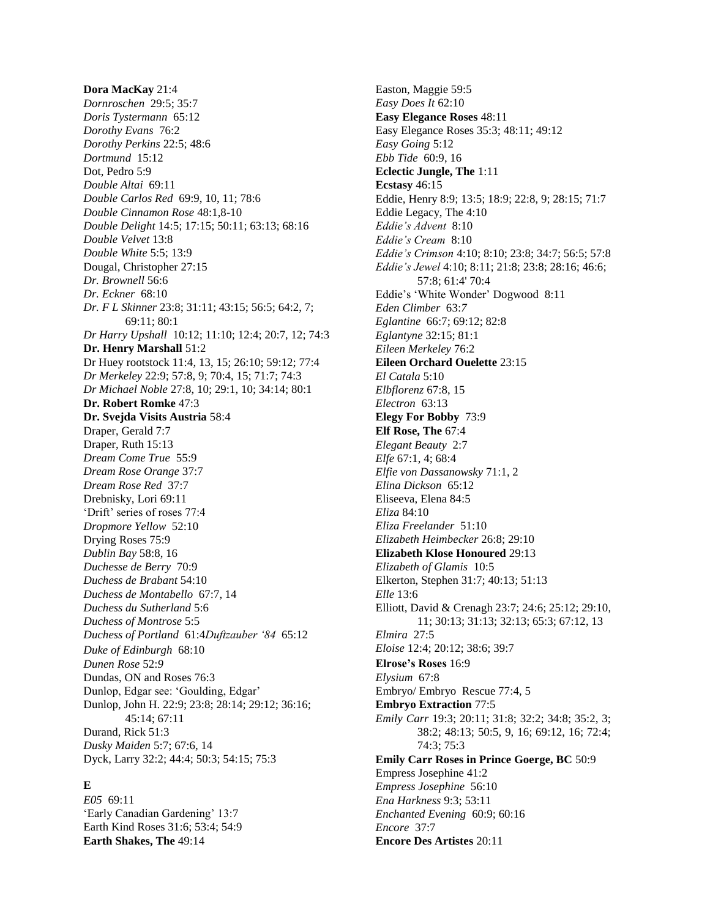**Dora MacKay** 21:4
*Dornroschen* 29:5; 35:7
*Doris Tystermann* 65:12
*Dorothy Evans* 76:2
*Dorothy Perkins* 22:5; 48:6
*Dortmund* 15:12
Dot, Pedro 5:9
*Double Altai* 69:11
*Double Carlos Red* 69:9, 10, 11; 78:6
*Double Cinnamon Rose* 48:1,8-10
*Double Delight* 14:5; 17:15; 50:11; 63:13; 68:16
*Double Velvet* 13:8
*Double White* 5:5; 13:9
Dougal, Christopher 27:15
*Dr. Brownell* 56:6
*Dr. Eckner* 68:10
*Dr. F L Skinner* 23:8; 31:11; 43:15; 56:5; 64:2, 7; 69:11; 80:1
*Dr Harry Upshall* 10:12; 11:10; 12:4; 20:7, 12; 74:3
**Dr. Henry Marshall** 51:2
Dr Huey rootstock 11:4, 13, 15; 26:10; 59:12; 77:4
*Dr Merkeley* 22:9; 57:8, 9; 70:4, 15; 71:7; 74:3
*Dr Michael Noble* 27:8, 10; 29:1, 10; 34:14; 80:1
**Dr. Robert Romke** 47:3
**Dr. Svejda Visits Austria** 58:4
Draper, Gerald 7:7
Draper, Ruth 15:13
*Dream Come True* 55:9
*Dream Rose Orange* 37:7
*Dream Rose Red* 37:7
Drebnisky, Lori 69:11
'Drift' series of roses 77:4
*Dropmore Yellow* 52:10
Drying Roses 75:9
*Dublin Bay* 58:8, 16
*Duchesse de Berry* 70:9
*Duchess de Brabant* 54:10
*Duchess de Montabello* 67:7, 14
*Duchess du Sutherland* 5:6
*Duchess of Montrose* 5:5
*Duchess of Portland* 61:4*Duftzauber '84* 65:12
*Duke of Edinburgh* 68:10
*Dunen Rose* 52:9
Dundas, ON and Roses 76:3
Dunlop, Edgar see: 'Goulding, Edgar'
Dunlop, John H. 22:9; 23:8; 28:14; 29:12; 36:16; 45:14; 67:11
Durand, Rick 51:3
*Dusky Maiden* 5:7; 67:6, 14
Dyck, Larry 32:2; 44:4; 50:3; 54:15; 75:3

**E**

*E05* 69:11
'Early Canadian Gardening' 13:7
Earth Kind Roses 31:6; 53:4; 54:9
**Earth Shakes, The** 49:14
Easton, Maggie 59:5
*Easy Does It* 62:10
**Easy Elegance Roses** 48:11
Easy Elegance Roses 35:3; 48:11; 49:12
*Easy Going* 5:12
*Ebb Tide* 60:9, 16
**Eclectic Jungle, The** 1:11
**Ecstasy** 46:15
Eddie, Henry 8:9; 13:5; 18:9; 22:8, 9; 28:15; 71:7
Eddie Legacy, The 4:10
*Eddie's Advent* 8:10
*Eddie's Cream* 8:10
*Eddie's Crimson* 4:10; 8:10; 23:8; 34:7; 56:5; 57:8
*Eddie's Jewel* 4:10; 8:11; 21:8; 23:8; 28:16; 46:6; 57:8; 61:4' 70:4
Eddie's 'White Wonder' Dogwood 8:11
*Eden Climber* 63:7
*Eglantine* 66:7; 69:12; 82:8
*Eglantyne* 32:15; 81:1
*Eileen Merkeley* 76:2
**Eileen Orchard Ouelette** 23:15
*El Catala* 5:10
*Elbflorenz* 67:8, 15
*Electron* 63:13
**Elegy For Bobby** 73:9
**Elf Rose, The** 67:4
*Elegant Beauty* 2:7
*Elfe* 67:1, 4; 68:4
*Elfie von Dassanowsky* 71:1, 2
*Elina Dickson* 65:12
Eliseeva, Elena 84:5
*Eliza* 84:10
*Eliza Freelander* 51:10
*Elizabeth Heimbecker* 26:8; 29:10
**Elizabeth Klose Honoured** 29:13
*Elizabeth of Glamis* 10:5
Elkerton, Stephen 31:7; 40:13; 51:13
*Elle* 13:6
Elliott, David & Crenagh 23:7; 24:6; 25:12; 29:10, 11; 30:13; 31:13; 32:13; 65:3; 67:12, 13
*Elmira* 27:5
*Eloise* 12:4; 20:12; 38:6; 39:7
**Elrose's Roses** 16:9
*Elysium* 67:8
Embryo/ Embryo Rescue 77:4, 5
**Embryo Extraction** 77:5
*Emily Carr* 19:3; 20:11; 31:8; 32:2; 34:8; 35:2, 3; 38:2; 48:13; 50:5, 9, 16; 69:12, 16; 72:4; 74:3; 75:3
**Emily Carr Roses in Prince Goerge, BC** 50:9
Empress Josephine 41:2
*Empress Josephine* 56:10
*Ena Harkness* 9:3; 53:11
*Enchanted Evening* 60:9; 60:16
*Encore* 37:7
**Encore Des Artistes** 20:11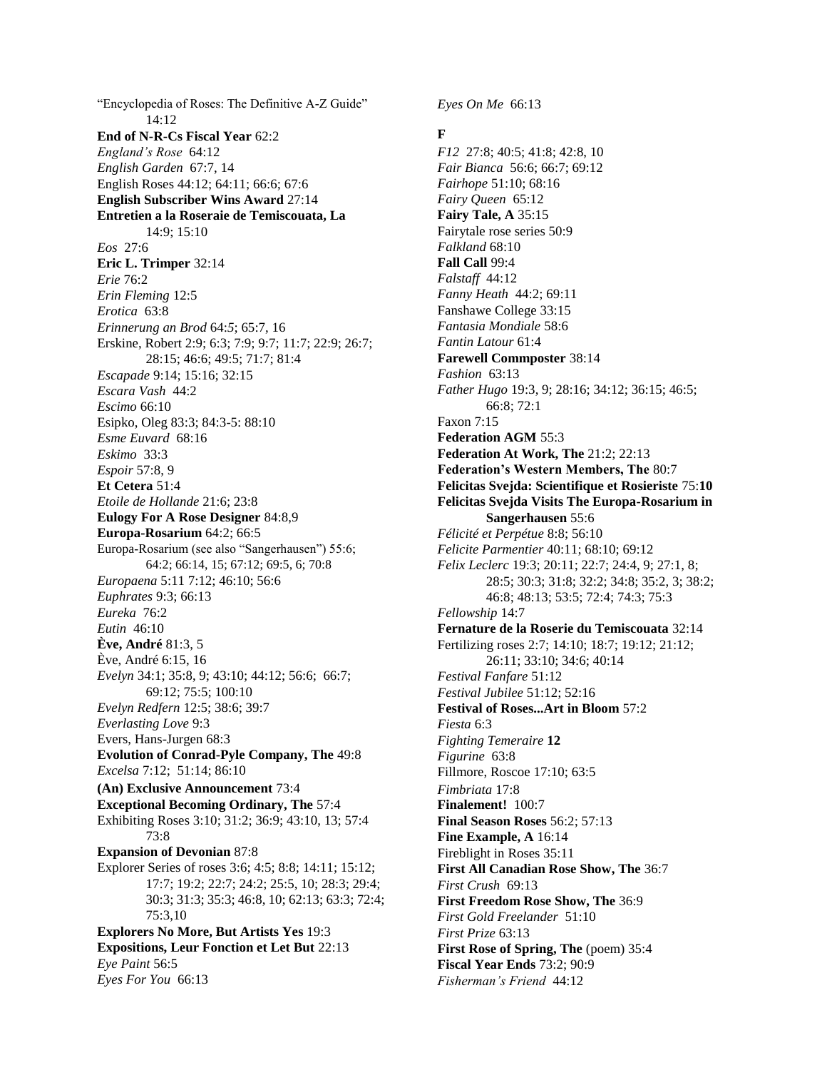“Encyclopedia of Roses: The Definitive A-Z Guide” 14:12
**End of N-R-Cs Fiscal Year** 62:2
*England’s Rose* 64:12
*English Garden* 67:7, 14
English Roses 44:12; 64:11; 66:6; 67:6
**English Subscriber Wins Award** 27:14
**Entretien a la Roseraie de Temiscouata, La** 14:9; 15:10
*Eos* 27:6
**Eric L. Trimper** 32:14
*Erie* 76:2
*Erin Fleming* 12:5
*Erotica* 63:8
*Erinnerung an Brod* 64:5; 65:7, 16
Erskine, Robert 2:9; 6:3; 7:9; 9:7; 11:7; 22:9; 26:7; 28:15; 46:6; 49:5; 71:7; 81:4
*Escapade* 9:14; 15:16; 32:15
*Escara Vash* 44:2
*Escimo* 66:10
Esipko, Oleg 83:3; 84:3-5: 88:10
*Esme Euvard* 68:16
*Eskimo* 33:3
*Espoir* 57:8, 9
**Et Cetera** 51:4
*Etoile de Hollande* 21:6; 23:8
**Eulogy For A Rose Designer** 84:8,9
**Europa-Rosarium** 64:2; 66:5
Europa-Rosarium (see also “Sangerhausen”) 55:6; 64:2; 66:14, 15; 67:12; 69:5, 6; 70:8
*Europaena* 5:11 7:12; 46:10; 56:6
*Euphrates* 9:3; 66:13
*Eureka* 76:2
*Eutin* 46:10
**Ève, André** 81:3, 5
Ève, André 6:15, 16
*Evelyn* 34:1; 35:8, 9; 43:10; 44:12; 56:6; 66:7; 69:12; 75:5; 100:10
*Evelyn Redfern* 12:5; 38:6; 39:7
*Everlasting Love* 9:3
Evers, Hans-Jurgen 68:3
**Evolution of Conrad-Pyle Company, The** 49:8
*Excelsa* 7:12; 51:14; 86:10
**(An) Exclusive Announcement** 73:4
**Exceptional Becoming Ordinary, The** 57:4
Exhibiting Roses 3:10; 31:2; 36:9; 43:10, 13; 57:4 73:8
**Expansion of Devonian** 87:8
Explorer Series of roses 3:6; 4:5; 8:8; 14:11; 15:12; 17:7; 19:2; 22:7; 24:2; 25:5, 10; 28:3; 29:4; 30:3; 31:3; 35:3; 46:8, 10; 62:13; 63:3; 72:4; 75:3,10
**Explorers No More, But Artists Yes** 19:3
**Expositions, Leur Fonction et Let But** 22:13
*Eye Paint* 56:5
*Eyes For You* 66:13
*Eyes On Me* 66:13

**F**

*F12* 27:8; 40:5; 41:8; 42:8, 10
*Fair Bianca* 56:6; 66:7; 69:12
*Fairhope* 51:10; 68:16
*Fairy Queen* 65:12
**Fairy Tale, A** 35:15
Fairytale rose series 50:9
*Falkland* 68:10
**Fall Call** 99:4
*Falstaff* 44:12
*Fanny Heath* 44:2; 69:11
Fanshawe College 33:15
*Fantasia Mondiale* 58:6
*Fantin Latour* 61:4
**Farewell Commposter** 38:14
*Fashion* 63:13
*Father Hugo* 19:3, 9; 28:16; 34:12; 36:15; 46:5; 66:8; 72:1
Faxon 7:15
**Federation AGM** 55:3
**Federation At Work, The** 21:2; 22:13
**Federation’s Western Members, The** 80:7
**Felicitas Svejda: Scientifique et Rosieriste** 75:**10**
**Felicitas Svejda Visits The Europa-Rosarium in Sangerhausen** 55:6
*Félicité et Perpétue* 8:8; 56:10
*Felicite Parmentier* 40:11; 68:10; 69:12
*Felix Leclerc* 19:3; 20:11; 22:7; 24:4, 9; 27:1, 8; 28:5; 30:3; 31:8; 32:2; 34:8; 35:2, 3; 38:2; 46:8; 48:13; 53:5; 72:4; 74:3; 75:3
*Fellowship* 14:7
**Fernature de la Roserie du Temiscouata** 32:14
Fertilizing roses 2:7; 14:10; 18:7; 19:12; 21:12; 26:11; 33:10; 34:6; 40:14
*Festival Fanfare* 51:12
*Festival Jubilee* 51:12; 52:16
**Festival of Roses...Art in Bloom** 57:2
*Fiesta* 6:3
*Fighting Temeraire* **12**
*Figurine* 63:8
Fillmore, Roscoe 17:10; 63:5
*Fimbriata* 17:8
**Finalement!** 100:7
**Final Season Roses** 56:2; 57:13
**Fine Example, A** 16:14
Fireblight in Roses 35:11
**First All Canadian Rose Show, The** 36:7
*First Crush* 69:13
**First Freedom Rose Show, The** 36:9
*First Gold Freelander* 51:10
*First Prize* 63:13
**First Rose of Spring, The** (poem) 35:4
**Fiscal Year Ends** 73:2; 90:9
*Fisherman’s Friend* 44:12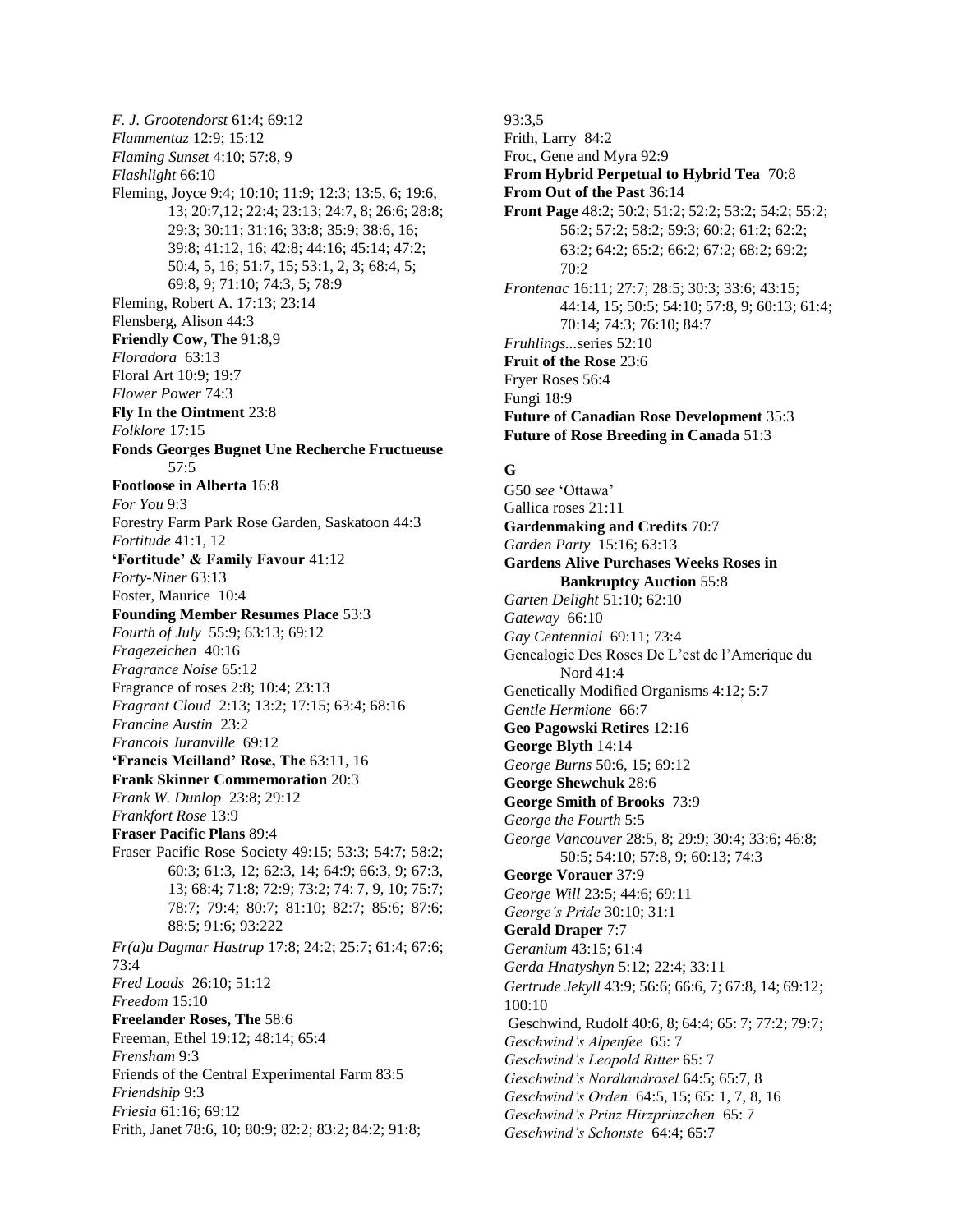*F. J. Grootendorst* 61:4; 69:12
*Flammentaz* 12:9; 15:12
*Flaming Sunset* 4:10; 57:8, 9
*Flashlight* 66:10
Fleming, Joyce 9:4; 10:10; 11:9; 12:3; 13:5, 6; 19:6, 13; 20:7,12; 22:4; 23:13; 24:7, 8; 26:6; 28:8; 29:3; 30:11; 31:16; 33:8; 35:9; 38:6, 16; 39:8; 41:12, 16; 42:8; 44:16; 45:14; 47:2; 50:4, 5, 16; 51:7, 15; 53:1, 2, 3; 68:4, 5; 69:8, 9; 71:10; 74:3, 5; 78:9
Fleming, Robert A. 17:13; 23:14
Flensberg, Alison 44:3
**Friendly Cow, The** 91:8,9
*Floradora* 63:13
Floral Art 10:9; 19:7
*Flower Power* 74:3
**Fly In the Ointment** 23:8
*Folklore* 17:15
**Fonds Georges Bugnet Une Recherche Fructueuse** 57:5
**Footloose in Alberta** 16:8
*For You* 9:3
Forestry Farm Park Rose Garden, Saskatoon 44:3
*Fortitude* 41:1, 12
**'Fortitude' & Family Favour** 41:12
*Forty-Niner* 63:13
Foster, Maurice 10:4
**Founding Member Resumes Place** 53:3
*Fourth of July* 55:9; 63:13; 69:12
*Fragezeichen* 40:16
*Fragrance Noise* 65:12
Fragrance of roses 2:8; 10:4; 23:13
*Fragrant Cloud* 2:13; 13:2; 17:15; 63:4; 68:16
*Francine Austin* 23:2
*Francois Juranville* 69:12
**'Francis Meilland' Rose, The** 63:11, 16
**Frank Skinner Commemoration** 20:3
*Frank W. Dunlop* 23:8; 29:12
*Frankfort Rose* 13:9
**Fraser Pacific Plans** 89:4
Fraser Pacific Rose Society 49:15; 53:3; 54:7; 58:2; 60:3; 61:3, 12; 62:3, 14; 64:9; 66:3, 9; 67:3, 13; 68:4; 71:8; 72:9; 73:2; 74: 7, 9, 10; 75:7; 78:7; 79:4; 80:7; 81:10; 82:7; 85:6; 87:6; 88:5; 91:6; 93:222
*Fr(a)u Dagmar Hastrup* 17:8; 24:2; 25:7; 61:4; 67:6; 73:4
*Fred Loads* 26:10; 51:12
*Freedom* 15:10
**Freelander Roses, The** 58:6
Freeman, Ethel 19:12; 48:14; 65:4
*Frensham* 9:3
Friends of the Central Experimental Farm 83:5
*Friendship* 9:3
*Friesia* 61:16; 69:12
Frith, Janet 78:6, 10; 80:9; 82:2; 83:2; 84:2; 91:8; 93:3,5
Frith, Larry 84:2
Froc, Gene and Myra 92:9
**From Hybrid Perpetual to Hybrid Tea** 70:8
**From Out of the Past** 36:14
**Front Page** 48:2; 50:2; 51:2; 52:2; 53:2; 54:2; 55:2; 56:2; 57:2; 58:2; 59:3; 60:2; 61:2; 62:2; 63:2; 64:2; 65:2; 66:2; 67:2; 68:2; 69:2; 70:2
*Frontenac* 16:11; 27:7; 28:5; 30:3; 33:6; 43:15; 44:14, 15; 50:5; 54:10; 57:8, 9; 60:13; 61:4; 70:14; 74:3; 76:10; 84:7
*Fruhlings...*series 52:10
**Fruit of the Rose** 23:6
Fryer Roses 56:4
Fungi 18:9
**Future of Canadian Rose Development** 35:3
**Future of Rose Breeding in Canada** 51:3

## G

G50 *see* 'Ottawa'
Gallica roses 21:11
**Gardenmaking and Credits** 70:7
*Garden Party* 15:16; 63:13
**Gardens Alive Purchases Weeks Roses in Bankruptcy Auction** 55:8
*Garten Delight* 51:10; 62:10
*Gateway* 66:10
*Gay Centennial* 69:11; 73:4
Genealogie Des Roses De L'est de l'Amerique du Nord 41:4
Genetically Modified Organisms 4:12; 5:7
*Gentle Hermione* 66:7
**Geo Pagowski Retires** 12:16
**George Blyth** 14:14
*George Burns* 50:6, 15; 69:12
**George Shewchuk** 28:6
**George Smith of Brooks** 73:9
*George the Fourth* 5:5
*George Vancouver* 28:5, 8; 29:9; 30:4; 33:6; 46:8; 50:5; 54:10; 57:8, 9; 60:13; 74:3
**George Vorauer** 37:9
*George Will* 23:5; 44:6; 69:11
*George's Pride* 30:10; 31:1
**Gerald Draper** 7:7
*Geranium* 43:15; 61:4
*Gerda Hnatyshyn* 5:12; 22:4; 33:11
*Gertrude Jekyll* 43:9; 56:6; 66:6, 7; 67:8, 14; 69:12; 100:10
Geschwind, Rudolf 40:6, 8; 64:4; 65: 7; 77:2; 79:7;
*Geschwind's Alpenfee* 65: 7
*Geschwind's Leopold Ritter* 65: 7
*Geschwind's Nordlandrosel* 64:5; 65:7, 8
*Geschwind's Orden* 64:5, 15; 65: 1, 7, 8, 16
*Geschwind's Prinz Hirzprinzchen* 65: 7
*Geschwind's Schonste* 64:4; 65:7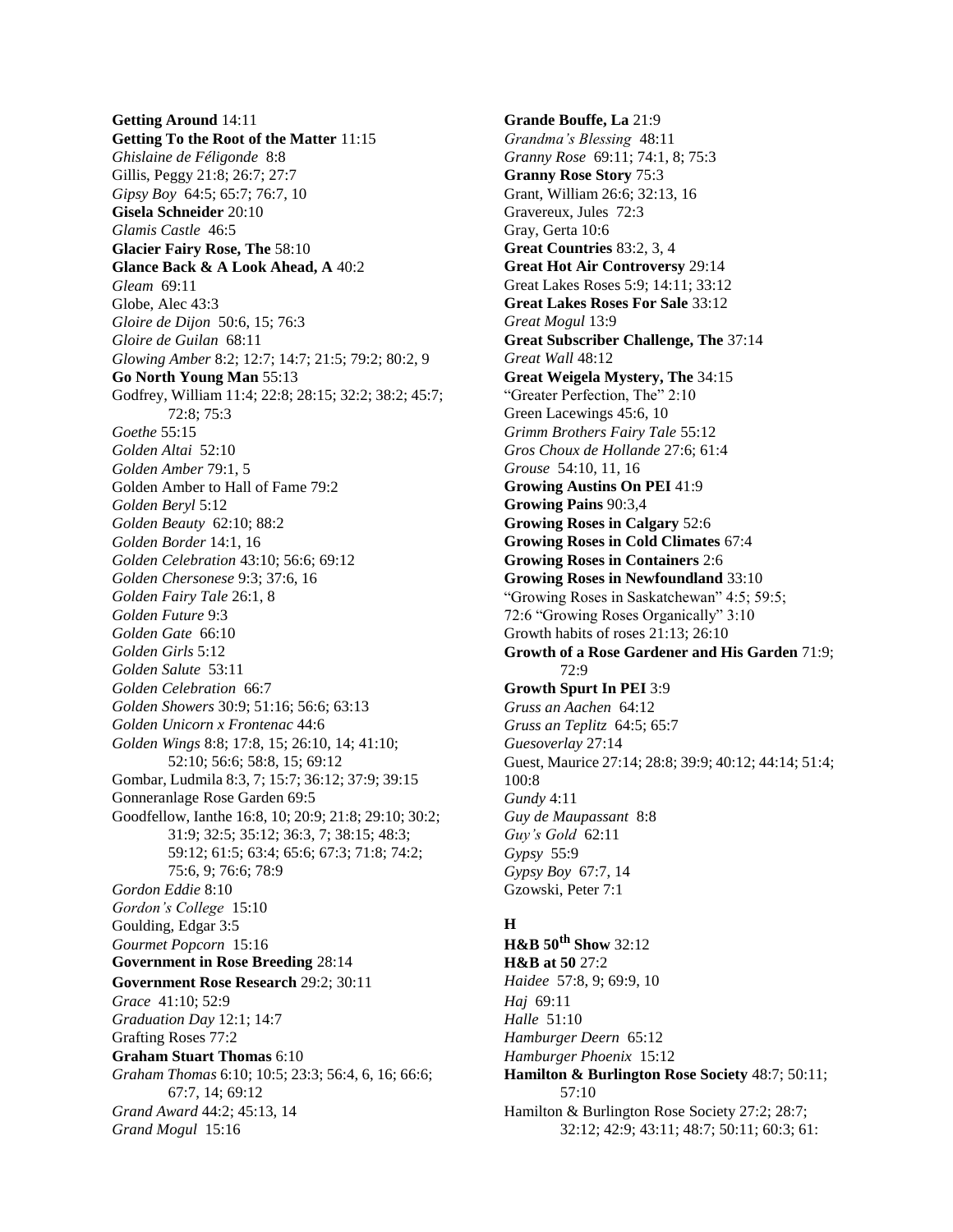**Getting Around** 14:11
**Getting To the Root of the Matter** 11:15
*Ghislaine de Féligonde* 8:8
Gillis, Peggy 21:8; 26:7; 27:7
*Gipsy Boy* 64:5; 65:7; 76:7, 10
**Gisela Schneider** 20:10
*Glamis Castle* 46:5
**Glacier Fairy Rose, The** 58:10
**Glance Back & A Look Ahead, A** 40:2
*Gleam* 69:11
Globe, Alec 43:3
*Gloire de Dijon* 50:6, 15; 76:3
*Gloire de Guilan* 68:11
*Glowing Amber* 8:2; 12:7; 14:7; 21:5; 79:2; 80:2, 9
**Go North Young Man** 55:13
Godfrey, William 11:4; 22:8; 28:15; 32:2; 38:2; 45:7; 72:8; 75:3
*Goethe* 55:15
*Golden Altai* 52:10
*Golden Amber* 79:1, 5
Golden Amber to Hall of Fame 79:2
*Golden Beryl* 5:12
*Golden Beauty* 62:10; 88:2
*Golden Border* 14:1, 16
*Golden Celebration* 43:10; 56:6; 69:12
*Golden Chersonese* 9:3; 37:6, 16
*Golden Fairy Tale* 26:1, 8
*Golden Future* 9:3
*Golden Gate* 66:10
*Golden Girls* 5:12
*Golden Salute* 53:11
*Golden Celebration* 66:7
*Golden Showers* 30:9; 51:16; 56:6; 63:13
*Golden Unicorn x Frontenac* 44:6
*Golden Wings* 8:8; 17:8, 15; 26:10, 14; 41:10; 52:10; 56:6; 58:8, 15; 69:12
Gombar, Ludmila 8:3, 7; 15:7; 36:12; 37:9; 39:15
Gonneranlage Rose Garden 69:5
Goodfellow, Ianthe 16:8, 10; 20:9; 21:8; 29:10; 30:2; 31:9; 32:5; 35:12; 36:3, 7; 38:15; 48:3; 59:12; 61:5; 63:4; 65:6; 67:3; 71:8; 74:2; 75:6, 9; 76:6; 78:9
*Gordon Eddie* 8:10
*Gordon's College* 15:10
Goulding, Edgar 3:5
*Gourmet Popcorn* 15:16
**Government in Rose Breeding** 28:14
**Government Rose Research** 29:2; 30:11
*Grace* 41:10; 52:9
*Graduation Day* 12:1; 14:7
Grafting Roses 77:2
**Graham Stuart Thomas** 6:10
*Graham Thomas* 6:10; 10:5; 23:3; 56:4, 6, 16; 66:6; 67:7, 14; 69:12
*Grand Award* 44:2; 45:13, 14
*Grand Mogul* 15:16
**Grande Bouffe, La** 21:9
*Grandma's Blessing* 48:11
*Granny Rose* 69:11; 74:1, 8; 75:3
**Granny Rose Story** 75:3
Grant, William 26:6; 32:13, 16
Gravereux, Jules 72:3
Gray, Gerta 10:6
**Great Countries** 83:2, 3, 4
**Great Hot Air Controversy** 29:14
Great Lakes Roses 5:9; 14:11; 33:12
**Great Lakes Roses For Sale** 33:12
*Great Mogul* 13:9
**Great Subscriber Challenge, The** 37:14
*Great Wall* 48:12
**Great Weigela Mystery, The** 34:15
"Greater Perfection, The" 2:10
Green Lacewings 45:6, 10
*Grimm Brothers Fairy Tale* 55:12
*Gros Choux de Hollande* 27:6; 61:4
*Grouse* 54:10, 11, 16
**Growing Austins On PEI** 41:9
**Growing Pains** 90:3,4
**Growing Roses in Calgary** 52:6
**Growing Roses in Cold Climates** 67:4
**Growing Roses in Containers** 2:6
**Growing Roses in Newfoundland** 33:10
"Growing Roses in Saskatchewan" 4:5; 59:5; 72:6 "Growing Roses Organically" 3:10
Growth habits of roses 21:13; 26:10
**Growth of a Rose Gardener and His Garden** 71:9; 72:9
**Growth Spurt In PEI** 3:9
*Gruss an Aachen* 64:12
*Gruss an Teplitz* 64:5; 65:7
*Guesoverlay* 27:14
Guest, Maurice 27:14; 28:8; 39:9; 40:12; 44:14; 51:4; 100:8
*Gundy* 4:11
*Guy de Maupassant* 8:8
*Guy's Gold* 62:11
*Gypsy* 55:9
*Gypsy Boy* 67:7, 14
Gzowski, Peter 7:1

## H

**H&B 50th Show** 32:12
**H&B at 50** 27:2
*Haidee* 57:8, 9; 69:9, 10
*Haj* 69:11
*Halle* 51:10
*Hamburger Deern* 65:12
*Hamburger Phoenix* 15:12
**Hamilton & Burlington Rose Society** 48:7; 50:11; 57:10
Hamilton & Burlington Rose Society 27:2; 28:7; 32:12; 42:9; 43:11; 48:7; 50:11; 60:3; 61: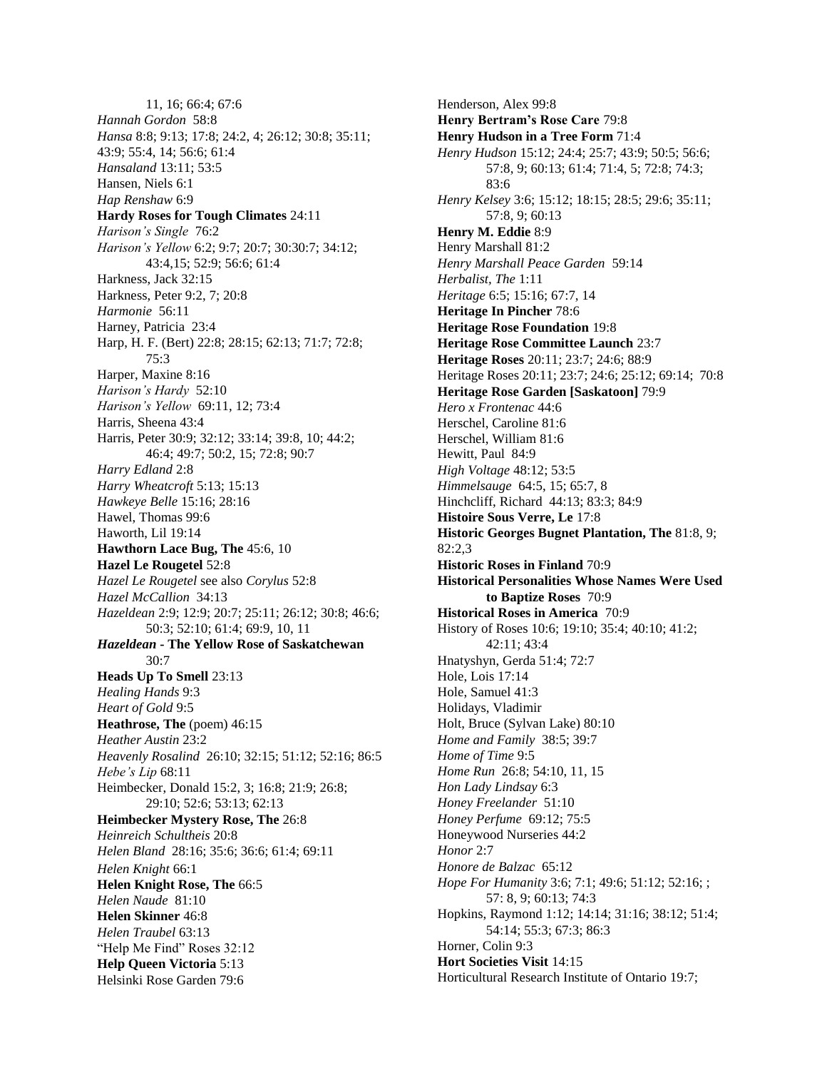11, 16; 66:4; 67:6

*Hannah Gordon* 58:8

*Hansa* 8:8; 9:13; 17:8; 24:2, 4; 26:12; 30:8; 35:11; 43:9; 55:4, 14; 56:6; 61:4

*Hansaland* 13:11; 53:5

Hansen, Niels 6:1

*Hap Renshaw* 6:9

**Hardy Roses for Tough Climates** 24:11

*Harison's Single* 76:2

*Harison's Yellow* 6:2; 9:7; 20:7; 30:30:7; 34:12; 43:4,15; 52:9; 56:6; 61:4

Harkness, Jack 32:15

Harkness, Peter 9:2, 7; 20:8

*Harmonie* 56:11

Harney, Patricia 23:4

Harp, H. F. (Bert) 22:8; 28:15; 62:13; 71:7; 72:8; 75:3

Harper, Maxine 8:16

*Harison's Hardy* 52:10

*Harison's Yellow* 69:11, 12; 73:4

Harris, Sheena 43:4

Harris, Peter 30:9; 32:12; 33:14; 39:8, 10; 44:2; 46:4; 49:7; 50:2, 15; 72:8; 90:7

*Harry Edland* 2:8

*Harry Wheatcroft* 5:13; 15:13

*Hawkeye Belle* 15:16; 28:16

Hawel, Thomas 99:6

Haworth, Lil 19:14

**Hawthorn Lace Bug, The** 45:6, 10

**Hazel Le Rougetel** 52:8

*Hazel Le Rougetel* see also *Corylus* 52:8

*Hazel McCallion* 34:13

*Hazeldean* 2:9; 12:9; 20:7; 25:11; 26:12; 30:8; 46:6; 50:3; 52:10; 61:4; 69:9, 10, 11

***Hazeldean* - The Yellow Rose of Saskatchewan** 30:7

**Heads Up To Smell** 23:13

*Healing Hands* 9:3

*Heart of Gold* 9:5

**Heathrose, The** (poem) 46:15

*Heather Austin* 23:2

*Heavenly Rosalind* 26:10; 32:15; 51:12; 52:16; 86:5

*Hebe's Lip* 68:11

Heimbecker, Donald 15:2, 3; 16:8; 21:9; 26:8; 29:10; 52:6; 53:13; 62:13

**Heimbecker Mystery Rose, The** 26:8

*Heinreich Schultheis* 20:8

*Helen Bland* 28:16; 35:6; 36:6; 61:4; 69:11

*Helen Knight* 66:1

**Helen Knight Rose, The** 66:5

*Helen Naude* 81:10

**Helen Skinner** 46:8

*Helen Traubel* 63:13

"Help Me Find" Roses 32:12

**Help Queen Victoria** 5:13

Helsinki Rose Garden 79:6

Henderson, Alex 99:8

**Henry Bertram's Rose Care** 79:8

**Henry Hudson in a Tree Form** 71:4

*Henry Hudson* 15:12; 24:4; 25:7; 43:9; 50:5; 56:6; 57:8, 9; 60:13; 61:4; 71:4, 5; 72:8; 74:3; 83:6

*Henry Kelsey* 3:6; 15:12; 18:15; 28:5; 29:6; 35:11; 57:8, 9; 60:13

**Henry M. Eddie** 8:9

Henry Marshall 81:2

*Henry Marshall Peace Garden* 59:14

*Herbalist, The* 1:11

*Heritage* 6:5; 15:16; 67:7, 14

**Heritage In Pincher** 78:6

**Heritage Rose Foundation** 19:8

**Heritage Rose Committee Launch** 23:7

**Heritage Roses** 20:11; 23:7; 24:6; 88:9

Heritage Roses 20:11; 23:7; 24:6; 25:12; 69:14; 70:8

**Heritage Rose Garden [Saskatoon]** 79:9

*Hero x Frontenac* 44:6

Herschel, Caroline 81:6

Herschel, William 81:6

Hewitt, Paul 84:9

*High Voltage* 48:12; 53:5

*Himmelsauge* 64:5, 15; 65:7, 8

Hinchcliff, Richard 44:13; 83:3; 84:9

**Histoire Sous Verre, Le** 17:8

**Historic Georges Bugnet Plantation, The** 81:8, 9; 82:2,3

**Historic Roses in Finland** 70:9

**Historical Personalities Whose Names Were Used to Baptize Roses** 70:9

**Historical Roses in America** 70:9

History of Roses 10:6; 19:10; 35:4; 40:10; 41:2; 42:11; 43:4

Hnatyshyn, Gerda 51:4; 72:7

Hole, Lois 17:14

Hole, Samuel 41:3

Holidays, Vladimir

Holt, Bruce (Sylvan Lake) 80:10

*Home and Family* 38:5; 39:7

*Home of Time* 9:5

*Home Run* 26:8; 54:10, 11, 15

*Hon Lady Lindsay* 6:3

*Honey Freelander* 51:10

*Honey Perfume* 69:12; 75:5

Honeywood Nurseries 44:2

*Honor* 2:7

*Honore de Balzac* 65:12

*Hope For Humanity* 3:6; 7:1; 49:6; 51:12; 52:16; ; 57: 8, 9; 60:13; 74:3

Hopkins, Raymond 1:12; 14:14; 31:16; 38:12; 51:4; 54:14; 55:3; 67:3; 86:3

Horner, Colin 9:3

**Hort Societies Visit** 14:15

Horticultural Research Institute of Ontario 19:7;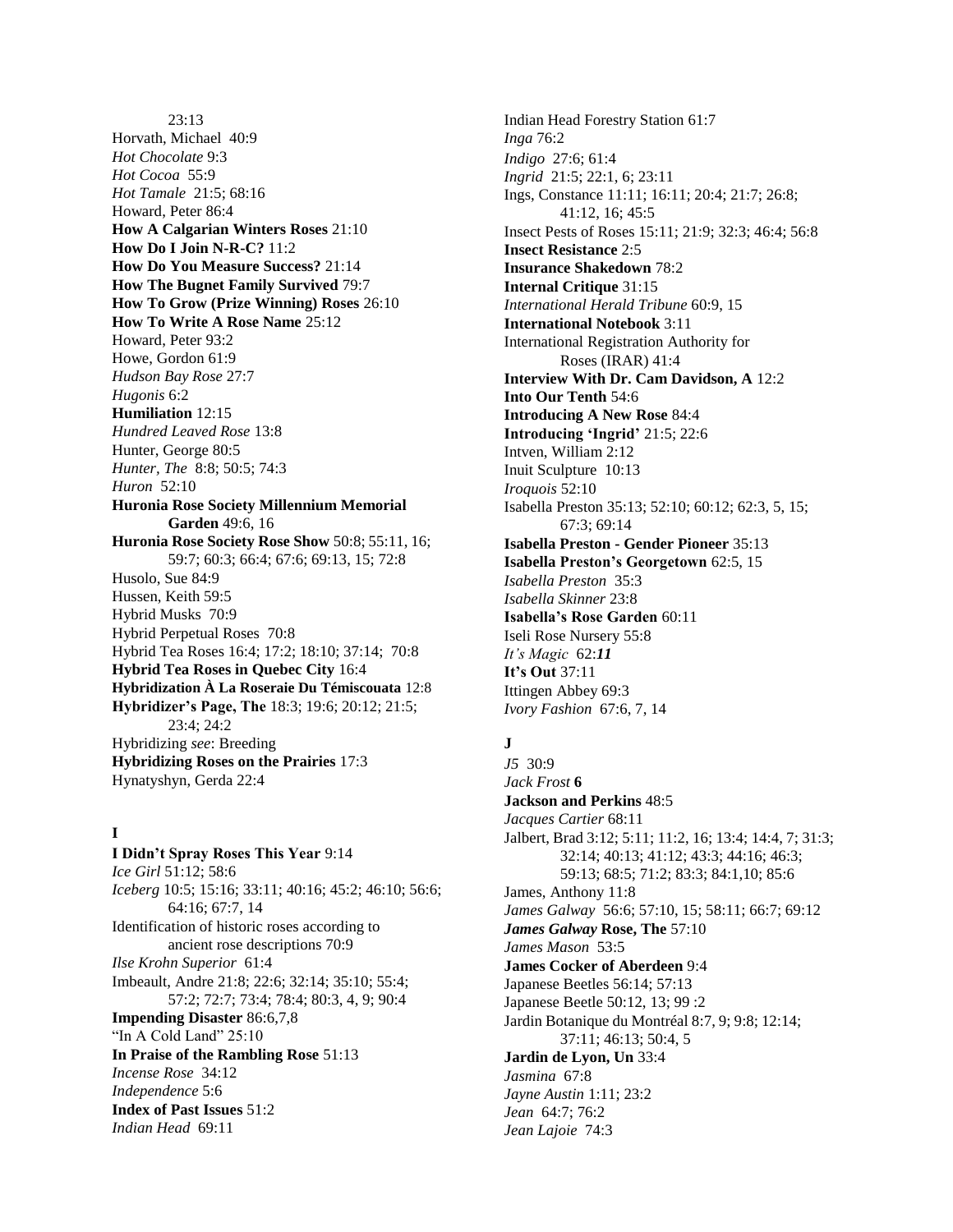23:13
Horvath, Michael 40:9
*Hot Chocolate* 9:3
*Hot Cocoa* 55:9
*Hot Tamale* 21:5; 68:16
Howard, Peter 86:4
**How A Calgarian Winters Roses** 21:10
**How Do I Join N-R-C?** 11:2
**How Do You Measure Success?** 21:14
**How The Bugnet Family Survived** 79:7
**How To Grow (Prize Winning) Roses** 26:10
**How To Write A Rose Name** 25:12
Howard, Peter 93:2
Howe, Gordon 61:9
*Hudson Bay Rose* 27:7
*Hugonis* 6:2
**Humiliation** 12:15
*Hundred Leaved Rose* 13:8
Hunter, George 80:5
*Hunter, The* 8:8; 50:5; 74:3
*Huron* 52:10
**Huronia Rose Society Millennium Memorial Garden** 49:6, 16
**Huronia Rose Society Rose Show** 50:8; 55:11, 16; 59:7; 60:3; 66:4; 67:6; 69:13, 15; 72:8
Husolo, Sue 84:9
Hussen, Keith 59:5
Hybrid Musks 70:9
Hybrid Perpetual Roses 70:8
Hybrid Tea Roses 16:4; 17:2; 18:10; 37:14; 70:8
**Hybrid Tea Roses in Quebec City** 16:4
**Hybridization À La Roseraie Du Témiscouata** 12:8
**Hybridizer's Page, The** 18:3; 19:6; 20:12; 21:5; 23:4; 24:2
Hybridizing *see*: Breeding
**Hybridizing Roses on the Prairies** 17:3
Hynatyshyn, Gerda 22:4

**I**

**I Didn't Spray Roses This Year** 9:14
*Ice Girl* 51:12; 58:6
*Iceberg* 10:5; 15:16; 33:11; 40:16; 45:2; 46:10; 56:6; 64:16; 67:7, 14
Identification of historic roses according to ancient rose descriptions 70:9
*Ilse Krohn Superior* 61:4
Imbeault, Andre 21:8; 22:6; 32:14; 35:10; 55:4; 57:2; 72:7; 73:4; 78:4; 80:3, 4, 9; 90:4
**Impending Disaster** 86:6,7,8
"In A Cold Land" 25:10
**In Praise of the Rambling Rose** 51:13
*Incense Rose* 34:12
*Independence* 5:6
**Index of Past Issues** 51:2
*Indian Head* 69:11
Indian Head Forestry Station 61:7
*Inga* 76:2
*Indigo* 27:6; 61:4
*Ingrid* 21:5; 22:1, 6; 23:11
Ings, Constance 11:11; 16:11; 20:4; 21:7; 26:8; 41:12, 16; 45:5
Insect Pests of Roses 15:11; 21:9; 32:3; 46:4; 56:8
**Insect Resistance** 2:5
**Insurance Shakedown** 78:2
**Internal Critique** 31:15
*International Herald Tribune* 60:9, 15
**International Notebook** 3:11
International Registration Authority for Roses (IRAR) 41:4
**Interview With Dr. Cam Davidson, A** 12:2
**Into Our Tenth** 54:6
**Introducing A New Rose** 84:4
**Introducing 'Ingrid'** 21:5; 22:6
Intven, William 2:12
Inuit Sculpture 10:13
*Iroquois* 52:10
Isabella Preston 35:13; 52:10; 60:12; 62:3, 5, 15; 67:3; 69:14
**Isabella Preston - Gender Pioneer** 35:13
**Isabella Preston's Georgetown** 62:5, 15
*Isabella Preston* 35:3
*Isabella Skinner* 23:8
**Isabella's Rose Garden** 60:11
Iseli Rose Nursery 55:8
*It's Magic* 62:***11***
**It's Out** 37:11
Ittingen Abbey 69:3
*Ivory Fashion* 67:6, 7, 14

**J**

*J5* 30:9
*Jack Frost* **6**
**Jackson and Perkins** 48:5
*Jacques Cartier* 68:11
Jalbert, Brad 3:12; 5:11; 11:2, 16; 13:4; 14:4, 7; 31:3; 32:14; 40:13; 41:12; 43:3; 44:16; 46:3; 59:13; 68:5; 71:2; 83:3; 84:1,10; 85:6
James, Anthony 11:8
*James Galway* 56:6; 57:10, 15; 58:11; 66:7; 69:12
***James Galway* Rose, The** 57:10
*James Mason* 53:5
**James Cocker of Aberdeen** 9:4
Japanese Beetles 56:14; 57:13
Japanese Beetle 50:12, 13; 99 :2
Jardin Botanique du Montréal 8:7, 9; 9:8; 12:14; 37:11; 46:13; 50:4, 5
**Jardin de Lyon, Un** 33:4
*Jasmina* 67:8
*Jayne Austin* 1:11; 23:2
*Jean* 64:7; 76:2
*Jean Lajoie* 74:3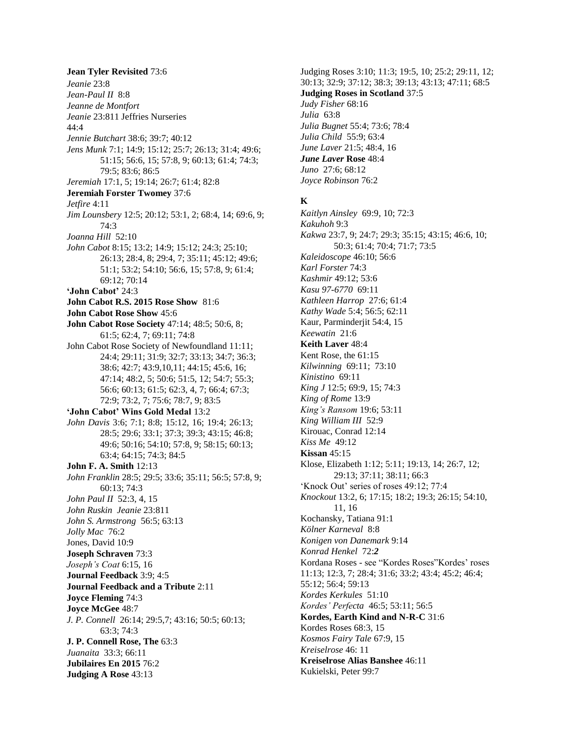**Jean Tyler Revisited** 73:6
*Jeanie* 23:8
*Jean-Paul II* 8:8
*Jeanne de Montfort*
*Jeanie* 23:811 Jeffries Nurseries 44:4
*Jennie Butchart* 38:6; 39:7; 40:12
*Jens Munk* 7:1; 14:9; 15:12; 25:7; 26:13; 31:4; 49:6; 51:15; 56:6, 15; 57:8, 9; 60:13; 61:4; 74:3; 79:5; 83:6; 86:5
*Jeremiah* 17:1, 5; 19:14; 26:7; 61:4; 82:8
**Jeremiah Forster Twomey** 37:6
*Jetfire* 4:11
*Jim Lounsbery* 12:5; 20:12; 53:1, 2; 68:4, 14; 69:6, 9; 74:3
*Joanna Hill* 52:10
*John Cabot* 8:15; 13:2; 14:9; 15:12; 24:3; 25:10; 26:13; 28:4, 8; 29:4, 7; 35:11; 45:12; 49:6; 51:1; 53:2; 54:10; 56:6, 15; 57:8, 9; 61:4; 69:12; 70:14
**'John Cabot'** 24:3
**John Cabot R.S. 2015 Rose Show** 81:6
**John Cabot Rose Show** 45:6
**John Cabot Rose Society** 47:14; 48:5; 50:6, 8; 61:5; 62:4, 7; 69:11; 74:8
John Cabot Rose Society of Newfoundland 11:11; 24:4; 29:11; 31:9; 32:7; 33:13; 34:7; 36:3; 38:6; 42:7; 43:9,10,11; 44:15; 45:6, 16; 47:14; 48:2, 5; 50:6; 51:5, 12; 54:7; 55:3; 56:6; 60:13; 61:5; 62:3, 4, 7; 66:4; 67:3; 72:9; 73:2, 7; 75:6; 78:7, 9; 83:5
**'John Cabot' Wins Gold Medal** 13:2
*John Davis* 3:6; 7:1; 8:8; 15:12, 16; 19:4; 26:13; 28:5; 29:6; 33:1; 37:3; 39:3; 43:15; 46:8; 49:6; 50:16; 54:10; 57:8, 9; 58:15; 60:13; 63:4; 64:15; 74:3; 84:5
**John F. A. Smith** 12:13
*John Franklin* 28:5; 29:5; 33:6; 35:11; 56:5; 57:8, 9; 60:13; 74:3
*John Paul II* 52:3, 4, 15
*John Ruskin Jeanie* 23:811
*John S. Armstrong* 56:5; 63:13
*Jolly Mac* 76:2
Jones, David 10:9
**Joseph Schraven** 73:3
*Joseph's Coat* 6:15, 16
**Journal Feedback** 3:9; 4:5
**Journal Feedback and a Tribute** 2:11
**Joyce Fleming** 74:3
**Joyce McGee** 48:7
*J. P. Connell* 26:14; 29:5,7; 43:16; 50:5; 60:13; 63:3; 74:3
**J. P. Connell Rose, The** 63:3
*Juanaita* 33:3; 66:11
**Jubilaires En 2015** 76:2
**Judging A Rose** 43:13
Judging Roses 3:10; 11:3; 19:5, 10; 25:2; 29:11, 12; 30:13; 32:9; 37:12; 38:3; 39:13; 43:13; 47:11; 68:5
**Judging Roses in Scotland** 37:5
*Judy Fisher* 68:16
*Julia* 63:8
*Julia Bugnet* 55:4; 73:6; 78:4
*Julia Child* 55:9; 63:4
*June Laver* 21:5; 48:4, 16
***June Laver* Rose** 48:4
*Juno* 27:6; 68:12
*Joyce Robinson* 76:2

## K

*Kaitlyn Ainsley* 69:9, 10; 72:3
*Kakuhoh* 9:3
*Kakwa* 23:7, 9; 24:7; 29:3; 35:15; 43:15; 46:6, 10; 50:3; 61:4; 70:4; 71:7; 73:5
*Kaleidoscope* 46:10; 56:6
*Karl Forster* 74:3
*Kashmir* 49:12; 53:6
*Kasu 97-6770* 69:11
*Kathleen Harrop* 27:6; 61:4
*Kathy Wade* 5:4; 56:5; 62:11
Kaur, Parminderjit 54:4, 15
*Keewatin* 21:6
**Keith Laver** 48:4
Kent Rose, the 61:15
*Kilwinning* 69:11; 73:10
*Kinistino* 69:11
*King J* 12:5; 69:9, 15; 74:3
*King of Rome* 13:9
*King's Ransom* 19:6; 53:11
*King William III* 52:9
Kirouac, Conrad 12:14
*Kiss Me* 49:12
**Kissan** 45:15
Klose, Elizabeth 1:12; 5:11; 19:13, 14; 26:7, 12; 29:13; 37:11; 38:11; 66:3
'Knock Out' series of roses 49:12; 77:4
*Knockout* 13:2, 6; 17:15; 18:2; 19:3; 26:15; 54:10, 11, 16
Kochansky, Tatiana 91:1
*Kölner Karneval* 8:8
*Konigen von Danemark* 9:14
*Konrad Henkel* 72:***2***
Kordana Roses - see "Kordes Roses"Kordes' roses 11:13; 12:3, 7; 28:4; 31:6; 33:2; 43:4; 45:2; 46:4; 55:12; 56:4; 59:13
*Kordes Kerkules* 51:10
*Kordes' Perfecta* 46:5; 53:11; 56:5
**Kordes, Earth Kind and N-R-C** 31:6
Kordes Roses 68:3, 15
*Kosmos Fairy Tale* 67:9, 15
*Kreiselrose* 46: 11
**Kreiselrose Alias Banshee** 46:11
Kukielski, Peter 99:7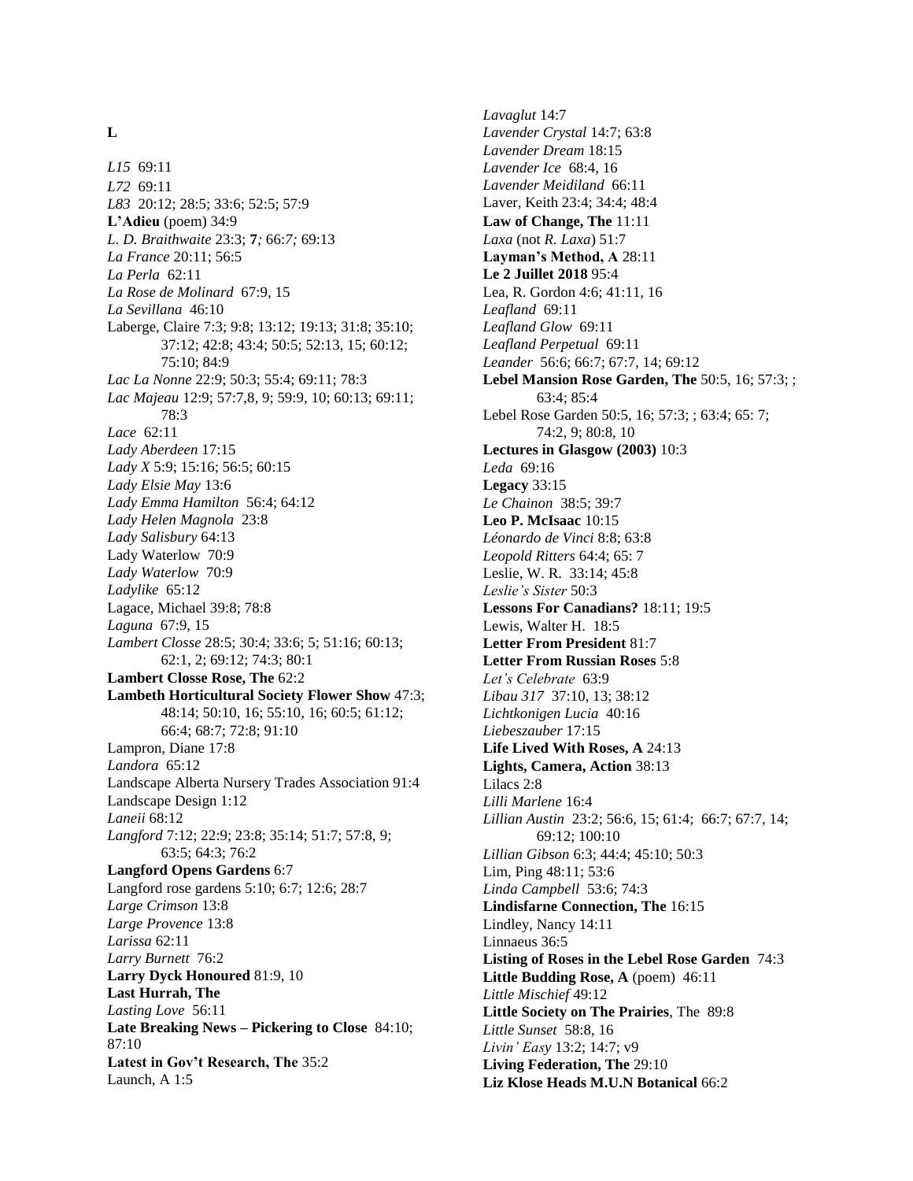**L**

*L15* 69:11
*L72* 69:11
*L83* 20:12; 28:5; 33:6; 52:5; 57:9
**L'Adieu** (poem) 34:9
*L. D. Braithwaite* 23:3; **7***;* 66:*7;* 69:13
*La France* 20:11; 56:5
*La Perla* 62:11
*La Rose de Molinard* 67:9, 15
*La Sevillana* 46:10
Laberge, Claire 7:3; 9:8; 13:12; 19:13; 31:8; 35:10; 37:12; 42:8; 43:4; 50:5; 52:13, 15; 60:12; 75:10; 84:9
*Lac La Nonne* 22:9; 50:3; 55:4; 69:11; 78:3
*Lac Majeau* 12:9; 57:7,8, 9; 59:9, 10; 60:13; 69:11; 78:3
*Lace* 62:11
*Lady Aberdeen* 17:15
*Lady X* 5:9; 15:16; 56:5; 60:15
*Lady Elsie May* 13:6
*Lady Emma Hamilton* 56:4; 64:12
*Lady Helen Magnola* 23:8
*Lady Salisbury* 64:13
Lady Waterlow 70:9
*Lady Waterlow* 70:9
*Ladylike* 65:12
Lagace, Michael 39:8; 78:8
*Laguna* 67:9, 15
*Lambert Closse* 28:5; 30:4; 33:6; 5; 51:16; 60:13; 62:1, 2; 69:12; 74:3; 80:1
**Lambert Closse Rose, The** 62:2
**Lambeth Horticultural Society Flower Show** 47:3; 48:14; 50:10, 16; 55:10, 16; 60:5; 61:12; 66:4; 68:7; 72:8; 91:10
Lampron, Diane 17:8
*Landora* 65:12
Landscape Alberta Nursery Trades Association 91:4
Landscape Design 1:12
*Laneii* 68:12
*Langford* 7:12; 22:9; 23:8; 35:14; 51:7; 57:8, 9; 63:5; 64:3; 76:2
**Langford Opens Gardens** 6:7
Langford rose gardens 5:10; 6:7; 12:6; 28:7
*Large Crimson* 13:8
*Large Provence* 13:8
*Larissa* 62:11
*Larry Burnett* 76:2
**Larry Dyck Honoured** 81:9, 10
**Last Hurrah, The**
*Lasting Love* 56:11
**Late Breaking News – Pickering to Close** 84:10; 87:10
**Latest in Gov't Research, The** 35:2
Launch, A 1:5
*Lavaglut* 14:7
*Lavender Crystal* 14:7; 63:8
*Lavender Dream* 18:15
*Lavender Ice* 68:4, 16
*Lavender Meidiland* 66:11
Laver, Keith 23:4; 34:4; 48:4
**Law of Change, The** 11:11
*Laxa* (not *R. Laxa*) 51:7
**Layman's Method, A** 28:11
**Le 2 Juillet 2018** 95:4
Lea, R. Gordon 4:6; 41:11, 16
*Leafland* 69:11
*Leafland Glow* 69:11
*Leafland Perpetual* 69:11
*Leander* 56:6; 66:7; 67:7, 14; 69:12
**Lebel Mansion Rose Garden, The** 50:5, 16; 57:3; ; 63:4; 85:4
Lebel Rose Garden 50:5, 16; 57:3; ; 63:4; 65: 7; 74:2, 9; 80:8, 10
**Lectures in Glasgow (2003)** 10:3
*Leda* 69:16
**Legacy** 33:15
*Le Chainon* 38:5; 39:7
**Leo P. McIsaac** 10:15
*Léonardo de Vinci* 8:8; 63:8
*Leopold Ritters* 64:4; 65: 7
Leslie, W. R. 33:14; 45:8
*Leslie's Sister* 50:3
**Lessons For Canadians?** 18:11; 19:5
Lewis, Walter H. 18:5
**Letter From President** 81:7
**Letter From Russian Roses** 5:8
*Let's Celebrate* 63:9
*Libau 317* 37:10, 13; 38:12
*Lichtkonigen Lucia* 40:16
*Liebeszauber* 17:15
**Life Lived With Roses, A** 24:13
**Lights, Camera, Action** 38:13
Lilacs 2:8
*Lilli Marlene* 16:4
*Lillian Austin* 23:2; 56:6, 15; 61:4; 66:7; 67:7, 14; 69:12; 100:10
*Lillian Gibson* 6:3; 44:4; 45:10; 50:3
Lim, Ping 48:11; 53:6
*Linda Campbell* 53:6; 74:3
**Lindisfarne Connection, The** 16:15
Lindley, Nancy 14:11
Linnaeus 36:5
**Listing of Roses in the Lebel Rose Garden** 74:3
**Little Budding Rose, A** (poem) 46:11
*Little Mischief* 49:12
**Little Society on The Prairies**, The 89:8
*Little Sunset* 58:8, 16
*Livin' Easy* 13:2; 14:7; v9
**Living Federation, The** 29:10
**Liz Klose Heads M.U.N Botanical** 66:2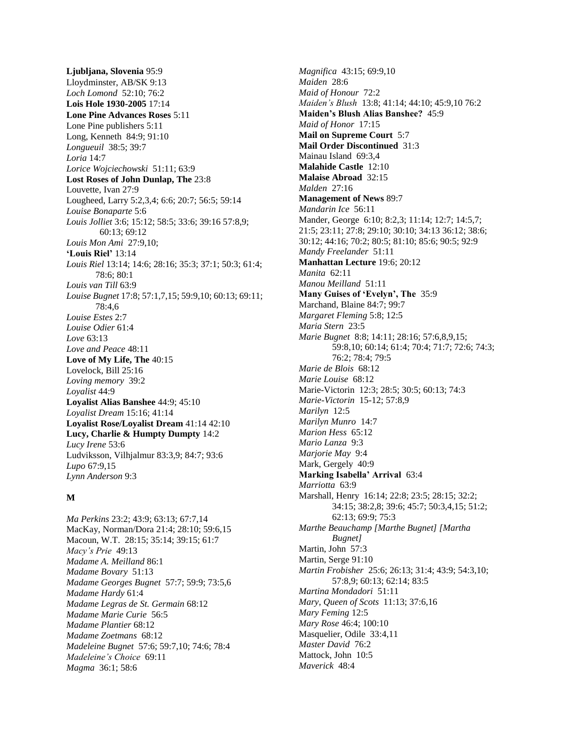**Ljubljana, Slovenia** 95:9
Lloydminster, AB/SK 9:13
*Loch Lomond* 52:10; 76:2
**Lois Hole 1930-2005** 17:14
**Lone Pine Advances Roses** 5:11
Lone Pine publishers 5:11
Long, Kenneth 84:9; 91:10
*Longueuil* 38:5; 39:7
*Loria* 14:7
*Lorice Wojciechowski* 51:11; 63:9
**Lost Roses of John Dunlap, The** 23:8
Louvette, Ivan 27:9
Lougheed, Larry 5:2,3,4; 6:6; 20:7; 56:5; 59:14
*Louise Bonaparte* 5:6
*Louis Jolliet* 3:6; 15:12; 58:5; 33:6; 39:16 57:8,9; 60:13; 69:12
*Louis Mon Ami* 27:9,10;
**'Louis Riel'** 13:14
*Louis Riel* 13:14; 14:6; 28:16; 35:3; 37:1; 50:3; 61:4; 78:6; 80:1
*Louis van Till* 63:9
*Louise Bugnet* 17:8; 57:1,7,15; 59:9,10; 60:13; 69:11; 78:4,6
*Louise Estes* 2:7
*Louise Odier* 61:4
*Love* 63:13
*Love and Peace* 48:11
**Love of My Life, The** 40:15
Lovelock, Bill 25:16
*Loving memory* 39:2
*Loyalist* 44:9
**Loyalist Alias Banshee** 44:9; 45:10
*Loyalist Dream* 15:16; 41:14
**Loyalist Rose/Loyalist Dream** 41:14 42:10
**Lucy, Charlie & Humpty Dumpty** 14:2
*Lucy Irene* 53:6
Ludviksson, Vilhjalmur 83:3,9; 84:7; 93:6
*Lupo* 67:9,15
*Lynn Anderson* 9:3

**M**

*Ma Perkins* 23:2; 43:9; 63:13; 67:7,14
MacKay, Norman/Dora 21:4; 28:10; 59:6,15
Macoun, W.T. 28:15; 35:14; 39:15; 61:7
*Macy's Prie* 49:13
*Madame A. Meilland* 86:1
*Madame Bovary* 51:13
*Madame Georges Bugnet* 57:7; 59:9; 73:5,6
*Madame Hardy* 61:4
*Madame Legras de St. Germain* 68:12
*Madame Marie Curie* 56:5
*Madame Plantier* 68:12
*Madame Zoetmans* 68:12
*Madeleine Bugnet* 57:6; 59:7,10; 74:6; 78:4
*Madeleine's Choice* 69:11
*Magma* 36:1; 58:6
*Magnifica* 43:15; 69:9,10
*Maiden* 28:6
*Maid of Honour* 72:2
*Maiden's Blush* 13:8; 41:14; 44:10; 45:9,10 76:2
**Maiden's Blush Alias Banshee?** 45:9
*Maid of Honor* 17:15
**Mail on Supreme Court** 5:7
**Mail Order Discontinued** 31:3
Mainau Island 69:3,4
**Malahide Castle** 12:10
**Malaise Abroad** 32:15
*Malden* 27:16
**Management of News** 89:7
*Mandarin Ice* 56:11
Mander, George 6:10; 8:2,3; 11:14; 12:7; 14:5,7; 21:5; 23:11; 27:8; 29:10; 30:10; 34:13 36:12; 38:6; 30:12; 44:16; 70:2; 80:5; 81:10; 85:6; 90:5; 92:9
*Mandy Freelander* 51:11
**Manhattan Lecture** 19:6; 20:12
*Manita* 62:11
*Manou Meilland* 51:11
**Many Guises of 'Evelyn', The** 35:9
Marchand, Blaine 84:7; 99:7
*Margaret Fleming* 5:8; 12:5
*Maria Stern* 23:5
*Marie Bugnet* 8:8; 14:11; 28:16; 57:6,8,9,15; 59:8,10; 60:14; 61:4; 70:4; 71:7; 72:6; 74:3; 76:2; 78:4; 79:5
*Marie de Blois* 68:12
*Marie Louise* 68:12
Marie-Victorin 12:3; 28:5; 30:5; 60:13; 74:3
*Marie-Victorin* 15-12; 57:8,9
*Marilyn* 12:5
*Marilyn Munro* 14:7
*Marion Hess* 65:12
*Mario Lanza* 9:3
*Marjorie May* 9:4
Mark, Gergely 40:9
**Marking Isabella' Arrival** 63:4
*Marriotta* 63:9
Marshall, Henry 16:14; 22:8; 23:5; 28:15; 32:2; 34:15; 38:2,8; 39:6; 45:7; 50:3,4,15; 51:2; 62:13; 69:9; 75:3
*Marthe Beauchamp [Marthe Bugnet] [Martha Bugnet]*
Martin, John 57:3
Martin, Serge 91:10
*Martin Frobisher* 25:6; 26:13; 31:4; 43:9; 54:3,10; 57:8,9; 60:13; 62:14; 83:5
*Martina Mondadori* 51:11
*Mary, Queen of Scots* 11:13; 37:6,16
*Mary Feming* 12:5
*Mary Rose* 46:4; 100:10
Masquelier, Odile 33:4,11
*Master David* 76:2
Mattock, John 10:5
*Maverick* 48:4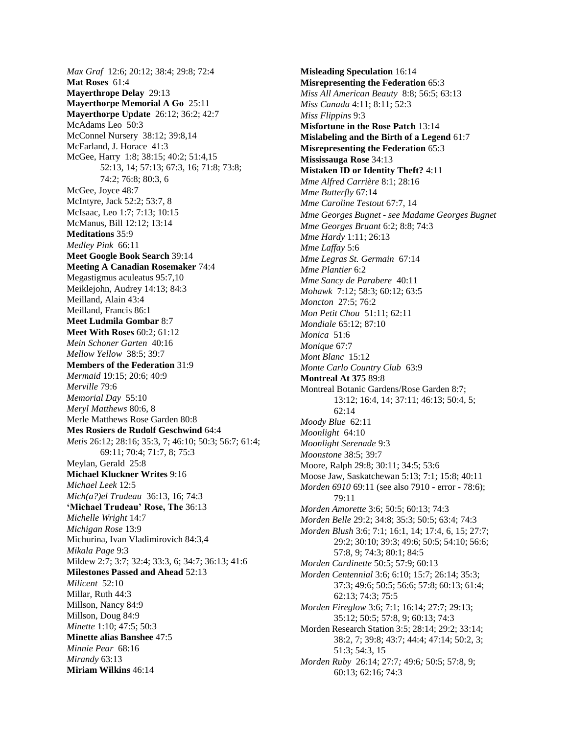*Max Graf* 12:6; 20:12; 38:4; 29:8; 72:4
**Mat Roses** 61:4
**Mayerthrope Delay** 29:13
**Mayerthorpe Memorial A Go** 25:11
**Mayerthorpe Update** 26:12; 36:2; 42:7
McAdams Leo 50:3
McConnel Nursery 38:12; 39:8,14
McFarland, J. Horace 41:3
McGee, Harry 1:8; 38:15; 40:2; 51:4,15
    52:13, 14; 57:13; 67:3, 16; 71:8; 73:8;
    74:2; 76:8; 80:3, 6
McGee, Joyce 48:7
McIntyre, Jack 52:2; 53:7, 8
McIsaac, Leo 1:7; 7:13; 10:15
McManus, Bill 12:12; 13:14
**Meditations** 35:9
*Medley Pink* 66:11
**Meet Google Book Search** 39:14
**Meeting A Canadian Rosemaker** 74:4
Megastigmus aculeatus 95:7,10
Meiklejohn, Audrey 14:13; 84:3
Meilland, Alain 43:4
Meilland, Francis 86:1
**Meet Ludmila Gombar** 8:7
**Meet With Roses** 60:2; 61:12
*Mein Schoner Garten* 40:16
*Mellow Yellow* 38:5; 39:7
**Members of the Federation** 31:9
*Mermaid* 19:15; 20:6; 40:9
*Merville* 79:6
*Memorial Day* 55:10
*Meryl Matthews* 80:6, 8
Merle Matthews Rose Garden 80:8
**Mes Rosiers de Rudolf Geschwind** 64:4
*Metis* 26:12; 28:16; 35:3, 7; 46:10; 50:3; 56:7; 61:4;
    69:11; 70:4; 71:7, 8; 75:3
Meylan, Gerald 25:8
**Michael Kluckner Writes** 9:16
*Michael Leek* 12:5
*Mich(a?)el Trudeau* 36:13, 16; 74:3
**'Michael Trudeau' Rose, The** 36:13
*Michelle Wright* 14:7
*Michigan Rose* 13:9
Michurina, Ivan Vladimirovich 84:3,4
*Mikala Page* 9:3
Mildew 2:7; 3:7; 32:4; 33:3, 6; 34:7; 36:13; 41:6
**Milestones Passed and Ahead** 52:13
*Milicent* 52:10
Millar, Ruth 44:3
Millson, Nancy 84:9
Millson, Doug 84:9
*Minette* 1:10; 47:5; 50:3
**Minette alias Banshee** 47:5
*Minnie Pear* 68:16
*Mirandy* 63:13
**Miriam Wilkins** 46:14
**Misleading Speculation** 16:14
**Misrepresenting the Federation** 65:3
*Miss All American Beauty* 8:8; 56:5; 63:13
*Miss Canada* 4:11; 8:11; 52:3
*Miss Flippins* 9:3
**Misfortune in the Rose Patch** 13:14
**Mislabeling and the Birth of a Legend** 61:7
**Misrepresenting the Federation** 65:3
**Mississauga Rose** 34:13
**Mistaken ID or Identity Theft?** 4:11
*Mme Alfred Carrière* 8:1; 28:16
*Mme Butterfly* 67:14
*Mme Caroline Testout* 67:7, 14
*Mme Georges Bugnet - see Madame Georges Bugnet*
*Mme Georges Bruant* 6:2; 8:8; 74:3
*Mme Hardy* 1:11; 26:13
*Mme Laffay* 5:6
*Mme Legras St. Germain* 67:14
*Mme Plantier* 6:2
*Mme Sancy de Parabere* 40:11
*Mohawk* 7:12; 58:3; 60:12; 63:5
*Moncton* 27:5; 76:2
*Mon Petit Chou* 51:11; 62:11
*Mondiale* 65:12; 87:10
*Monica* 51:6
*Monique* 67:7
*Mont Blanc* 15:12
*Monte Carlo Country Club* 63:9
**Montreal At 375** 89:8
Montreal Botanic Gardens/Rose Garden 8:7;
    13:12; 16:4, 14; 37:11; 46:13; 50:4, 5;
    62:14
*Moody Blue* 62:11
*Moonlight* 64:10
*Moonlight Serenade* 9:3
*Moonstone* 38:5; 39:7
Moore, Ralph 29:8; 30:11; 34:5; 53:6
Moose Jaw, Saskatchewan 5:13; 7:1; 15:8; 40:11
*Morden 6910* 69:11 (see also 7910 - error - 78:6);
    79:11
*Morden Amorette* 3:6; 50:5; 60:13; 74:3
*Morden Belle* 29:2; 34:8; 35:3; 50:5; 63:4; 74:3
*Morden Blush* 3:6; 7:1; 16:1, 14; 17:4, 6, 15; 27:7;
    29:2; 30:10; 39:3; 49:6; 50:5; 54:10; 56:6;
    57:8, 9; 74:3; 80:1; 84:5
*Morden Cardinette* 50:5; 57:9; 60:13
*Morden Centennial* 3:6; 6:10; 15:7; 26:14; 35:3;
    37:3; 49:6; 50:5; 56:6; 57:8; 60:13; 61:4;
    62:13; 74:3; 75:5
*Morden Fireglow* 3:6; 7:1; 16:14; 27:7; 29:13;
    35:12; 50:5; 57:8, 9; 60:13; 74:3
Morden Research Station 3:5; 28:14; 29:2; 33:14;
    38:2, 7; 39:8; 43:7; 44:4; 47:14; 50:2, 3;
    51:3; 54:3, 15
*Morden Ruby* 26:14; 27:7; 49:6; 50:5; 57:8, 9;
    60:13; 62:16; 74:3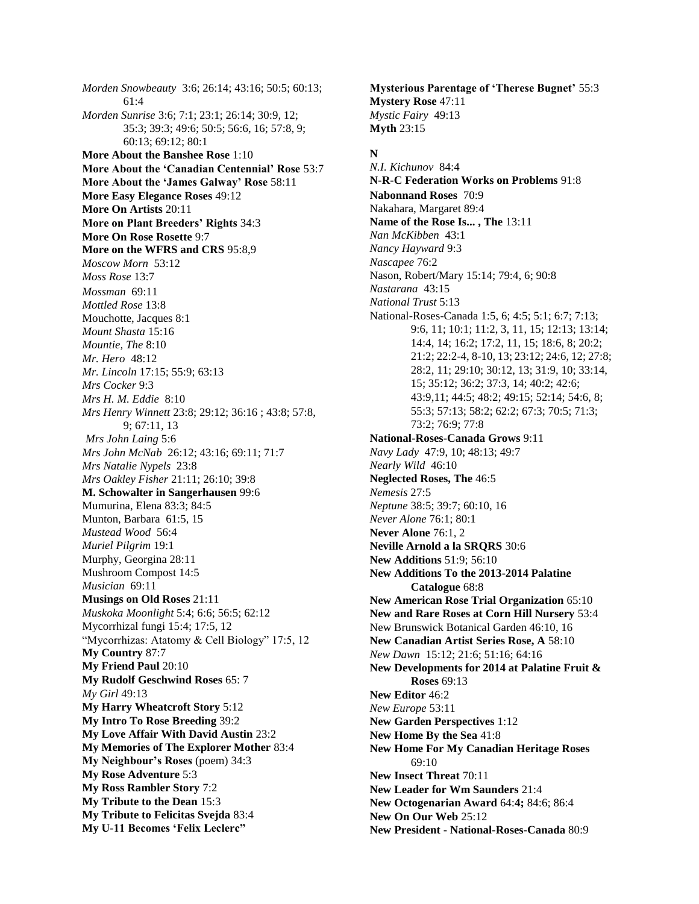*Morden Snowbeauty* 3:6; 26:14; 43:16; 50:5; 60:13; 61:4

*Morden Sunrise* 3:6; 7:1; 23:1; 26:14; 30:9, 12; 35:3; 39:3; 49:6; 50:5; 56:6, 16; 57:8, 9; 60:13; 69:12; 80:1

**More About the Banshee Rose** 1:10

**More About the 'Canadian Centennial' Rose** 53:7

**More About the 'James Galway' Rose** 58:11

**More Easy Elegance Roses** 49:12

**More On Artists** 20:11

**More on Plant Breeders' Rights** 34:3

**More On Rose Rosette** 9:7

**More on the WFRS and CRS** 95:8,9

*Moscow Morn* 53:12

*Moss Rose* 13:7

*Mossman* 69:11

*Mottled Rose* 13:8

Mouchotte, Jacques 8:1

*Mount Shasta* 15:16

*Mountie, The* 8:10

*Mr. Hero* 48:12

*Mr. Lincoln* 17:15; 55:9; 63:13

*Mrs Cocker* 9:3

*Mrs H. M. Eddie* 8:10

*Mrs Henry Winnett* 23:8; 29:12; 36:16 ; 43:8; 57:8, 9; 67:11, 13

*Mrs John Laing* 5:6

*Mrs John McNab* 26:12; 43:16; 69:11; 71:7

*Mrs Natalie Nypels* 23:8

*Mrs Oakley Fisher* 21:11; 26:10; 39:8

**M. Schowalter in Sangerhausen** 99:6

Mumurina, Elena 83:3; 84:5

Munton, Barbara 61:5, 15

*Mustead Wood* 56:4

*Muriel Pilgrim* 19:1

Murphy, Georgina 28:11

Mushroom Compost 14:5

*Musician* 69:11

**Musings on Old Roses** 21:11

*Muskoka Moonlight* 5:4; 6:6; 56:5; 62:12

Mycorrhizal fungi 15:4; 17:5, 12

"Mycorrhizas: Atatomy & Cell Biology" 17:5, 12

**My Country** 87:7

**My Friend Paul** 20:10

**My Rudolf Geschwind Roses** 65: 7

*My Girl* 49:13

**My Harry Wheatcroft Story** 5:12

**My Intro To Rose Breeding** 39:2

**My Love Affair With David Austin** 23:2

**My Memories of The Explorer Mother** 83:4

**My Neighbour's Roses** (poem) 34:3

**My Rose Adventure** 5:3

**My Ross Rambler Story** 7:2

**My Tribute to the Dean** 15:3

**My Tribute to Felicitas Svejda** 83:4

**My U-11 Becomes 'Felix Leclerc"**

**Mysterious Parentage of 'Therese Bugnet'** 55:3

**Mystery Rose** 47:11

*Mystic Fairy* 49:13

**Myth** 23:15

## N

*N.I. Kichunov* 84:4

**N-R-C Federation Works on Problems** 91:8

**Nabonnand Roses** 70:9

Nakahara, Margaret 89:4

**Name of the Rose Is... , The** 13:11

*Nan McKibben* 43:1

*Nancy Hayward* 9:3

*Nascapee* 76:2

Nason, Robert/Mary 15:14; 79:4, 6; 90:8

*Nastarana* 43:15

*National Trust* 5:13

National-Roses-Canada 1:5, 6; 4:5; 5:1; 6:7; 7:13; 9:6, 11; 10:1; 11:2, 3, 11, 15; 12:13; 13:14; 14:4, 14; 16:2; 17:2, 11, 15; 18:6, 8; 20:2; 21:2; 22:2-4, 8-10, 13; 23:12; 24:6, 12; 27:8; 28:2, 11; 29:10; 30:12, 13; 31:9, 10; 33:14, 15; 35:12; 36:2; 37:3, 14; 40:2; 42:6; 43:9,11; 44:5; 48:2; 49:15; 52:14; 54:6, 8; 55:3; 57:13; 58:2; 62:2; 67:3; 70:5; 71:3; 73:2; 76:9; 77:8

**National-Roses-Canada Grows** 9:11

*Navy Lady* 47:9, 10; 48:13; 49:7

*Nearly Wild* 46:10

**Neglected Roses, The** 46:5

*Nemesis* 27:5

*Neptune* 38:5; 39:7; 60:10, 16

*Never Alone* 76:1; 80:1

**Never Alone** 76:1, 2

**Neville Arnold a la SRQRS** 30:6

**New Additions** 51:9; 56:10

**New Additions To the 2013-2014 Palatine Catalogue** 68:8

**New American Rose Trial Organization** 65:10

**New and Rare Roses at Corn Hill Nursery** 53:4

New Brunswick Botanical Garden 46:10, 16

**New Canadian Artist Series Rose, A** 58:10

*New Dawn* 15:12; 21:6; 51:16; 64:16

**New Developments for 2014 at Palatine Fruit & Roses** 69:13

**New Editor** 46:2

*New Europe* 53:11

**New Garden Perspectives** 1:12

**New Home By the Sea** 41:8

**New Home For My Canadian Heritage Roses** 69:10

**New Insect Threat** 70:11

**New Leader for Wm Saunders** 21:4

**New Octogenarian Award** 64:**4;** 84:6; 86:4

**New On Our Web** 25:12

**New President - National-Roses-Canada** 80:9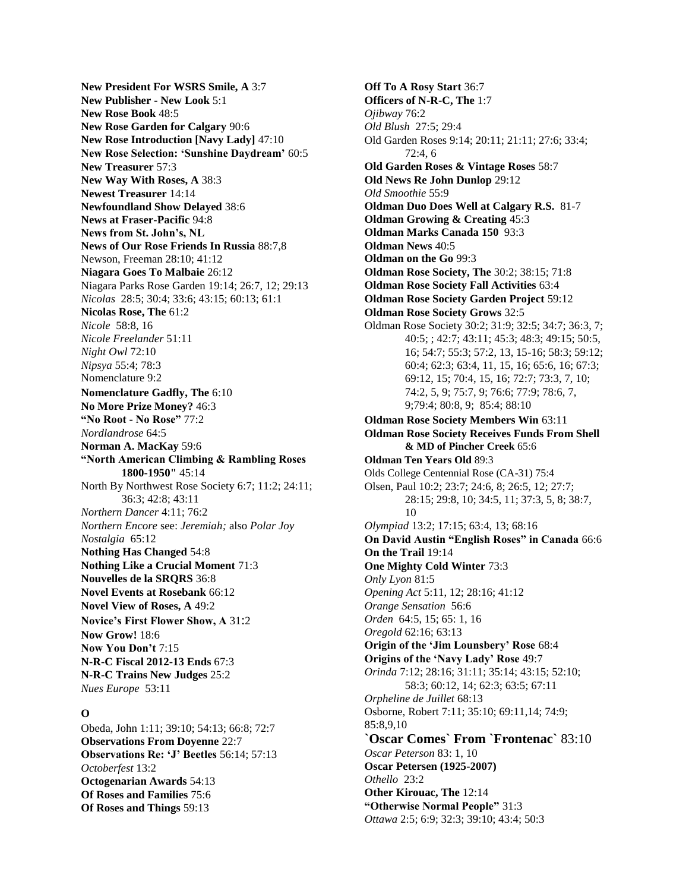**New President For WSRS Smile, A** 3:7
**New Publisher - New Look** 5:1
**New Rose Book** 48:5
**New Rose Garden for Calgary** 90:6
**New Rose Introduction [Navy Lady]** 47:10
**New Rose Selection: 'Sunshine Daydream'** 60:5
**New Treasurer** 57:3
**New Way With Roses, A** 38:3
**Newest Treasurer** 14:14
**Newfoundland Show Delayed** 38:6
**News at Fraser-Pacific** 94:8
**News from St. John's, NL**
**News of Our Rose Friends In Russia** 88:7,8
Newson, Freeman 28:10; 41:12
**Niagara Goes To Malbaie** 26:12
Niagara Parks Rose Garden 19:14; 26:7, 12; 29:13
*Nicolas* 28:5; 30:4; 33:6; 43:15; 60:13; 61:1
**Nicolas Rose, The** 61:2
*Nicole* 58:8, 16
*Nicole Freelander* 51:11
*Night Owl* 72:10
*Nipsya* 55:4; 78:3
Nomenclature 9:2
**Nomenclature Gadfly, The** 6:10
**No More Prize Money?** 46:3
**"No Root - No Rose"** 77:2
*Nordlandrose* 64:5
**Norman A. MacKay** 59:6
**"North American Climbing & Rambling Roses 1800-1950"** 45:14
North By Northwest Rose Society 6:7; 11:2; 24:11; 36:3; 42:8; 43:11
*Northern Dancer* 4:11; 76:2
*Northern Encore* see: *Jeremiah;* also *Polar Joy*
*Nostalgia* 65:12
**Nothing Has Changed** 54:8
**Nothing Like a Crucial Moment** 71:3
**Nouvelles de la SRQRS** 36:8
**Novel Events at Rosebank** 66:12
**Novel View of Roses, A** 49:2
**Novice's First Flower Show, A** 31:2
**Now Grow!** 18:6
**Now You Don't** 7:15
**N-R-C Fiscal 2012-13 Ends** 67:3
**N-R-C Trains New Judges** 25:2
*Nues Europe* 53:11

## O

Obeda, John 1:11; 39:10; 54:13; 66:8; 72:7
**Observations From Doyenne** 22:7
**Observations Re: 'J' Beetles** 56:14; 57:13
*Octoberfest* 13:2
**Octogenarian Awards** 54:13
**Of Roses and Families** 75:6
**Of Roses and Things** 59:13
**Off To A Rosy Start** 36:7
**Officers of N-R-C, The** 1:7
*Ojibway* 76:2
*Old Blush* 27:5; 29:4
Old Garden Roses 9:14; 20:11; 21:11; 27:6; 33:4; 72:4, 6
**Old Garden Roses & Vintage Roses** 58:7
**Old News Re John Dunlop** 29:12
*Old Smoothie* 55:9
**Oldman Duo Does Well at Calgary R.S.** 81-7
**Oldman Growing & Creating** 45:3
**Oldman Marks Canada 150** 93:3
**Oldman News** 40:5
**Oldman on the Go** 99:3
**Oldman Rose Society, The** 30:2; 38:15; 71:8
**Oldman Rose Society Fall Activities** 63:4
**Oldman Rose Society Garden Project** 59:12
**Oldman Rose Society Grows** 32:5
Oldman Rose Society 30:2; 31:9; 32:5; 34:7; 36:3, 7; 40:5; ; 42:7; 43:11; 45:3; 48:3; 49:15; 50:5, 16; 54:7; 55:3; 57:2, 13, 15-16; 58:3; 59:12; 60:4; 62:3; 63:4, 11, 15, 16; 65:6, 16; 67:3; 69:12, 15; 70:4, 15, 16; 72:7; 73:3, 7, 10; 74:2, 5, 9; 75:7, 9; 76:6; 77:9; 78:6, 7, 9;79:4; 80:8, 9; 85:4; 88:10
**Oldman Rose Society Members Win** 63:11
**Oldman Rose Society Receives Funds From Shell & MD of Pincher Creek** 65:6
**Oldman Ten Years Old** 89:3
Olds College Centennial Rose (CA-31) 75:4
Olsen, Paul 10:2; 23:7; 24:6, 8; 26:5, 12; 27:7; 28:15; 29:8, 10; 34:5, 11; 37:3, 5, 8; 38:7, 10
*Olympiad* 13:2; 17:15; 63:4, 13; 68:16
**On David Austin "English Roses" in Canada** 66:6
**On the Trail** 19:14
**One Mighty Cold Winter** 73:3
*Only Lyon* 81:5
*Opening Act* 5:11, 12; 28:16; 41:12
*Orange Sensation* 56:6
*Orden* 64:5, 15; 65: 1, 16
*Oregold* 62:16; 63:13
**Origin of the 'Jim Lounsbery' Rose** 68:4
**Origins of the 'Navy Lady' Rose** 49:7
*Orinda* 7:12; 28:16; 31:11; 35:14; 43:15; 52:10; 58:3; 60:12, 14; 62:3; 63:5; 67:11
*Orpheline de Juillet* 68:13
Osborne, Robert 7:11; 35:10; 69:11,14; 74:9; 85:8,9,10
**`Oscar Comes` From `Frontenac`** 83:10
*Oscar Peterson* 83: 1, 10
**Oscar Petersen (1925-2007)**
*Othello* 23:2
**Other Kirouac, The** 12:14
**"Otherwise Normal People"** 31:3
*Ottawa* 2:5; 6:9; 32:3; 39:10; 43:4; 50:3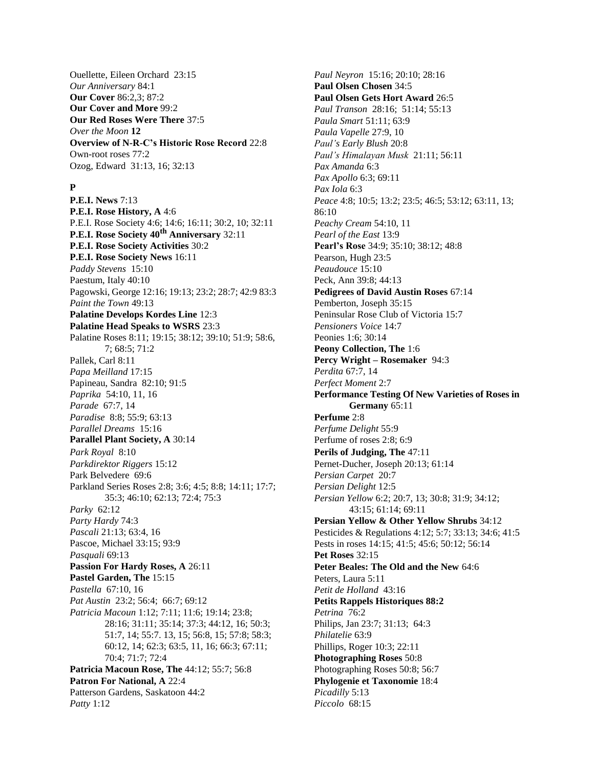Ouellette, Eileen Orchard 23:15
*Our Anniversary* 84:1
**Our Cover** 86:2,3; 87:2
**Our Cover and More** 99:2
**Our Red Roses Were There** 37:5
*Over the Moon* **12**
**Overview of N-R-C's Historic Rose Record** 22:8
Own-root roses 77:2
Ozog, Edward 31:13, 16; 32:13

**P**

**P.E.I. News** 7:13
**P.E.I. Rose History, A** 4:6
P.E.I. Rose Society 4:6; 14:6; 16:11; 30:2, 10; 32:11
**P.E.I. Rose Society 40th Anniversary** 32:11
**P.E.I. Rose Society Activities** 30:2
**P.E.I. Rose Society News** 16:11
*Paddy Stevens* 15:10
Paestum, Italy 40:10
Pagowski, George 12:16; 19:13; 23:2; 28:7; 42:9 83:3
*Paint the Town* 49:13
**Palatine Develops Kordes Line** 12:3
**Palatine Head Speaks to WSRS** 23:3
Palatine Roses 8:11; 19:15; 38:12; 39:10; 51:9; 58:6, 7; 68:5; 71:2
Pallek, Carl 8:11
*Papa Meilland* 17:15
Papineau, Sandra 82:10; 91:5
*Paprika* 54:10, 11, 16
*Parade* 67:7, 14
*Paradise* 8:8; 55:9; 63:13
*Parallel Dreams* 15:16
**Parallel Plant Society, A** 30:14
*Park Royal* 8:10
*Parkdirektor Riggers* 15:12
Park Belvedere 69:6
Parkland Series Roses 2:8; 3:6; 4:5; 8:8; 14:11; 17:7; 35:3; 46:10; 62:13; 72:4; 75:3
*Parky* 62:12
*Party Hardy* 74:3
*Pascali* 21:13; 63:4, 16
Pascoe, Michael 33:15; 93:9
*Pasquali* 69:13
**Passion For Hardy Roses, A** 26:11
**Pastel Garden, The** 15:15
*Pastella* 67:10, 16
*Pat Austin* 23:2; 56:4; 66:7; 69:12
*Patricia Macoun* 1:12; 7:11; 11:6; 19:14; 23:8; 28:16; 31:11; 35:14; 37:3; 44:12, 16; 50:3; 51:7, 14; 55:7. 13, 15; 56:8, 15; 57:8; 58:3; 60:12, 14; 62:3; 63:5, 11, 16; 66:3; 67:11; 70:4; 71:7; 72:4
**Patricia Macoun Rose, The** 44:12; 55:7; 56:8
**Patron For National, A** 22:4
Patterson Gardens, Saskatoon 44:2
*Patty* 1:12
*Paul Neyron* 15:16; 20:10; 28:16
**Paul Olsen Chosen** 34:5
**Paul Olsen Gets Hort Award** 26:5
*Paul Transon* 28:16; 51:14; 55:13
*Paula Smart* 51:11; 63:9
*Paula Vapelle* 27:9, 10
*Paul's Early Blush* 20:8
*Paul's Himalayan Musk* 21:11; 56:11
*Pax Amanda* 6:3
*Pax Apollo* 6:3; 69:11
*Pax Iola* 6:3
*Peace* 4:8; 10:5; 13:2; 23:5; 46:5; 53:12; 63:11, 13; 86:10
*Peachy Cream* 54:10, 11
*Pearl of the East* 13:9
**Pearl's Rose** 34:9; 35:10; 38:12; 48:8
Pearson, Hugh 23:5
*Peaudouce* 15:10
Peck, Ann 39:8; 44:13
**Pedigrees of David Austin Roses** 67:14
Pemberton, Joseph 35:15
Peninsular Rose Club of Victoria 15:7
*Pensioners Voice* 14:7
Peonies 1:6; 30:14
**Peony Collection, The** 1:6
**Percy Wright – Rosemaker** 94:3
*Perdita* 67:7, 14
*Perfect Moment* 2:7
**Performance Testing Of New Varieties of Roses in Germany** 65:11
**Perfume** 2:8
*Perfume Delight* 55:9
Perfume of roses 2:8; 6:9
**Perils of Judging, The** 47:11
Pernet-Ducher, Joseph 20:13; 61:14
*Persian Carpet* 20:7
*Persian Delight* 12:5
*Persian Yellow* 6:2; 20:7, 13; 30:8; 31:9; 34:12; 43:15; 61:14; 69:11
**Persian Yellow & Other Yellow Shrubs** 34:12
Pesticides & Regulations 4:12; 5:7; 33:13; 34:6; 41:5
Pests in roses 14:15; 41:5; 45:6; 50:12; 56:14
**Pet Roses** 32:15
**Peter Beales: The Old and the New** 64:6
Peters, Laura 5:11
*Petit de Holland* 43:16
**Petits Rappels Historiques 88:2**
*Petrina* 76:2
Philips, Jan 23:7; 31:13; 64:3
*Philatelie* 63:9
Phillips, Roger 10:3; 22:11
**Photographing Roses** 50:8
Photographing Roses 50:8; 56:7
**Phylogenie et Taxonomie** 18:4
*Picadilly* 5:13
*Piccolo* 68:15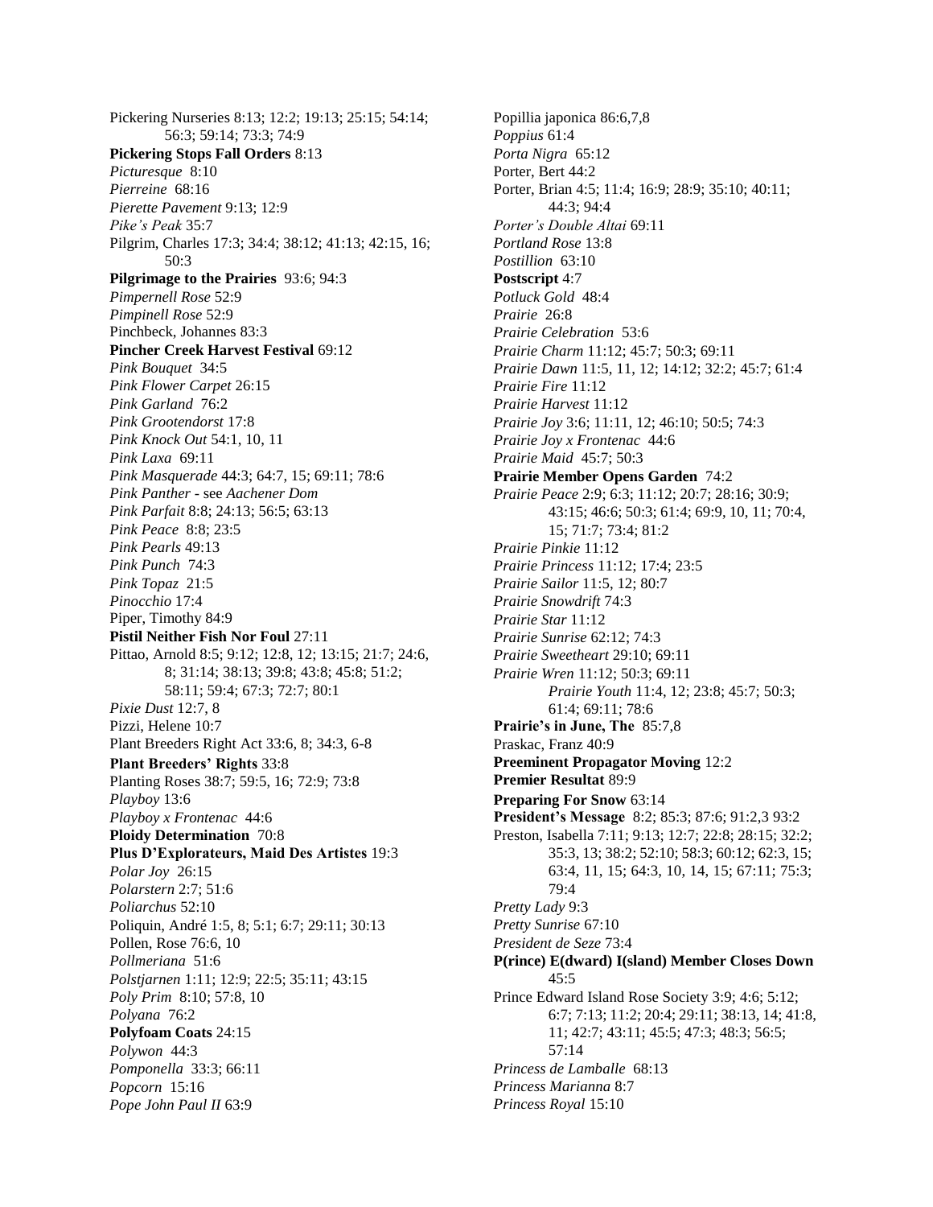Pickering Nurseries 8:13; 12:2; 19:13; 25:15; 54:14; 56:3; 59:14; 73:3; 74:9
**Pickering Stops Fall Orders** 8:13
*Picturesque* 8:10
*Pierreine* 68:16
*Pierette Pavement* 9:13; 12:9
*Pike's Peak* 35:7
Pilgrim, Charles 17:3; 34:4; 38:12; 41:13; 42:15, 16; 50:3
**Pilgrimage to the Prairies** 93:6; 94:3
*Pimpernell Rose* 52:9
*Pimpinell Rose* 52:9
Pinchbeck, Johannes 83:3
**Pincher Creek Harvest Festival** 69:12
*Pink Bouquet* 34:5
*Pink Flower Carpet* 26:15
*Pink Garland* 76:2
*Pink Grootendorst* 17:8
*Pink Knock Out* 54:1, 10, 11
*Pink Laxa* 69:11
*Pink Masquerade* 44:3; 64:7, 15; 69:11; 78:6
*Pink Panther* - see *Aachener Dom*
*Pink Parfait* 8:8; 24:13; 56:5; 63:13
*Pink Peace* 8:8; 23:5
*Pink Pearls* 49:13
*Pink Punch* 74:3
*Pink Topaz* 21:5
*Pinocchio* 17:4
Piper, Timothy 84:9
**Pistil Neither Fish Nor Foul** 27:11
Pittao, Arnold 8:5; 9:12; 12:8, 12; 13:15; 21:7; 24:6, 8; 31:14; 38:13; 39:8; 43:8; 45:8; 51:2; 58:11; 59:4; 67:3; 72:7; 80:1
*Pixie Dust* 12:7, 8
Pizzi, Helene 10:7
Plant Breeders Right Act 33:6, 8; 34:3, 6-8
**Plant Breeders' Rights** 33:8
Planting Roses 38:7; 59:5, 16; 72:9; 73:8
*Playboy* 13:6
*Playboy x Frontenac* 44:6
**Ploidy Determination** 70:8
**Plus D'Explorateurs, Maid Des Artistes** 19:3
*Polar Joy* 26:15
*Polarstern* 2:7; 51:6
*Poliarchus* 52:10
Poliquin, André 1:5, 8; 5:1; 6:7; 29:11; 30:13
Pollen, Rose 76:6, 10
*Pollmeriana* 51:6
*Polstjarnen* 1:11; 12:9; 22:5; 35:11; 43:15
*Poly Prim* 8:10; 57:8, 10
*Polyana* 76:2
**Polyfoam Coats** 24:15
*Polywon* 44:3
*Pomponella* 33:3; 66:11
*Popcorn* 15:16
*Pope John Paul II* 63:9
Popillia japonica 86:6,7,8
*Poppius* 61:4
*Porta Nigra* 65:12
Porter, Bert 44:2
Porter, Brian 4:5; 11:4; 16:9; 28:9; 35:10; 40:11; 44:3; 94:4
*Porter's Double Altai* 69:11
*Portland Rose* 13:8
*Postillion* 63:10
**Postscript** 4:7
*Potluck Gold* 48:4
*Prairie* 26:8
*Prairie Celebration* 53:6
*Prairie Charm* 11:12; 45:7; 50:3; 69:11
*Prairie Dawn* 11:5, 11, 12; 14:12; 32:2; 45:7; 61:4
*Prairie Fire* 11:12
*Prairie Harvest* 11:12
*Prairie Joy* 3:6; 11:11, 12; 46:10; 50:5; 74:3
*Prairie Joy x Frontenac* 44:6
*Prairie Maid* 45:7; 50:3
**Prairie Member Opens Garden** 74:2
*Prairie Peace* 2:9; 6:3; 11:12; 20:7; 28:16; 30:9; 43:15; 46:6; 50:3; 61:4; 69:9, 10, 11; 70:4, 15; 71:7; 73:4; 81:2
*Prairie Pinkie* 11:12
*Prairie Princess* 11:12; 17:4; 23:5
*Prairie Sailor* 11:5, 12; 80:7
*Prairie Snowdrift* 74:3
*Prairie Star* 11:12
*Prairie Sunrise* 62:12; 74:3
*Prairie Sweetheart* 29:10; 69:11
*Prairie Wren* 11:12; 50:3; 69:11
*Prairie Youth* 11:4, 12; 23:8; 45:7; 50:3; 61:4; 69:11; 78:6
**Prairie's in June, The** 85:7,8
Praskac, Franz 40:9
**Preeminent Propagator Moving** 12:2
**Premier Resultat** 89:9
**Preparing For Snow** 63:14
**President's Message** 8:2; 85:3; 87:6; 91:2,3 93:2
Preston, Isabella 7:11; 9:13; 12:7; 22:8; 28:15; 32:2; 35:3, 13; 38:2; 52:10; 58:3; 60:12; 62:3, 15; 63:4, 11, 15; 64:3, 10, 14, 15; 67:11; 75:3; 79:4
*Pretty Lady* 9:3
*Pretty Sunrise* 67:10
*President de Seze* 73:4
**P(rince) E(dward) I(sland) Member Closes Down** 45:5
Prince Edward Island Rose Society 3:9; 4:6; 5:12; 6:7; 7:13; 11:2; 20:4; 29:11; 38:13, 14; 41:8, 11; 42:7; 43:11; 45:5; 47:3; 48:3; 56:5; 57:14
*Princess de Lamballe* 68:13
*Princess Marianna* 8:7
*Princess Royal* 15:10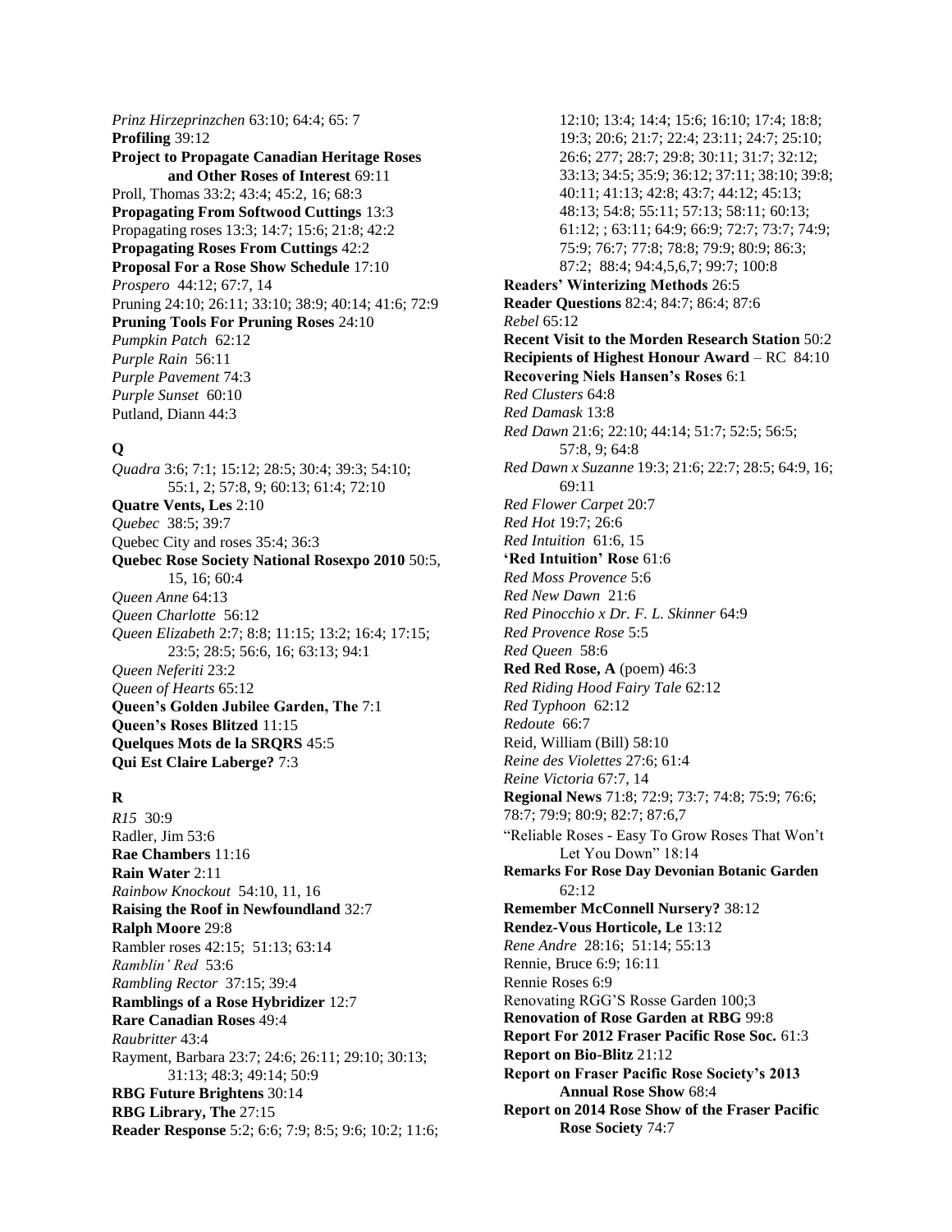*Prinz Hirzeprinzchen* 63:10; 64:4; 65: 7
**Profiling** 39:12
**Project to Propagate Canadian Heritage Roses and Other Roses of Interest** 69:11
Proll, Thomas 33:2; 43:4; 45:2, 16; 68:3
**Propagating From Softwood Cuttings** 13:3
Propagating roses 13:3; 14:7; 15:6; 21:8; 42:2
**Propagating Roses From Cuttings** 42:2
**Proposal For a Rose Show Schedule** 17:10
*Prospero* 44:12; 67:7, 14
Pruning 24:10; 26:11; 33:10; 38:9; 40:14; 41:6; 72:9
**Pruning Tools For Pruning Roses** 24:10
*Pumpkin Patch* 62:12
*Purple Rain* 56:11
*Purple Pavement* 74:3
*Purple Sunset* 60:10
Putland, Diann 44:3

## Q

*Quadra* 3:6; 7:1; 15:12; 28:5; 30:4; 39:3; 54:10; 55:1, 2; 57:8, 9; 60:13; 61:4; 72:10
**Quatre Vents, Les** 2:10
*Quebec* 38:5; 39:7
Quebec City and roses 35:4; 36:3
**Quebec Rose Society National Rosexpo 2010** 50:5, 15, 16; 60:4
*Queen Anne* 64:13
*Queen Charlotte* 56:12
*Queen Elizabeth* 2:7; 8:8; 11:15; 13:2; 16:4; 17:15; 23:5; 28:5; 56:6, 16; 63:13; 94:1
*Queen Neferiti* 23:2
*Queen of Hearts* 65:12
**Queen's Golden Jubilee Garden, The** 7:1
**Queen's Roses Blitzed** 11:15
**Quelques Mots de la SRQRS** 45:5
**Qui Est Claire Laberge?** 7:3

## R

*R15* 30:9
Radler, Jim 53:6
**Rae Chambers** 11:16
**Rain Water** 2:11
*Rainbow Knockout* 54:10, 11, 16
**Raising the Roof in Newfoundland** 32:7
**Ralph Moore** 29:8
Rambler roses 42:15; 51:13; 63:14
*Ramblin' Red* 53:6
*Rambling Rector* 37:15; 39:4
**Ramblings of a Rose Hybridizer** 12:7
**Rare Canadian Roses** 49:4
*Raubritter* 43:4
Rayment, Barbara 23:7; 24:6; 26:11; 29:10; 30:13; 31:13; 48:3; 49:14; 50:9
**RBG Future Brightens** 30:14
**RBG Library, The** 27:15
**Reader Response** 5:2; 6:6; 7:9; 8:5; 9:6; 10:2; 11:6; 12:10; 13:4; 14:4; 15:6; 16:10; 17:4; 18:8; 19:3; 20:6; 21:7; 22:4; 23:11; 24:7; 25:10; 26:6; 277; 28:7; 29:8; 30:11; 31:7; 32:12; 33:13; 34:5; 35:9; 36:12; 37:11; 38:10; 39:8; 40:11; 41:13; 42:8; 43:7; 44:12; 45:13; 48:13; 54:8; 55:11; 57:13; 58:11; 60:13; 61:12; ; 63:11; 64:9; 66:9; 72:7; 73:7; 74:9; 75:9; 76:7; 77:8; 78:8; 79:9; 80:9; 86:3; 87:2; 88:4; 94:4,5,6,7; 99:7; 100:8
**Readers' Winterizing Methods** 26:5
**Reader Questions** 82:4; 84:7; 86:4; 87:6
*Rebel* 65:12
**Recent Visit to the Morden Research Station** 50:2
**Recipients of Highest Honour Award** – RC 84:10
**Recovering Niels Hansen's Roses** 6:1
*Red Clusters* 64:8
*Red Damask* 13:8
*Red Dawn* 21:6; 22:10; 44:14; 51:7; 52:5; 56:5; 57:8, 9; 64:8
*Red Dawn x Suzanne* 19:3; 21:6; 22:7; 28:5; 64:9, 16; 69:11
*Red Flower Carpet* 20:7
*Red Hot* 19:7; 26:6
*Red Intuition* 61:6, 15
**'Red Intuition' Rose** 61:6
*Red Moss Provence* 5:6
*Red New Dawn* 21:6
*Red Pinocchio x Dr. F. L. Skinner* 64:9
*Red Provence Rose* 5:5
*Red Queen* 58:6
**Red Red Rose, A** (poem) 46:3
*Red Riding Hood Fairy Tale* 62:12
*Red Typhoon* 62:12
*Redoute* 66:7
Reid, William (Bill) 58:10
*Reine des Violettes* 27:6; 61:4
*Reine Victoria* 67:7, 14
**Regional News** 71:8; 72:9; 73:7; 74:8; 75:9; 76:6; 78:7; 79:9; 80:9; 82:7; 87:6,7
"Reliable Roses - Easy To Grow Roses That Won't Let You Down" 18:14
**Remarks For Rose Day Devonian Botanic Garden** 62:12
**Remember McConnell Nursery?** 38:12
**Rendez-Vous Horticole, Le** 13:12
*Rene Andre* 28:16; 51:14; 55:13
Rennie, Bruce 6:9; 16:11
Rennie Roses 6:9
Renovating RGG'S Rosse Garden 100;3
**Renovation of Rose Garden at RBG** 99:8
**Report For 2012 Fraser Pacific Rose Soc.** 61:3
**Report on Bio-Blitz** 21:12
**Report on Fraser Pacific Rose Society's 2013 Annual Rose Show** 68:4
**Report on 2014 Rose Show of the Fraser Pacific Rose Society** 74:7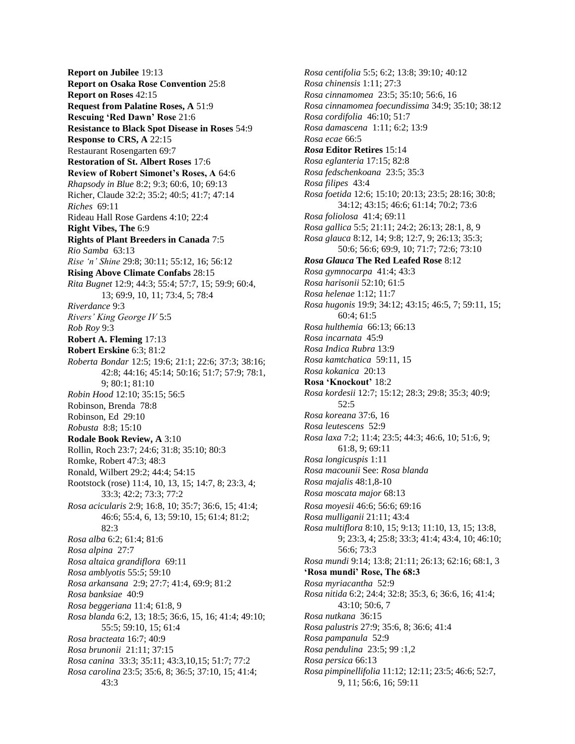**Report on Jubilee** 19:13
**Report on Osaka Rose Convention** 25:8
**Report on Roses** 42:15
**Request from Palatine Roses, A** 51:9
**Rescuing 'Red Dawn' Rose** 21:6
**Resistance to Black Spot Disease in Roses** 54:9
**Response to CRS, A** 22:15
Restaurant Rosengarten 69:7
**Restoration of St. Albert Roses** 17:6
**Review of Robert Simonet's Roses, A** 64:6
*Rhapsody in Blue* 8:2; 9:3; 60:6, 10; 69:13
Richer, Claude 32:2; 35:2; 40:5; 41:7; 47:14
*Riches* 69:11
Rideau Hall Rose Gardens 4:10; 22:4
**Right Vibes, The** 6:9
**Rights of Plant Breeders in Canada** 7:5
*Rio Samba* 63:13
*Rise 'n' Shine* 29:8; 30:11; 55:12, 16; 56:12
**Rising Above Climate Confabs** 28:15
*Rita Bugnet* 12:9; 44:3; 55:4; 57:7, 15; 59:9; 60:4, 13; 69:9, 10, 11; 73:4, 5; 78:4
*Riverdance* 9:3
*Rivers' King George IV* 5:5
*Rob Roy* 9:3
**Robert A. Fleming** 17:13
**Robert Erskine** 6:3; 81:2
*Roberta Bondar* 12:5; 19:6; 21:1; 22:6; 37:3; 38:16; 42:8; 44:16; 45:14; 50:16; 51:7; 57:9; 78:1, 9; 80:1; 81:10
*Robin Hood* 12:10; 35:15; 56:5
Robinson, Brenda 78:8
Robinson, Ed 29:10
*Robusta* 8:8; 15:10
**Rodale Book Review, A** 3:10
Rollin, Roch 23:7; 24:6; 31:8; 35:10; 80:3
Romke, Robert 47:3; 48:3
Ronald, Wilbert 29:2; 44:4; 54:15
Rootstock (rose) 11:4, 10, 13, 15; 14:7, 8; 23:3, 4; 33:3; 42:2; 73:3; 77:2
*Rosa acicularis* 2:9; 16:8, 10; 35:7; 36:6, 15; 41:4; 46:6; 55:4, 6, 13; 59:10, 15; 61:4; 81:2; 82:3
*Rosa alba* 6:2; 61:4; 81:6
*Rosa alpina* 27:7
*Rosa altaica grandiflora* 69:11
*Rosa amblyotis* 55:5; 59:10
*Rosa arkansana* 2:9; 27:7; 41:4, 69:9; 81:2
*Rosa banksiae* 40:9
*Rosa beggeriana* 11:4; 61:8, 9
*Rosa blanda* 6:2, 13; 18:5; 36:6, 15, 16; 41:4; 49:10; 55:5; 59:10, 15; 61:4
*Rosa bracteata* 16:7; 40:9
*Rosa brunonii* 21:11; 37:15
*Rosa canina* 33:3; 35:11; 43:3,10,15; 51:7; 77:2
*Rosa carolina* 23:5; 35:6, 8; 36:5; 37:10, 15; 41:4; 43:3
*Rosa centifolia* 5:5; 6:2; 13:8; 39:10*;* 40:12
*Rosa chinensis* 1:11; 27:3
*Rosa cinnamomea* 23:5; 35:10; 56:6, 16
*Rosa cinnamomea foecundissima* 34:9; 35:10; 38:12
*Rosa cordifolia* 46:10; 51:7
*Rosa damascena* 1:11; 6:2; 13:9
*Rosa ecae* 66:5
***Rosa* Editor Retires** 15:14
*Rosa eglanteria* 17:15; 82:8
*Rosa fedschenkoana* 23:5; 35:3
*Rosa filipes* 43:4
*Rosa foetida* 12:6; 15:10; 20:13; 23:5; 28:16; 30:8; 34:12; 43:15; 46:6; 61:14; 70:2; 73:6
*Rosa foliolosa* 41:4; 69:11
*Rosa gallica* 5:5; 21:11; 24:2; 26:13; 28:1, 8, 9
*Rosa glauca* 8:12, 14; 9:8; 12:7, 9; 26:13; 35:3; 50:6; 56:6; 69:9, 10; 71:7; 72:6; 73:10
***Rosa Glauca* The Red Leafed Rose** 8:12
*Rosa gymnocarpa* 41:4; 43:3
*Rosa harisonii* 52:10; 61:5
*Rosa helenae* 1:12; 11:7
*Rosa hugonis* 19:9; 34:12; 43:15; 46:5, 7; 59:11, 15; 60:4; 61:5
*Rosa hulthemia* 66:13; 66:13
*Rosa incarnata* 45:9
*Rosa Indica Rubra* 13:9
*Rosa kamtchatica* 59:11, 15
*Rosa kokanica* 20:13
**Rosa 'Knockout'** 18:2
*Rosa kordesii* 12:7; 15:12; 28:3; 29:8; 35:3; 40:9; 52:5
*Rosa koreana* 37:6, 16
*Rosa leutescens* 52:9
*Rosa laxa* 7:2; 11:4; 23:5; 44:3; 46:6, 10; 51:6, 9; 61:8, 9; 69:11
*Rosa longicuspis* 1:11
*Rosa macounii* See: *Rosa blanda*
*Rosa majalis* 48:1,8-10
*Rosa moscata major* 68:13
*Rosa moyesii* 46:6; 56:6; 69:16
*Rosa mulliganii* 21:11; 43:4
*Rosa multiflora* 8:10, 15; 9:13; 11:10, 13, 15; 13:8, 9; 23:3, 4; 25:8; 33:3; 41:4; 43:4, 10; 46:10; 56:6; 73:3
*Rosa mundi* 9:14; 13:8; 21:11; 26:13; 62:16; 68:1, 3
**'Rosa mundi' Rose, The 68:3**
*Rosa myriacantha* 52:9
*Rosa nitida* 6:2; 24:4; 32:8; 35:3, 6; 36:6, 16; 41:4; 43:10; 50:6, 7
*Rosa nutkana* 36:15
*Rosa palustris* 27:9; 35:6, 8; 36:6; 41:4
*Rosa pampanula* 52:9
*Rosa pendulina* 23:5; 99 :1,2
*Rosa persica* 66:13
*Rosa pimpinellifolia* 11:12; 12:11; 23:5; 46:6; 52:7, 9, 11; 56:6, 16; 59:11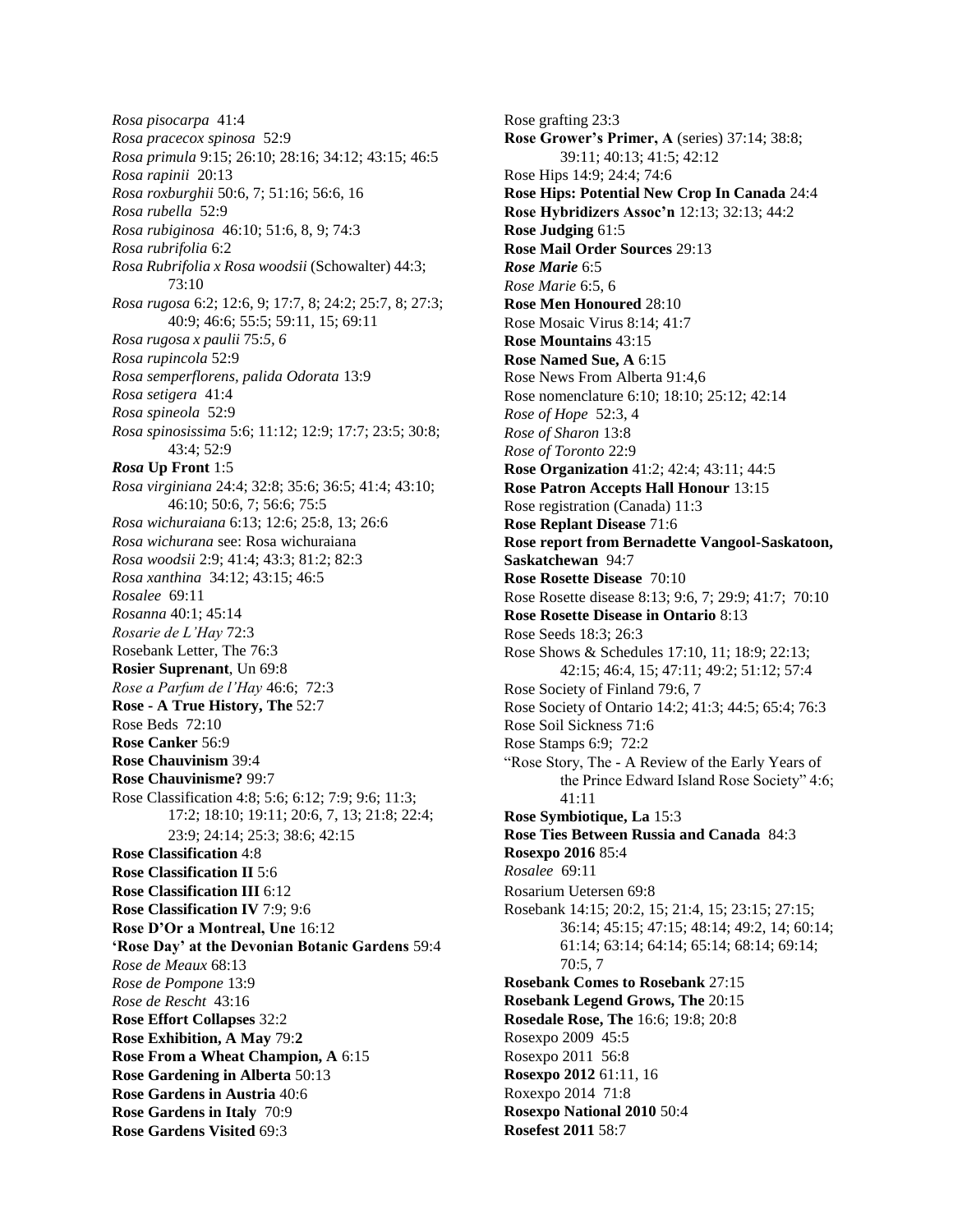*Rosa pisocarpa* 41:4
*Rosa pracecox spinosa* 52:9
*Rosa primula* 9:15; 26:10; 28:16; 34:12; 43:15; 46:5
*Rosa rapinii* 20:13
*Rosa roxburghii* 50:6, 7; 51:16; 56:6, 16
*Rosa rubella* 52:9
*Rosa rubiginosa* 46:10; 51:6, 8, 9; 74:3
*Rosa rubrifolia* 6:2
*Rosa Rubrifolia x Rosa woodsii* (Schowalter) 44:3; 73:10
*Rosa rugosa* 6:2; 12:6, 9; 17:7, 8; 24:2; 25:7, 8; 27:3; 40:9; 46:6; 55:5; 59:11, 15; 69:11
*Rosa rugosa x paulii* 75:*5, 6*
*Rosa rupincola* 52:9
*Rosa semperflorens, palida Odorata* 13:9
*Rosa setigera* 41:4
*Rosa spineola* 52:9
*Rosa spinosissima* 5:6; 11:12; 12:9; 17:7; 23:5; 30:8; 43:4; 52:9
***Rosa* Up Front** 1:5
*Rosa virginiana* 24:4; 32:8; 35:6; 36:5; 41:4; 43:10; 46:10; 50:6, 7; 56:6; 75:5
*Rosa wichuraiana* 6:13; 12:6; 25:8, 13; 26:6
*Rosa wichurana* see: Rosa wichuraiana
*Rosa woodsii* 2:9; 41:4; 43:3; 81:2; 82:3
*Rosa xanthina* 34:12; 43:15; 46:5
*Rosalee* 69:11
*Rosanna* 40:1; 45:14
*Rosarie de L'Hay* 72:3
Rosebank Letter, The 76:3
**Rosier Suprenant**, Un 69:8
*Rose a Parfum de l'Hay* 46:6; 72:3
**Rose - A True History, The** 52:7
Rose Beds 72:10
**Rose Canker** 56:9
**Rose Chauvinism** 39:4
**Rose Chauvinisme?** 99:7
Rose Classification 4:8; 5:6; 6:12; 7:9; 9:6; 11:3; 17:2; 18:10; 19:11; 20:6, 7, 13; 21:8; 22:4; 23:9; 24:14; 25:3; 38:6; 42:15
**Rose Classification** 4:8
**Rose Classification II** 5:6
**Rose Classification III** 6:12
**Rose Classification IV** 7:9; 9:6
**Rose D'Or a Montreal, Une** 16:12
**'Rose Day' at the Devonian Botanic Gardens** 59:4
*Rose de Meaux* 68:13
*Rose de Pompone* 13:9
*Rose de Rescht* 43:16
**Rose Effort Collapses** 32:2
**Rose Exhibition, A May** 79:**2**
**Rose From a Wheat Champion, A** 6:15
**Rose Gardening in Alberta** 50:13
**Rose Gardens in Austria** 40:6
**Rose Gardens in Italy** 70:9
**Rose Gardens Visited** 69:3
Rose grafting 23:3
**Rose Grower's Primer, A** (series) 37:14; 38:8; 39:11; 40:13; 41:5; 42:12
Rose Hips 14:9; 24:4; 74:6
**Rose Hips: Potential New Crop In Canada** 24:4
**Rose Hybridizers Assoc'n** 12:13; 32:13; 44:2
**Rose Judging** 61:5
**Rose Mail Order Sources** 29:13
***Rose Marie*** 6:5
*Rose Marie* 6:5, 6
**Rose Men Honoured** 28:10
Rose Mosaic Virus 8:14; 41:7
**Rose Mountains** 43:15
**Rose Named Sue, A** 6:15
Rose News From Alberta 91:4,6
Rose nomenclature 6:10; 18:10; 25:12; 42:14
*Rose of Hope* 52:3, 4
*Rose of Sharon* 13:8
*Rose of Toronto* 22:9
**Rose Organization** 41:2; 42:4; 43:11; 44:5
**Rose Patron Accepts Hall Honour** 13:15
Rose registration (Canada) 11:3
**Rose Replant Disease** 71:6
**Rose report from Bernadette Vangool-Saskatoon, Saskatchewan** 94:7
**Rose Rosette Disease** 70:10
Rose Rosette disease 8:13; 9:6, 7; 29:9; 41:7; 70:10
**Rose Rosette Disease in Ontario** 8:13
Rose Seeds 18:3; 26:3
Rose Shows & Schedules 17:10, 11; 18:9; 22:13; 42:15; 46:4, 15; 47:11; 49:2; 51:12; 57:4
Rose Society of Finland 79:6, 7
Rose Society of Ontario 14:2; 41:3; 44:5; 65:4; 76:3
Rose Soil Sickness 71:6
Rose Stamps 6:9; 72:2
"Rose Story, The - A Review of the Early Years of the Prince Edward Island Rose Society" 4:6; 41:11
**Rose Symbiotique, La** 15:3
**Rose Ties Between Russia and Canada** 84:3
**Rosexpo 2016** 85:4
*Rosalee* 69:11
Rosarium Uetersen 69:8
Rosebank 14:15; 20:2, 15; 21:4, 15; 23:15; 27:15; 36:14; 45:15; 47:15; 48:14; 49:2, 14; 60:14; 61:14; 63:14; 64:14; 65:14; 68:14; 69:14; 70:5, 7
**Rosebank Comes to Rosebank** 27:15
**Rosebank Legend Grows, The** 20:15
**Rosedale Rose, The** 16:6; 19:8; 20:8
Rosexpo 2009 45:5
Rosexpo 2011 56:8
**Rosexpo 2012** 61:11, 16
Roxexpo 2014 71:8
**Rosexpo National 2010** 50:4
**Rosefest 2011** 58:7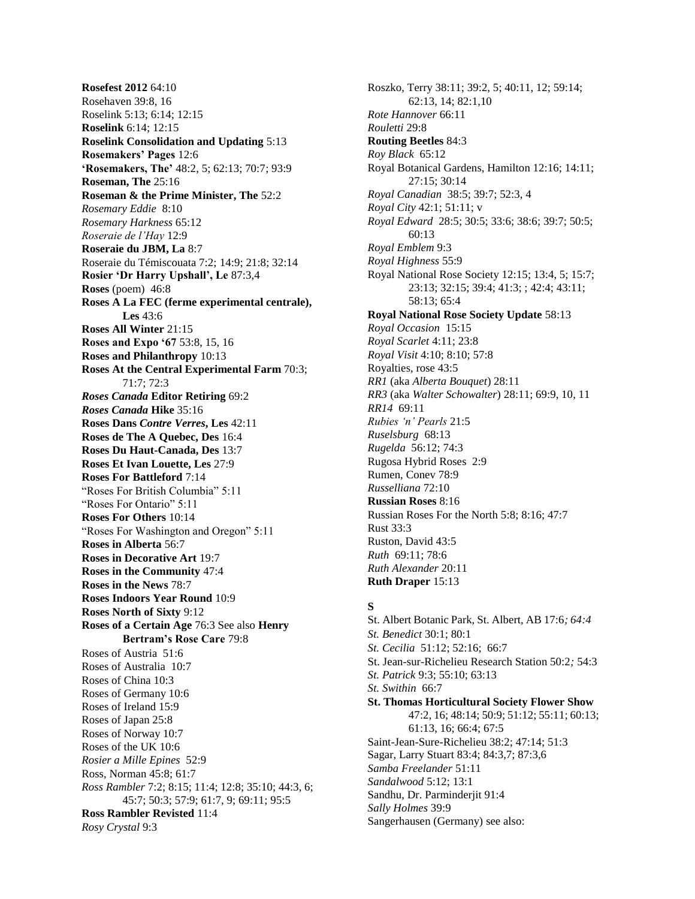**Rosefest 2012** 64:10
Rosehaven 39:8, 16
Roselink 5:13; 6:14; 12:15
**Roselink** 6:14; 12:15
**Roselink Consolidation and Updating** 5:13
**Rosemakers' Pages** 12:6
**'Rosemakers, The'** 48:2, 5; 62:13; 70:7; 93:9
**Roseman, The** 25:16
**Roseman & the Prime Minister, The** 52:2
*Rosemary Eddie* 8:10
*Rosemary Harkness* 65:12
*Roseraie de l'Hay* 12:9
**Roseraie du JBM, La** 8:7
Roseraie du Témiscouata 7:2; 14:9; 21:8; 32:14
**Rosier 'Dr Harry Upshall', Le** 87:3,4
**Roses** (poem) 46:8
**Roses A La FEC (ferme experimental centrale), Les** 43:6
**Roses All Winter** 21:15
**Roses and Expo '67** 53:8, 15, 16
**Roses and Philanthropy** 10:13
**Roses At the Central Experimental Farm** 70:3; 71:7; 72:3
***Roses Canada* Editor Retiring** 69:2
***Roses Canada* Hike** 35:16
**Roses Dans *Contre Verres*, Les** 42:11
**Roses de The A Quebec, Des** 16:4
**Roses Du Haut-Canada, Des** 13:7
**Roses Et Ivan Louette, Les** 27:9
**Roses For Battleford** 7:14
"Roses For British Columbia" 5:11
"Roses For Ontario" 5:11
**Roses For Others** 10:14
"Roses For Washington and Oregon" 5:11
**Roses in Alberta** 56:7
**Roses in Decorative Art** 19:7
**Roses in the Community** 47:4
**Roses in the News** 78:7
**Roses Indoors Year Round** 10:9
**Roses North of Sixty** 9:12
**Roses of a Certain Age** 76:3 See also **Henry Bertram's Rose Care** 79:8
Roses of Austria 51:6
Roses of Australia 10:7
Roses of China 10:3
Roses of Germany 10:6
Roses of Ireland 15:9
Roses of Japan 25:8
Roses of Norway 10:7
Roses of the UK 10:6
*Rosier a Mille Epines* 52:9
Ross, Norman 45:8; 61:7
*Ross Rambler* 7:2; 8:15; 11:4; 12:8; 35:10; 44:3, 6; 45:7; 50:3; 57:9; 61:7, 9; 69:11; 95:5
**Ross Rambler Revisted** 11:4
*Rosy Crystal* 9:3
Roszko, Terry 38:11; 39:2, 5; 40:11, 12; 59:14; 62:13, 14; 82:1,10
*Rote Hannover* 66:11
*Rouletti* 29:8
**Routing Beetles** 84:3
*Roy Black* 65:12
Royal Botanical Gardens, Hamilton 12:16; 14:11; 27:15; 30:14
*Royal Canadian* 38:5; 39:7; 52:3, 4
*Royal City* 42:1; 51:11; v
*Royal Edward* 28:5; 30:5; 33:6; 38:6; 39:7; 50:5; 60:13
*Royal Emblem* 9:3
*Royal Highness* 55:9
Royal National Rose Society 12:15; 13:4, 5; 15:7; 23:13; 32:15; 39:4; 41:3; ; 42:4; 43:11; 58:13; 65:4
**Royal National Rose Society Update** 58:13
*Royal Occasion* 15:15
*Royal Scarlet* 4:11; 23:8
*Royal Visit* 4:10; 8:10; 57:8
Royalties, rose 43:5
*RR1* (aka *Alberta Bouquet*) 28:11
*RR3* (aka *Walter Schowalter*) 28:11; 69:9, 10, 11
*RR14* 69:11
*Rubies 'n' Pearls* 21:5
*Ruselsburg* 68:13
*Rugelda* 56:12; 74:3
Rugosa Hybrid Roses 2:9
Rumen, Conev 78:9
*Russelliana* 72:10
**Russian Roses** 8:16
Russian Roses For the North 5:8; 8:16; 47:7
Rust 33:3
Ruston, David 43:5
*Ruth* 69:11; 78:6
*Ruth Alexander* 20:11
**Ruth Draper** 15:13

## S

St. Albert Botanic Park, St. Albert, AB 17:6*; 64:4*
*St. Benedict* 30:1; 80:1
*St. Cecilia* 51:12; 52:16; 66:7
St. Jean-sur-Richelieu Research Station 50:2*;* 54:3
*St. Patrick* 9:3; 55:10; 63:13
*St. Swithin* 66:7
**St. Thomas Horticultural Society Flower Show** 47:2, 16; 48:14; 50:9; 51:12; 55:11; 60:13; 61:13, 16; 66:4; 67:5
Saint-Jean-Sure-Richelieu 38:2; 47:14; 51:3
Sagar, Larry Stuart 83:4; 84:3,7; 87:3,6
*Samba Freelander* 51:11
*Sandalwood* 5:12; 13:1
Sandhu, Dr. Parminderjit 91:4
*Sally Holmes* 39:9
Sangerhausen (Germany) see also: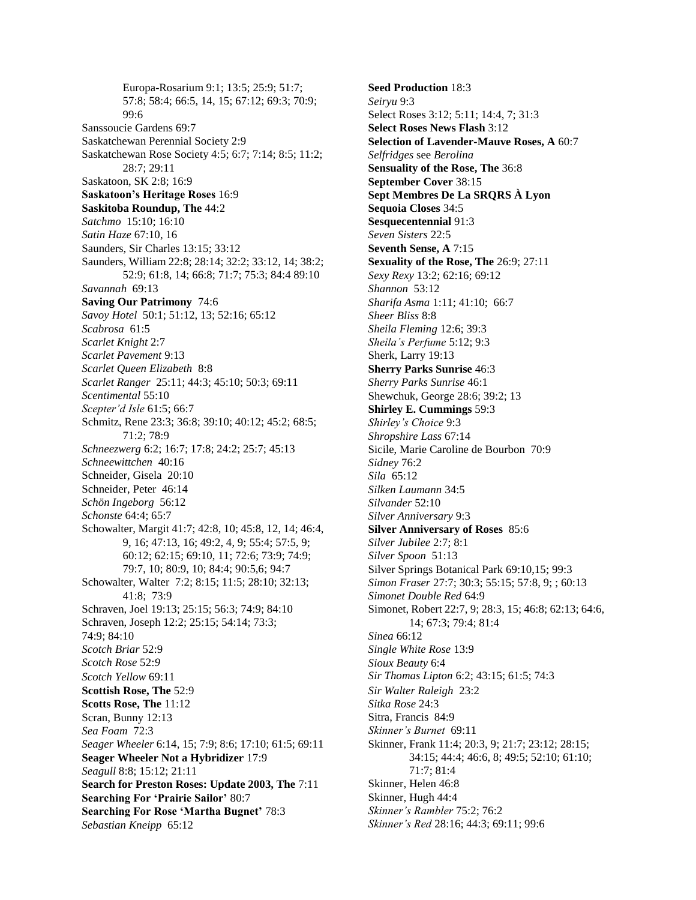Europa-Rosarium 9:1; 13:5; 25:9; 51:7; 57:8; 58:4; 66:5, 14, 15; 67:12; 69:3; 70:9; 99:6

Sanssoucie Gardens 69:7

Saskatchewan Perennial Society 2:9

Saskatchewan Rose Society 4:5; 6:7; 7:14; 8:5; 11:2; 28:7; 29:11

Saskatoon, SK 2:8; 16:9

**Saskatoon's Heritage Roses** 16:9

**Saskitoba Roundup, The** 44:2

*Satchmo* 15:10; 16:10

*Satin Haze* 67:10, 16

Saunders, Sir Charles 13:15; 33:12

Saunders, William 22:8; 28:14; 32:2; 33:12, 14; 38:2; 52:9; 61:8, 14; 66:8; 71:7; 75:3; 84:4 89:10

*Savannah* 69:13

**Saving Our Patrimony** 74:6

*Savoy Hotel* 50:1; 51:12, 13; 52:16; 65:12

*Scabrosa* 61:5

*Scarlet Knight* 2:7

*Scarlet Pavement* 9:13

*Scarlet Queen Elizabeth* 8:8

*Scarlet Ranger* 25:11; 44:3; 45:10; 50:3; 69:11

*Scentimental* 55:10

*Scepter'd Isle* 61:5; 66:7

Schmitz, Rene 23:3; 36:8; 39:10; 40:12; 45:2; 68:5; 71:2; 78:9

*Schneezwerg* 6:2; 16:7; 17:8; 24:2; 25:7; 45:13

*Schneewittchen* 40:16

Schneider, Gisela 20:10

Schneider, Peter 46:14

*Schön Ingeborg* 56:12

*Schonste* 64:4; 65:7

Schowalter, Margit 41:7; 42:8, 10; 45:8, 12, 14; 46:4, 9, 16; 47:13, 16; 49:2, 4, 9; 55:4; 57:5, 9; 60:12; 62:15; 69:10, 11; 72:6; 73:9; 74:9; 79:7, 10; 80:9, 10; 84:4; 90:5,6; 94:7

Schowalter, Walter 7:2; 8:15; 11:5; 28:10; 32:13; 41:8; 73:9

Schraven, Joel 19:13; 25:15; 56:3; 74:9; 84:10

Schraven, Joseph 12:2; 25:15; 54:14; 73:3; 74:9; 84:10

*Scotch Briar* 52:9

*Scotch Rose* 52:9

*Scotch Yellow* 69:11

**Scottish Rose, The** 52:9

**Scotts Rose, The** 11:12

Scran, Bunny 12:13

*Sea Foam* 72:3

*Seager Wheeler* 6:14, 15; 7:9; 8:6; 17:10; 61:5; 69:11

**Seager Wheeler Not a Hybridizer** 17:9

*Seagull* 8:8; 15:12; 21:11

**Search for Preston Roses: Update 2003, The** 7:11

**Searching For 'Prairie Sailor'** 80:7

**Searching For Rose 'Martha Bugnet'** 78:3

*Sebastian Kneipp* 65:12

**Seed Production** 18:3

*Seiryu* 9:3

Select Roses 3:12; 5:11; 14:4, 7; 31:3

**Select Roses News Flash** 3:12

**Selection of Lavender-Mauve Roses, A** 60:7

*Selfridges* see *Berolina*

**Sensuality of the Rose, The** 36:8

**September Cover** 38:15

**Sept Membres De La SRQRS À Lyon**

**Sequoia Closes** 34:5

**Sesquecentennial** 91:3

*Seven Sisters* 22:5

**Seventh Sense, A** 7:15

**Sexuality of the Rose, The** 26:9; 27:11

*Sexy Rexy* 13:2; 62:16; 69:12

*Shannon* 53:12

*Sharifa Asma* 1:11; 41:10; 66:7

*Sheer Bliss* 8:8

*Sheila Fleming* 12:6; 39:3

*Sheila's Perfume* 5:12; 9:3

Sherk, Larry 19:13

**Sherry Parks Sunrise** 46:3

*Sherry Parks Sunrise* 46:1

Shewchuk, George 28:6; 39:2; 13

**Shirley E. Cummings** 59:3

*Shirley's Choice* 9:3

*Shropshire Lass* 67:14

Sicile, Marie Caroline de Bourbon 70:9

*Sidney* 76:2

*Sila* 65:12

*Silken Laumann* 34:5

*Silvander* 52:10

*Silver Anniversary* 9:3

**Silver Anniversary of Roses** 85:6

*Silver Jubilee* 2:7; 8:1

*Silver Spoon* 51:13

Silver Springs Botanical Park 69:10,15; 99:3

*Simon Fraser* 27:7; 30:3; 55:15; 57:8, 9; ; 60:13

*Simonet Double Red* 64:9

Simonet, Robert 22:7, 9; 28:3, 15; 46:8; 62:13; 64:6, 14; 67:3; 79:4; 81:4

*Sinea* 66:12

*Single White Rose* 13:9

*Sioux Beauty* 6:4

*Sir Thomas Lipton* 6:2; 43:15; 61:5; 74:3

*Sir Walter Raleigh* 23:2

*Sitka Rose* 24:3

Sitra, Francis 84:9

*Skinner's Burnet* 69:11

Skinner, Frank 11:4; 20:3, 9; 21:7; 23:12; 28:15; 34:15; 44:4; 46:6, 8; 49:5; 52:10; 61:10; 71:7; 81:4

Skinner, Helen 46:8

Skinner, Hugh 44:4

*Skinner's Rambler* 75:2; 76:2

*Skinner's Red* 28:16; 44:3; 69:11; 99:6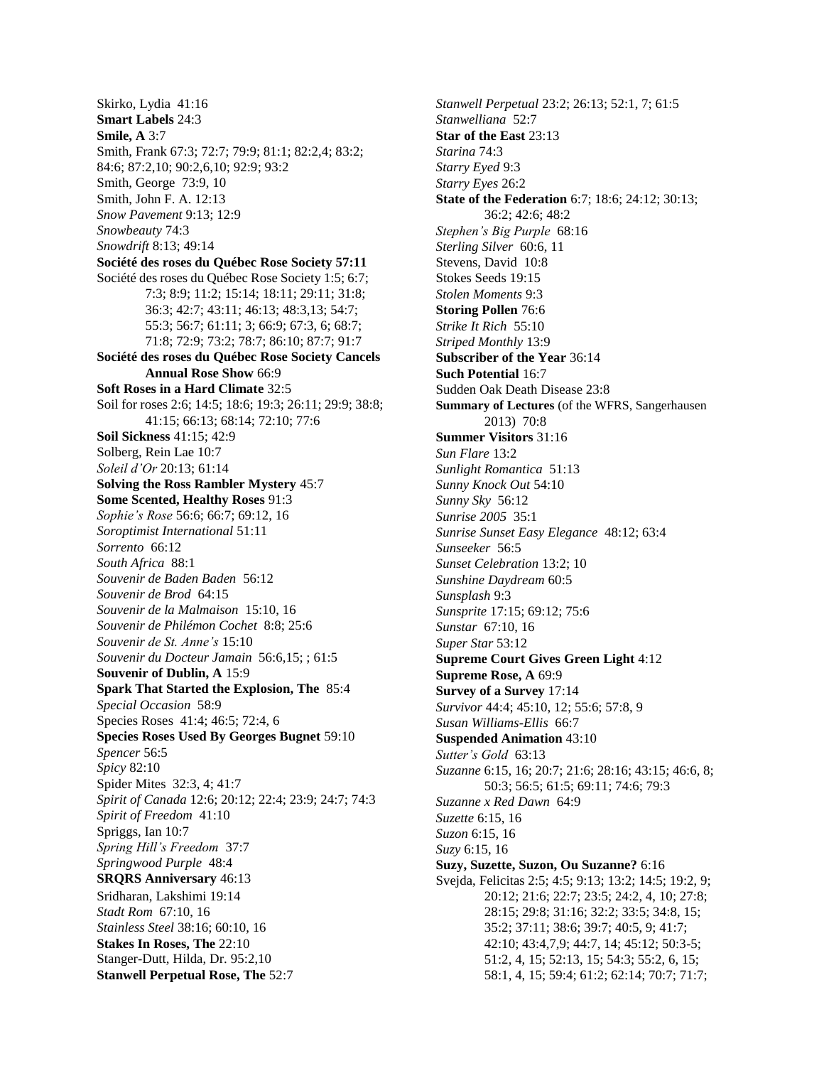Skirko, Lydia 41:16
**Smart Labels** 24:3
**Smile, A** 3:7
Smith, Frank 67:3; 72:7; 79:9; 81:1; 82:2,4; 83:2; 84:6; 87:2,10; 90:2,6,10; 92:9; 93:2
Smith, George 73:9, 10
Smith, John F. A. 12:13
*Snow Pavement* 9:13; 12:9
*Snowbeauty* 74:3
*Snowdrift* 8:13; 49:14
**Société des roses du Québec Rose Society 57:11**
Société des roses du Québec Rose Society 1:5; 6:7; 7:3; 8:9; 11:2; 15:14; 18:11; 29:11; 31:8; 36:3; 42:7; 43:11; 46:13; 48:3,13; 54:7; 55:3; 56:7; 61:11; 3; 66:9; 67:3, 6; 68:7; 71:8; 72:9; 73:2; 78:7; 86:10; 87:7; 91:7
**Société des roses du Québec Rose Society Cancels Annual Rose Show** 66:9
**Soft Roses in a Hard Climate** 32:5
Soil for roses 2:6; 14:5; 18:6; 19:3; 26:11; 29:9; 38:8; 41:15; 66:13; 68:14; 72:10; 77:6
**Soil Sickness** 41:15; 42:9
Solberg, Rein Lae 10:7
*Soleil d'Or* 20:13; 61:14
**Solving the Ross Rambler Mystery** 45:7
**Some Scented, Healthy Roses** 91:3
*Sophie's Rose* 56:6; 66:7; 69:12, 16
*Soroptimist International* 51:11
*Sorrento* 66:12
*South Africa* 88:1
*Souvenir de Baden Baden* 56:12
*Souvenir de Brod* 64:15
*Souvenir de la Malmaison* 15:10, 16
*Souvenir de Philémon Cochet* 8:8; 25:6
*Souvenir de St. Anne's* 15:10
*Souvenir du Docteur Jamain* 56:6,15; ; 61:5
**Souvenir of Dublin, A** 15:9
**Spark That Started the Explosion, The** 85:4
*Special Occasion* 58:9
Species Roses 41:4; 46:5; 72:4, 6
**Species Roses Used By Georges Bugnet** 59:10
*Spencer* 56:5
*Spicy* 82:10
Spider Mites 32:3, 4; 41:7
*Spirit of Canada* 12:6; 20:12; 22:4; 23:9; 24:7; 74:3
*Spirit of Freedom* 41:10
Spriggs, Ian 10:7
*Spring Hill's Freedom* 37:7
*Springwood Purple* 48:4
**SRQRS Anniversary** 46:13
Sridharan, Lakshimi 19:14
*Stadt Rom* 67:10, 16
*Stainless Steel* 38:16; 60:10, 16
**Stakes In Roses, The** 22:10
Stanger-Dutt, Hilda, Dr. 95:2,10
**Stanwell Perpetual Rose, The** 52:7
*Stanwell Perpetual* 23:2; 26:13; 52:1, 7; 61:5
*Stanwelliana* 52:7
**Star of the East** 23:13
*Starina* 74:3
*Starry Eyed* 9:3
*Starry Eyes* 26:2
**State of the Federation** 6:7; 18:6; 24:12; 30:13; 36:2; 42:6; 48:2
*Stephen's Big Purple* 68:16
*Sterling Silver* 60:6, 11
Stevens, David 10:8
Stokes Seeds 19:15
*Stolen Moments* 9:3
**Storing Pollen** 76:6
*Strike It Rich* 55:10
*Striped Monthly* 13:9
**Subscriber of the Year** 36:14
**Such Potential** 16:7
Sudden Oak Death Disease 23:8
**Summary of Lectures** (of the WFRS, Sangerhausen 2013) 70:8
**Summer Visitors** 31:16
*Sun Flare* 13:2
*Sunlight Romantica* 51:13
*Sunny Knock Out* 54:10
*Sunny Sky* 56:12
*Sunrise 2005* 35:1
*Sunrise Sunset Easy Elegance* 48:12; 63:4
*Sunseeker* 56:5
*Sunset Celebration* 13:2; 10
*Sunshine Daydream* 60:5
*Sunsplash* 9:3
*Sunsprite* 17:15; 69:12; 75:6
*Sunstar* 67:10, 16
*Super Star* 53:12
**Supreme Court Gives Green Light** 4:12
**Supreme Rose, A** 69:9
**Survey of a Survey** 17:14
*Survivor* 44:4; 45:10, 12; 55:6; 57:8, 9
*Susan Williams-Ellis* 66:7
**Suspended Animation** 43:10
*Sutter's Gold* 63:13
*Suzanne* 6:15, 16; 20:7; 21:6; 28:16; 43:15; 46:6, 8; 50:3; 56:5; 61:5; 69:11; 74:6; 79:3
*Suzanne x Red Dawn* 64:9
*Suzette* 6:15, 16
*Suzon* 6:15, 16
*Suzy* 6:15, 16
**Suzy, Suzette, Suzon, Ou Suzanne?** 6:16
Svejda, Felicitas 2:5; 4:5; 9:13; 13:2; 14:5; 19:2, 9; 20:12; 21:6; 22:7; 23:5; 24:2, 4, 10; 27:8; 28:15; 29:8; 31:16; 32:2; 33:5; 34:8, 15; 35:2; 37:11; 38:6; 39:7; 40:5, 9; 41:7; 42:10; 43:4,7,9; 44:7, 14; 45:12; 50:3-5; 51:2, 4, 15; 52:13, 15; 54:3; 55:2, 6, 15; 58:1, 4, 15; 59:4; 61:2; 62:14; 70:7; 71:7;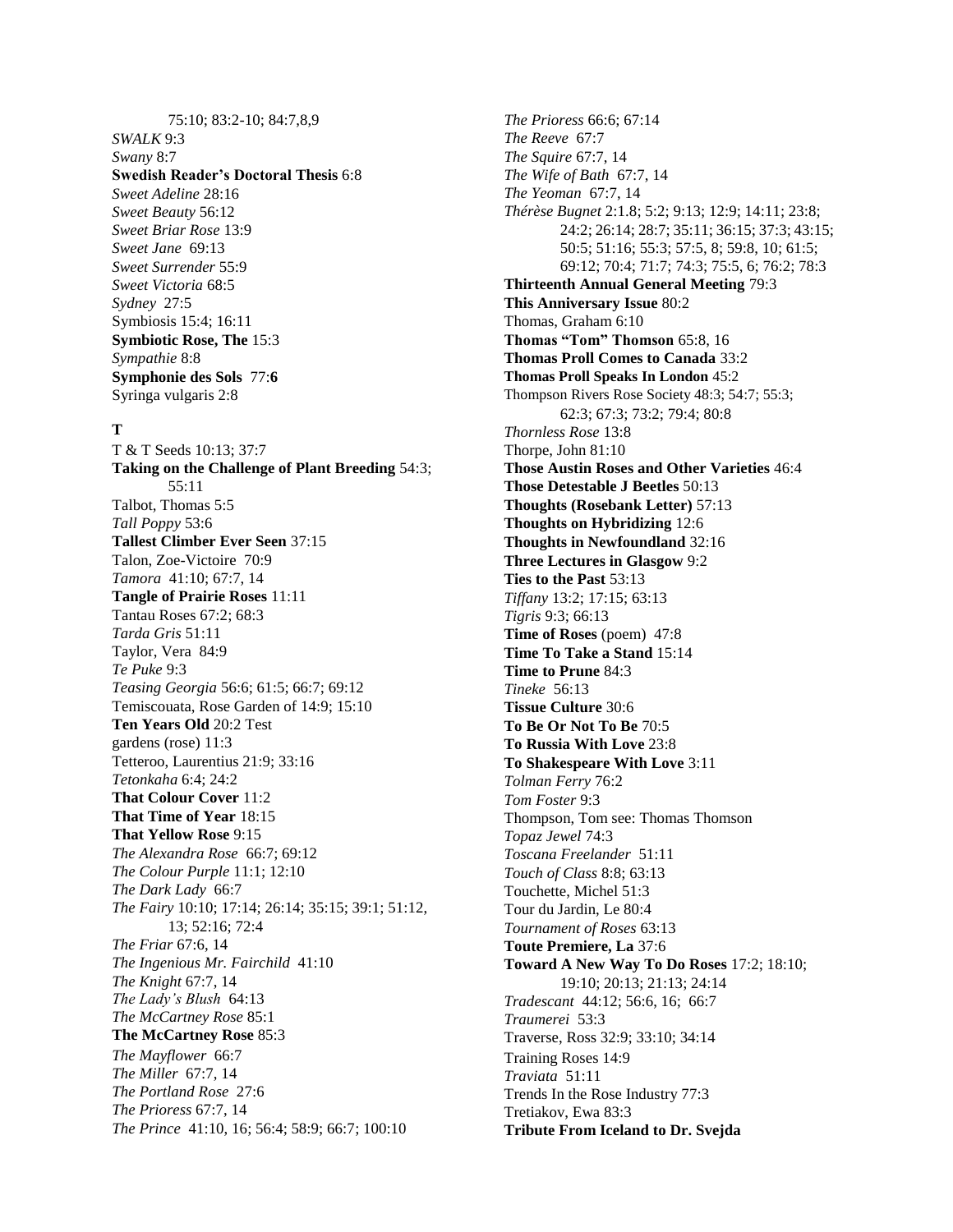75:10; 83:2-10; 84:7,8,9

*SWALK* 9:3

*Swany* 8:7

**Swedish Reader's Doctoral Thesis** 6:8

*Sweet Adeline* 28:16

*Sweet Beauty* 56:12

*Sweet Briar Rose* 13:9

*Sweet Jane* 69:13

*Sweet Surrender* 55:9

*Sweet Victoria* 68:5

*Sydney* 27:5

Symbiosis 15:4; 16:11

**Symbiotic Rose, The** 15:3

*Sympathie* 8:8

**Symphonie des Sols** 77:**6**

Syringa vulgaris 2:8

**T**

T & T Seeds 10:13; 37:7

**Taking on the Challenge of Plant Breeding** 54:3; 55:11

Talbot, Thomas 5:5

*Tall Poppy* 53:6

**Tallest Climber Ever Seen** 37:15

Talon, Zoe-Victoire 70:9

*Tamora* 41:10; 67:7, 14

**Tangle of Prairie Roses** 11:11

Tantau Roses 67:2; 68:3

*Tarda Gris* 51:11

Taylor, Vera 84:9

*Te Puke* 9:3

*Teasing Georgia* 56:6; 61:5; 66:7; 69:12

Temiscouata, Rose Garden of 14:9; 15:10

**Ten Years Old** 20:2 Test gardens (rose) 11:3

Tetteroo, Laurentius 21:9; 33:16

*Tetonkaha* 6:4; 24:2

**That Colour Cover** 11:2

**That Time of Year** 18:15

**That Yellow Rose** 9:15

*The Alexandra Rose* 66:7; 69:12

*The Colour Purple* 11:1; 12:10

*The Dark Lady* 66:7

*The Fairy* 10:10; 17:14; 26:14; 35:15; 39:1; 51:12, 13; 52:16; 72:4

*The Friar* 67:6, 14

*The Ingenious Mr. Fairchild* 41:10

*The Knight* 67:7, 14

*The Lady's Blush* 64:13

*The McCartney Rose* 85:1

**The McCartney Rose** 85:3

*The Mayflower* 66:7

*The Miller* 67:7, 14

*The Portland Rose* 27:6

*The Prioress* 67:7, 14

*The Prince* 41:10, 16; 56:4; 58:9; 66:7; 100:10

*The Prioress* 66:6; 67:14

*The Reeve* 67:7

*The Squire* 67:7, 14

*The Wife of Bath* 67:7, 14

*The Yeoman* 67:7, 14

*Thérèse Bugnet* 2:1.8; 5:2; 9:13; 12:9; 14:11; 23:8; 24:2; 26:14; 28:7; 35:11; 36:15; 37:3; 43:15; 50:5; 51:16; 55:3; 57:5, 8; 59:8, 10; 61:5; 69:12; 70:4; 71:7; 74:3; 75:5, 6; 76:2; 78:3

**Thirteenth Annual General Meeting** 79:3

**This Anniversary Issue** 80:2

Thomas, Graham 6:10

**Thomas "Tom" Thomson** 65:8, 16

**Thomas Proll Comes to Canada** 33:2

**Thomas Proll Speaks In London** 45:2

Thompson Rivers Rose Society 48:3; 54:7; 55:3; 62:3; 67:3; 73:2; 79:4; 80:8

*Thornless Rose* 13:8

Thorpe, John 81:10

**Those Austin Roses and Other Varieties** 46:4

**Those Detestable J Beetles** 50:13

**Thoughts (Rosebank Letter)** 57:13

**Thoughts on Hybridizing** 12:6

**Thoughts in Newfoundland** 32:16

**Three Lectures in Glasgow** 9:2

**Ties to the Past** 53:13

*Tiffany* 13:2; 17:15; 63:13

*Tigris* 9:3; 66:13

**Time of Roses** (poem) 47:8

**Time To Take a Stand** 15:14

**Time to Prune** 84:3

*Tineke* 56:13

**Tissue Culture** 30:6

**To Be Or Not To Be** 70:5

**To Russia With Love** 23:8

**To Shakespeare With Love** 3:11

*Tolman Ferry* 76:2

*Tom Foster* 9:3

Thompson, Tom see: Thomas Thomson

*Topaz Jewel* 74:3

*Toscana Freelander* 51:11

*Touch of Class* 8:8; 63:13

Touchette, Michel 51:3

Tour du Jardin, Le 80:4

*Tournament of Roses* 63:13

**Toute Premiere, La** 37:6

**Toward A New Way To Do Roses** 17:2; 18:10; 19:10; 20:13; 21:13; 24:14

*Tradescant* 44:12; 56:6, 16; 66:7

*Traumerei* 53:3

Traverse, Ross 32:9; 33:10; 34:14

Training Roses 14:9

*Traviata* 51:11

Trends In the Rose Industry 77:3

Tretiakov, Ewa 83:3

**Tribute From Iceland to Dr. Svejda**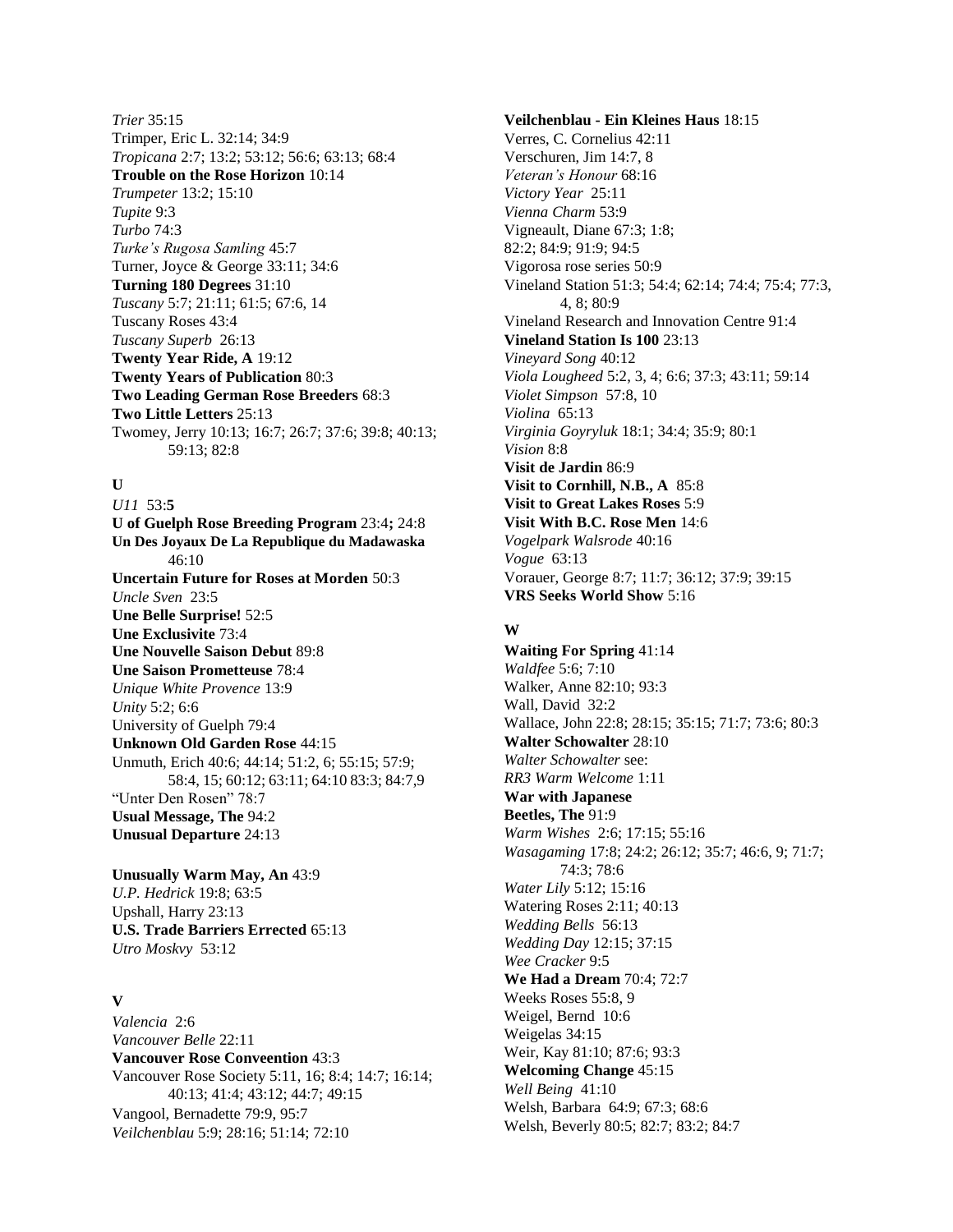*Trier* 35:15
Trimper, Eric L. 32:14; 34:9
*Tropicana* 2:7; 13:2; 53:12; 56:6; 63:13; 68:4
**Trouble on the Rose Horizon** 10:14
*Trumpeter* 13:2; 15:10
*Tupite* 9:3
*Turbo* 74:3
*Turke's Rugosa Samling* 45:7
Turner, Joyce & George 33:11; 34:6
**Turning 180 Degrees** 31:10
*Tuscany* 5:7; 21:11; 61:5; 67:6, 14
Tuscany Roses 43:4
*Tuscany Superb* 26:13
**Twenty Year Ride, A** 19:12
**Twenty Years of Publication** 80:3
**Two Leading German Rose Breeders** 68:3
**Two Little Letters** 25:13
Twomey, Jerry 10:13; 16:7; 26:7; 37:6; 39:8; 40:13; 59:13; 82:8

**U**

*U11* 53:**5**
**U of Guelph Rose Breeding Program** 23:4**;** 24:8
**Un Des Joyaux De La Republique du Madawaska** 46:10
**Uncertain Future for Roses at Morden** 50:3
*Uncle Sven* 23:5
**Une Belle Surprise!** 52:5
**Une Exclusivite** 73:4
**Une Nouvelle Saison Debut** 89:8
**Une Saison Prometteuse** 78:4
*Unique White Provence* 13:9
*Unity* 5:2; 6:6
University of Guelph 79:4
**Unknown Old Garden Rose** 44:15
Unmuth, Erich 40:6; 44:14; 51:2, 6; 55:15; 57:9; 58:4, 15; 60:12; 63:11; 64:10 83:3; 84:7,9
"Unter Den Rosen" 78:7
**Usual Message, The** 94:2
**Unusual Departure** 24:13

**Unusually Warm May, An** 43:9
*U.P. Hedrick* 19:8; 63:5
Upshall, Harry 23:13
**U.S. Trade Barriers Errected** 65:13
*Utro Moskvy* 53:12

**V**

*Valencia* 2:6
*Vancouver Belle* 22:11
**Vancouver Rose Conveention** 43:3
Vancouver Rose Society 5:11, 16; 8:4; 14:7; 16:14; 40:13; 41:4; 43:12; 44:7; 49:15
Vangool, Bernadette 79:9, 95:7
*Veilchenblau* 5:9; 28:16; 51:14; 72:10
**Veilchenblau - Ein Kleines Haus** 18:15
Verres, C. Cornelius 42:11
Verschuren, Jim 14:7, 8
*Veteran's Honour* 68:16
*Victory Year* 25:11
*Vienna Charm* 53:9
Vigneault, Diane 67:3; 1:8; 82:2; 84:9; 91:9; 94:5
Vigorosa rose series 50:9
Vineland Station 51:3; 54:4; 62:14; 74:4; 75:4; 77:3, 4, 8; 80:9
Vineland Research and Innovation Centre 91:4
**Vineland Station Is 100** 23:13
*Vineyard Song* 40:12
*Viola Lougheed* 5:2, 3, 4; 6:6; 37:3; 43:11; 59:14
*Violet Simpson* 57:8, 10
*Violina* 65:13
*Virginia Goyryluk* 18:1; 34:4; 35:9; 80:1
*Vision* 8:8
**Visit de Jardin** 86:9
**Visit to Cornhill, N.B., A** 85:8
**Visit to Great Lakes Roses** 5:9
**Visit With B.C. Rose Men** 14:6
*Vogelpark Walsrode* 40:16
*Vogue* 63:13
Vorauer, George 8:7; 11:7; 36:12; 37:9; 39:15
**VRS Seeks World Show** 5:16

**W**

**Waiting For Spring** 41:14
*Waldfee* 5:6; 7:10
Walker, Anne 82:10; 93:3
Wall, David 32:2
Wallace, John 22:8; 28:15; 35:15; 71:7; 73:6; 80:3
**Walter Schowalter** 28:10
*Walter Schowalter* see:
*RR3 Warm Welcome* 1:11
**War with Japanese Beetles, The** 91:9
*Warm Wishes* 2:6; 17:15; 55:16
*Wasagaming* 17:8; 24:2; 26:12; 35:7; 46:6, 9; 71:7; 74:3; 78:6
*Water Lily* 5:12; 15:16
Watering Roses 2:11; 40:13
*Wedding Bells* 56:13
*Wedding Day* 12:15; 37:15
*Wee Cracker* 9:5
**We Had a Dream** 70:4; 72:7
Weeks Roses 55:8, 9
Weigel, Bernd 10:6
Weigelas 34:15
Weir, Kay 81:10; 87:6; 93:3
**Welcoming Change** 45:15
*Well Being* 41:10
Welsh, Barbara 64:9; 67:3; 68:6
Welsh, Beverly 80:5; 82:7; 83:2; 84:7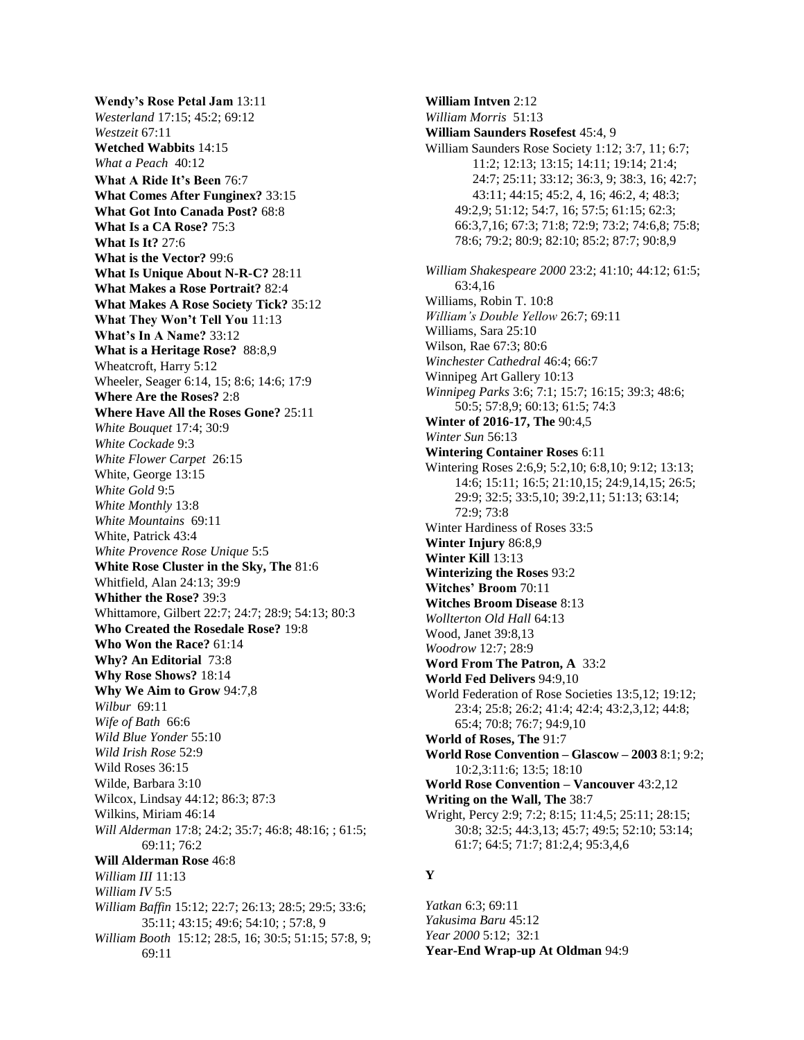**Wendy's Rose Petal Jam** 13:11
*Westerland* 17:15; 45:2; 69:12
*Westzeit* 67:11
**Wetched Wabbits** 14:15
*What a Peach* 40:12
**What A Ride It's Been** 76:7
**What Comes After Funginex?** 33:15
**What Got Into Canada Post?** 68:8
**What Is a CA Rose?** 75:3
**What Is It?** 27:6
**What is the Vector?** 99:6
**What Is Unique About N-R-C?** 28:11
**What Makes a Rose Portrait?** 82:4
**What Makes A Rose Society Tick?** 35:12
**What They Won't Tell You** 11:13
**What's In A Name?** 33:12
**What is a Heritage Rose?** 88:8,9
Wheatcroft, Harry 5:12
Wheeler, Seager 6:14, 15; 8:6; 14:6; 17:9
**Where Are the Roses?** 2:8
**Where Have All the Roses Gone?** 25:11
*White Bouquet* 17:4; 30:9
*White Cockade* 9:3
*White Flower Carpet* 26:15
White, George 13:15
*White Gold* 9:5
*White Monthly* 13:8
*White Mountains* 69:11
White, Patrick 43:4
*White Provence Rose Unique* 5:5
**White Rose Cluster in the Sky, The** 81:6
Whitfield, Alan 24:13; 39:9
**Whither the Rose?** 39:3
Whittamore, Gilbert 22:7; 24:7; 28:9; 54:13; 80:3
**Who Created the Rosedale Rose?** 19:8
**Who Won the Race?** 61:14
**Why? An Editorial** 73:8
**Why Rose Shows?** 18:14
**Why We Aim to Grow** 94:7,8
*Wilbur* 69:11
*Wife of Bath* 66:6
*Wild Blue Yonder* 55:10
*Wild Irish Rose* 52:9
Wild Roses 36:15
Wilde, Barbara 3:10
Wilcox, Lindsay 44:12; 86:3; 87:3
Wilkins, Miriam 46:14
*Will Alderman* 17:8; 24:2; 35:7; 46:8; 48:16; ; 61:5; 69:11; 76:2
**Will Alderman Rose** 46:8
*William III* 11:13
*William IV* 5:5
*William Baffin* 15:12; 22:7; 26:13; 28:5; 29:5; 33:6; 35:11; 43:15; 49:6; 54:10; ; 57:8, 9
*William Booth* 15:12; 28:5, 16; 30:5; 51:15; 57:8, 9; 69:11
**William Intven** 2:12
*William Morris* 51:13
**William Saunders Rosefest** 45:4, 9
William Saunders Rose Society 1:12; 3:7, 11; 6:7; 11:2; 12:13; 13:15; 14:11; 19:14; 21:4; 24:7; 25:11; 33:12; 36:3, 9; 38:3, 16; 42:7; 43:11; 44:15; 45:2, 4, 16; 46:2, 4; 48:3; 49:2,9; 51:12; 54:7, 16; 57:5; 61:15; 62:3; 66:3,7,16; 67:3; 71:8; 72:9; 73:2; 74:6,8; 75:8; 78:6; 79:2; 80:9; 82:10; 85:2; 87:7; 90:8,9
*William Shakespeare 2000* 23:2; 41:10; 44:12; 61:5; 63:4,16
Williams, Robin T. 10:8
*William's Double Yellow* 26:7; 69:11
Williams, Sara 25:10
Wilson, Rae 67:3; 80:6
*Winchester Cathedral* 46:4; 66:7
Winnipeg Art Gallery 10:13
*Winnipeg Parks* 3:6; 7:1; 15:7; 16:15; 39:3; 48:6; 50:5; 57:8,9; 60:13; 61:5; 74:3
**Winter of 2016-17, The** 90:4,5
*Winter Sun* 56:13
**Wintering Container Roses** 6:11
Wintering Roses 2:6,9; 5:2,10; 6:8,10; 9:12; 13:13; 14:6; 15:11; 16:5; 21:10,15; 24:9,14,15; 26:5; 29:9; 32:5; 33:5,10; 39:2,11; 51:13; 63:14; 72:9; 73:8
Winter Hardiness of Roses 33:5
**Winter Injury** 86:8,9
**Winter Kill** 13:13
**Winterizing the Roses** 93:2
**Witches' Broom** 70:11
**Witches Broom Disease** 8:13
*Wollterton Old Hall* 64:13
Wood, Janet 39:8,13
*Woodrow* 12:7; 28:9
**Word From The Patron, A** 33:2
**World Fed Delivers** 94:9,10
World Federation of Rose Societies 13:5,12; 19:12; 23:4; 25:8; 26:2; 41:4; 42:4; 43:2,3,12; 44:8; 65:4; 70:8; 76:7; 94:9,10
**World of Roses, The** 91:7
**World Rose Convention – Glascow – 2003** 8:1; 9:2; 10:2,3:11:6; 13:5; 18:10
**World Rose Convention – Vancouver** 43:2,12
**Writing on the Wall, The** 38:7
Wright, Percy 2:9; 7:2; 8:15; 11:4,5; 25:11; 28:15; 30:8; 32:5; 44:3,13; 45:7; 49:5; 52:10; 53:14; 61:7; 64:5; 71:7; 81:2,4; 95:3,4,6

## Y

*Yatkan* 6:3; 69:11
*Yakusima Baru* 45:12
*Year 2000* 5:12; 32:1
**Year-End Wrap-up At Oldman** 94:9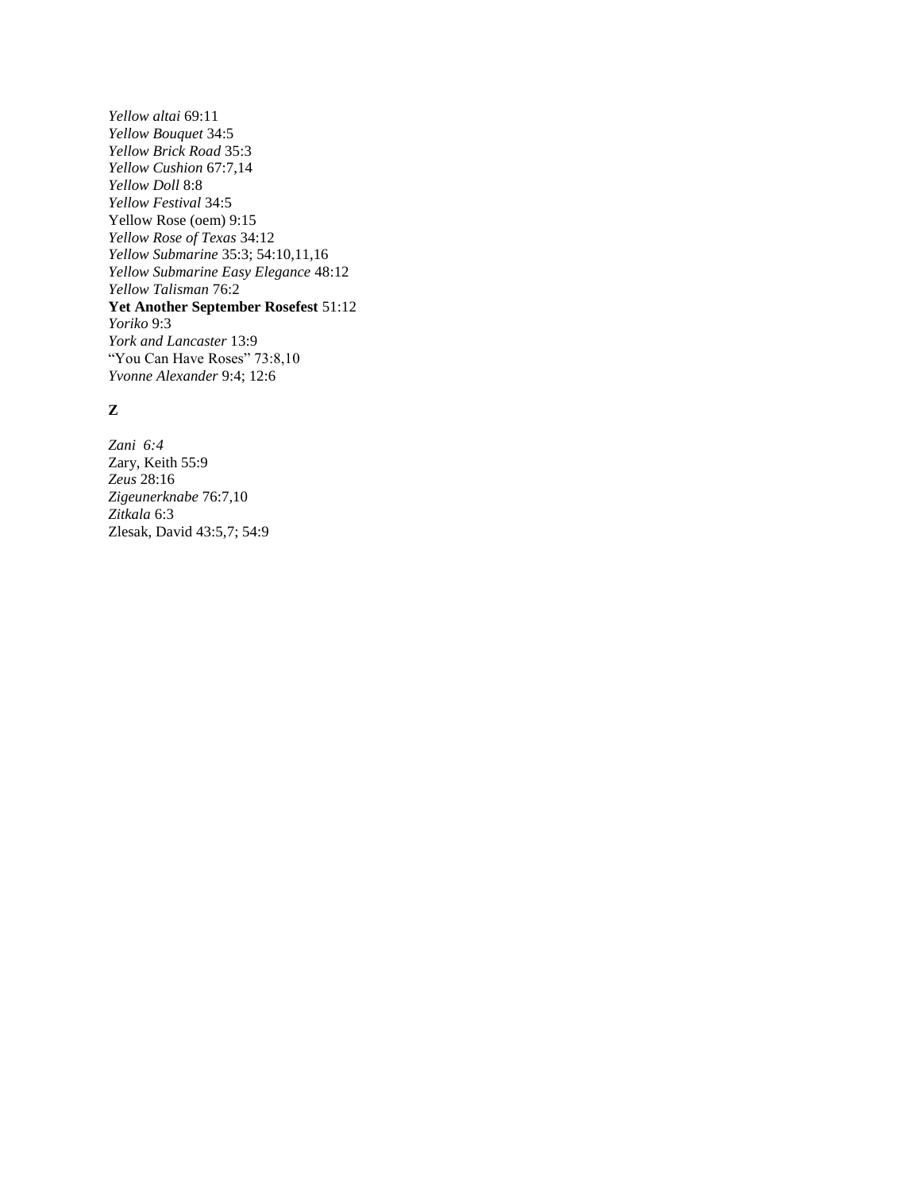*Yellow altai* 69:11
*Yellow Bouquet* 34:5
*Yellow Brick Road* 35:3
*Yellow Cushion* 67:7,14
*Yellow Doll* 8:8
*Yellow Festival* 34:5
Yellow Rose (oem) 9:15
*Yellow Rose of Texas* 34:12
*Yellow Submarine* 35:3; 54:10,11,16
*Yellow Submarine Easy Elegance* 48:12
*Yellow Talisman* 76:2
**Yet Another September Rosefest** 51:12
*Yoriko* 9:3
*York and Lancaster* 13:9
"You Can Have Roses" 73:8,10
*Yvonne Alexander* 9:4; 12:6

**Z**

*Zani 6:4*
Zary, Keith 55:9
*Zeus* 28:16
*Zigeunerknabe* 76:7,10
*Zitkala* 6:3
Zlesak, David 43:5,7; 54:9